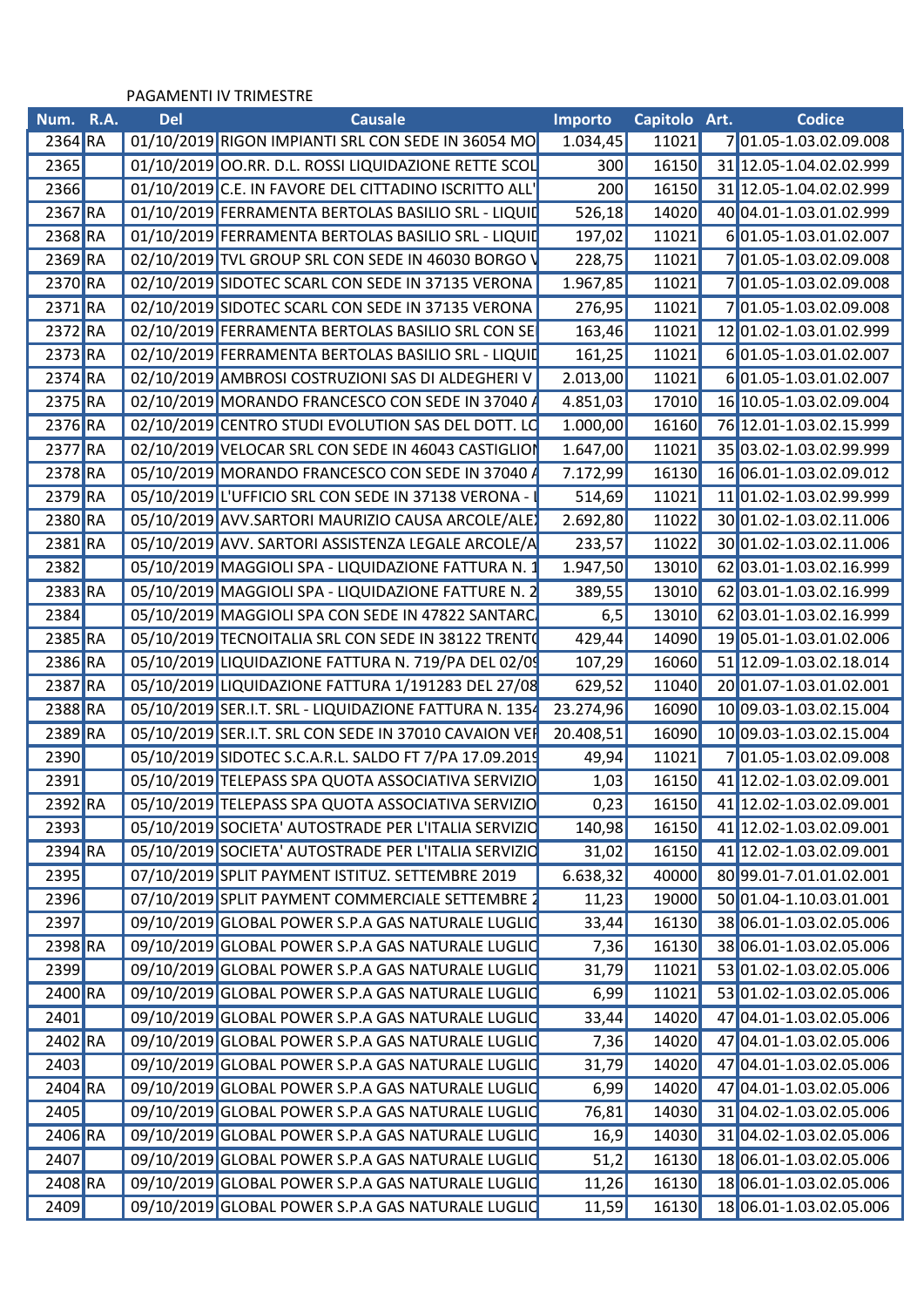PAGAMENTI IV TRIMESTRE

| Num. | R.A. | Del | Causale | Importo | Capitolo | Art. | Codice |
|---|---|---|---|---|---|---|---|
| 2364 | RA | 01/10/2019 | RIGON IMPIANTI SRL CON SEDE IN 36054 MO | 1.034,45 | 11021 | 7 | 01.05-1.03.02.09.008 |
| 2365 | | 01/10/2019 | OO.RR. D.L. ROSSI LIQUIDAZIONE RETTE SCOL | 300 | 16150 | 31 | 12.05-1.04.02.02.999 |
| 2366 | | 01/10/2019 | C.E. IN FAVORE DEL CITTADINO ISCRITTO ALL' | 200 | 16150 | 31 | 12.05-1.04.02.02.999 |
| 2367 | RA | 01/10/2019 | FERRAMENTA BERTOLAS BASILIO SRL - LIQUID | 526,18 | 14020 | 40 | 04.01-1.03.01.02.999 |
| 2368 | RA | 01/10/2019 | FERRAMENTA BERTOLAS BASILIO SRL - LIQUID | 197,02 | 11021 | 6 | 01.05-1.03.01.02.007 |
| 2369 | RA | 02/10/2019 | TVL GROUP SRL CON SEDE IN 46030 BORGO V | 228,75 | 11021 | 7 | 01.05-1.03.02.09.008 |
| 2370 | RA | 02/10/2019 | SIDOTEC SCARL CON SEDE IN 37135 VERONA | 1.967,85 | 11021 | 7 | 01.05-1.03.02.09.008 |
| 2371 | RA | 02/10/2019 | SIDOTEC SCARL CON SEDE IN 37135 VERONA | 276,95 | 11021 | 7 | 01.05-1.03.02.09.008 |
| 2372 | RA | 02/10/2019 | FERRAMENTA BERTOLAS BASILIO SRL CON SE | 163,46 | 11021 | 12 | 01.02-1.03.01.02.999 |
| 2373 | RA | 02/10/2019 | FERRAMENTA BERTOLAS BASILIO SRL - LIQUID | 161,25 | 11021 | 6 | 01.05-1.03.01.02.007 |
| 2374 | RA | 02/10/2019 | AMBROSI COSTRUZIONI SAS DI ALDEGHERI V | 2.013,00 | 11021 | 6 | 01.05-1.03.01.02.007 |
| 2375 | RA | 02/10/2019 | MORANDO FRANCESCO CON SEDE IN 37040 A | 4.851,03 | 17010 | 16 | 10.05-1.03.02.09.004 |
| 2376 | RA | 02/10/2019 | CENTRO STUDI EVOLUTION SAS DEL DOTT. LO | 1.000,00 | 16160 | 76 | 12.01-1.03.02.15.999 |
| 2377 | RA | 02/10/2019 | VELOCAR SRL CON SEDE IN 46043 CASTIGLION | 1.647,00 | 11021 | 35 | 03.02-1.03.02.99.999 |
| 2378 | RA | 05/10/2019 | MORANDO FRANCESCO CON SEDE IN 37040 A | 7.172,99 | 16130 | 16 | 06.01-1.03.02.09.012 |
| 2379 | RA | 05/10/2019 | L'UFFICIO SRL CON SEDE IN 37138 VERONA - I | 514,69 | 11021 | 11 | 01.02-1.03.02.99.999 |
| 2380 | RA | 05/10/2019 | AVV.SARTORI MAURIZIO CAUSA ARCOLE/ALEX | 2.692,80 | 11022 | 30 | 01.02-1.03.02.11.006 |
| 2381 | RA | 05/10/2019 | AVV. SARTORI ASSISTENZA LEGALE ARCOLE/A | 233,57 | 11022 | 30 | 01.02-1.03.02.11.006 |
| 2382 | | 05/10/2019 | MAGGIOLI SPA - LIQUIDAZIONE FATTURA N. 1 | 1.947,50 | 13010 | 62 | 03.01-1.03.02.16.999 |
| 2383 | RA | 05/10/2019 | MAGGIOLI SPA - LIQUIDAZIONE FATTURE N. 2 | 389,55 | 13010 | 62 | 03.01-1.03.02.16.999 |
| 2384 | | 05/10/2019 | MAGGIOLI SPA CON SEDE IN 47822 SANTARC | 6,5 | 13010 | 62 | 03.01-1.03.02.16.999 |
| 2385 | RA | 05/10/2019 | TECNOITALIA SRL CON SEDE IN 38122 TRENTO | 429,44 | 14090 | 19 | 05.01-1.03.01.02.006 |
| 2386 | RA | 05/10/2019 | LIQUIDAZIONE FATTURA N. 719/PA DEL 02/09 | 107,29 | 16060 | 51 | 12.09-1.03.02.18.014 |
| 2387 | RA | 05/10/2019 | LIQUIDAZIONE FATTURA 1/191283 DEL 27/08 | 629,52 | 11040 | 20 | 01.07-1.03.01.02.001 |
| 2388 | RA | 05/10/2019 | SER.I.T. SRL - LIQUIDAZIONE FATTURA N. 1354 | 23.274,96 | 16090 | 10 | 09.03-1.03.02.15.004 |
| 2389 | RA | 05/10/2019 | SER.I.T. SRL CON SEDE IN 37010 CAVAION VER | 20.408,51 | 16090 | 10 | 09.03-1.03.02.15.004 |
| 2390 | | 05/10/2019 | SIDOTEC S.C.A.R.L. SALDO FT 7/PA 17.09.2019 | 49,94 | 11021 | 7 | 01.05-1.03.02.09.008 |
| 2391 | | 05/10/2019 | TELEPASS SPA QUOTA ASSOCIATIVA SERVIZIO | 1,03 | 16150 | 41 | 12.02-1.03.02.09.001 |
| 2392 | RA | 05/10/2019 | TELEPASS SPA QUOTA ASSOCIATIVA SERVIZIO | 0,23 | 16150 | 41 | 12.02-1.03.02.09.001 |
| 2393 | | 05/10/2019 | SOCIETA' AUTOSTRADE PER L'ITALIA SERVIZIO | 140,98 | 16150 | 41 | 12.02-1.03.02.09.001 |
| 2394 | RA | 05/10/2019 | SOCIETA' AUTOSTRADE PER L'ITALIA SERVIZIO | 31,02 | 16150 | 41 | 12.02-1.03.02.09.001 |
| 2395 | | 07/10/2019 | SPLIT PAYMENT ISTITUZ. SETTEMBRE 2019 | 6.638,32 | 40000 | 80 | 99.01-7.01.01.02.001 |
| 2396 | | 07/10/2019 | SPLIT PAYMENT COMMERCIALE SETTEMBRE 2 | 11,23 | 19000 | 50 | 01.04-1.10.03.01.001 |
| 2397 | | 09/10/2019 | GLOBAL POWER S.P.A GAS NATURALE LUGLIO | 33,44 | 16130 | 38 | 06.01-1.03.02.05.006 |
| 2398 | RA | 09/10/2019 | GLOBAL POWER S.P.A GAS NATURALE LUGLIO | 7,36 | 16130 | 38 | 06.01-1.03.02.05.006 |
| 2399 | | 09/10/2019 | GLOBAL POWER S.P.A GAS NATURALE LUGLIO | 31,79 | 11021 | 53 | 01.02-1.03.02.05.006 |
| 2400 | RA | 09/10/2019 | GLOBAL POWER S.P.A GAS NATURALE LUGLIO | 6,99 | 11021 | 53 | 01.02-1.03.02.05.006 |
| 2401 | | 09/10/2019 | GLOBAL POWER S.P.A GAS NATURALE LUGLIO | 33,44 | 14020 | 47 | 04.01-1.03.02.05.006 |
| 2402 | RA | 09/10/2019 | GLOBAL POWER S.P.A GAS NATURALE LUGLIO | 7,36 | 14020 | 47 | 04.01-1.03.02.05.006 |
| 2403 | | 09/10/2019 | GLOBAL POWER S.P.A GAS NATURALE LUGLIO | 31,79 | 14020 | 47 | 04.01-1.03.02.05.006 |
| 2404 | RA | 09/10/2019 | GLOBAL POWER S.P.A GAS NATURALE LUGLIO | 6,99 | 14020 | 47 | 04.01-1.03.02.05.006 |
| 2405 | | 09/10/2019 | GLOBAL POWER S.P.A GAS NATURALE LUGLIO | 76,81 | 14030 | 31 | 04.02-1.03.02.05.006 |
| 2406 | RA | 09/10/2019 | GLOBAL POWER S.P.A GAS NATURALE LUGLIO | 16,9 | 14030 | 31 | 04.02-1.03.02.05.006 |
| 2407 | | 09/10/2019 | GLOBAL POWER S.P.A GAS NATURALE LUGLIO | 51,2 | 16130 | 18 | 06.01-1.03.02.05.006 |
| 2408 | RA | 09/10/2019 | GLOBAL POWER S.P.A GAS NATURALE LUGLIO | 11,26 | 16130 | 18 | 06.01-1.03.02.05.006 |
| 2409 | | 09/10/2019 | GLOBAL POWER S.P.A GAS NATURALE LUGLIO | 11,59 | 16130 | 18 | 06.01-1.03.02.05.006 |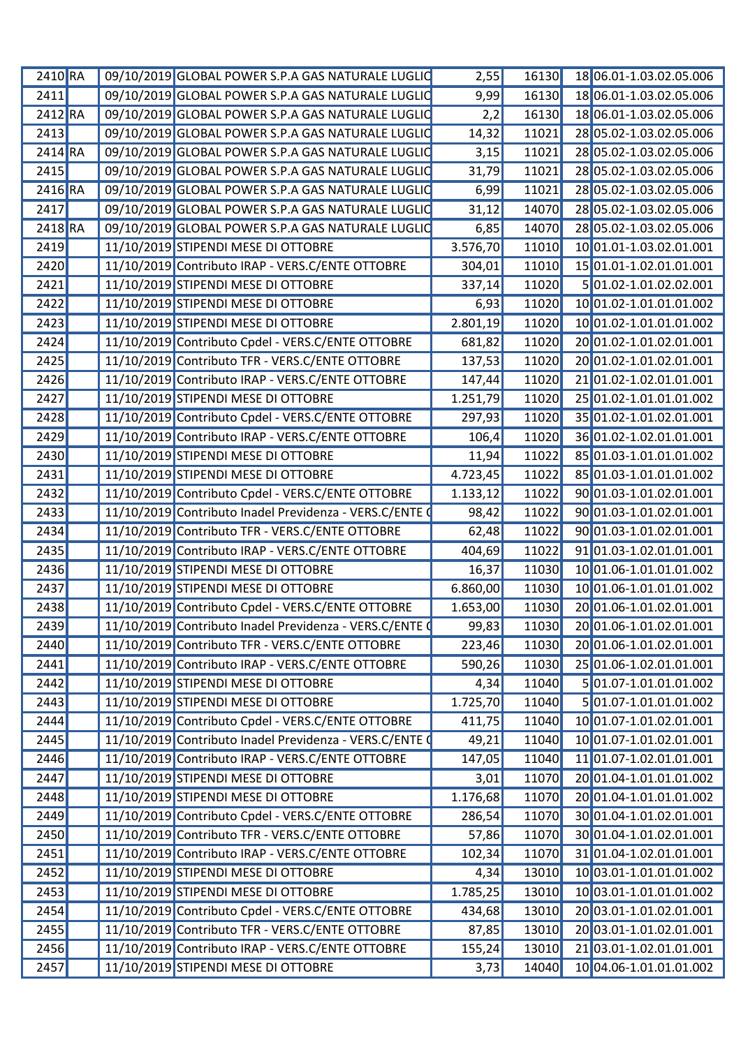| | | | | | | | |
|---|---|---|---|---|---|---|---|
| 2410 | RA | 09/10/2019 | GLOBAL POWER S.P.A GAS NATURALE LUGLIO | 2,55 | 16130 | 18 | 06.01-1.03.02.05.006 |
| 2411 | | 09/10/2019 | GLOBAL POWER S.P.A GAS NATURALE LUGLIO | 9,99 | 16130 | 18 | 06.01-1.03.02.05.006 |
| 2412 | RA | 09/10/2019 | GLOBAL POWER S.P.A GAS NATURALE LUGLIO | 2,2 | 16130 | 18 | 06.01-1.03.02.05.006 |
| 2413 | | 09/10/2019 | GLOBAL POWER S.P.A GAS NATURALE LUGLIO | 14,32 | 11021 | 28 | 05.02-1.03.02.05.006 |
| 2414 | RA | 09/10/2019 | GLOBAL POWER S.P.A GAS NATURALE LUGLIO | 3,15 | 11021 | 28 | 05.02-1.03.02.05.006 |
| 2415 | | 09/10/2019 | GLOBAL POWER S.P.A GAS NATURALE LUGLIO | 31,79 | 11021 | 28 | 05.02-1.03.02.05.006 |
| 2416 | RA | 09/10/2019 | GLOBAL POWER S.P.A GAS NATURALE LUGLIO | 6,99 | 11021 | 28 | 05.02-1.03.02.05.006 |
| 2417 | | 09/10/2019 | GLOBAL POWER S.P.A GAS NATURALE LUGLIO | 31,12 | 14070 | 28 | 05.02-1.03.02.05.006 |
| 2418 | RA | 09/10/2019 | GLOBAL POWER S.P.A GAS NATURALE LUGLIO | 6,85 | 14070 | 28 | 05.02-1.03.02.05.006 |
| 2419 | | 11/10/2019 | STIPENDI MESE DI OTTOBRE | 3.576,70 | 11010 | 10 | 01.01-1.03.02.01.001 |
| 2420 | | 11/10/2019 | Contributo IRAP - VERS.C/ENTE OTTOBRE | 304,01 | 11010 | 15 | 01.01-1.02.01.01.001 |
| 2421 | | 11/10/2019 | STIPENDI MESE DI OTTOBRE | 337,14 | 11020 | 5 | 01.02-1.01.02.02.001 |
| 2422 | | 11/10/2019 | STIPENDI MESE DI OTTOBRE | 6,93 | 11020 | 10 | 01.02-1.01.01.01.002 |
| 2423 | | 11/10/2019 | STIPENDI MESE DI OTTOBRE | 2.801,19 | 11020 | 10 | 01.02-1.01.01.01.002 |
| 2424 | | 11/10/2019 | Contributo Cpdel - VERS.C/ENTE OTTOBRE | 681,82 | 11020 | 20 | 01.02-1.01.02.01.001 |
| 2425 | | 11/10/2019 | Contributo TFR - VERS.C/ENTE OTTOBRE | 137,53 | 11020 | 20 | 01.02-1.01.02.01.001 |
| 2426 | | 11/10/2019 | Contributo IRAP - VERS.C/ENTE OTTOBRE | 147,44 | 11020 | 21 | 01.02-1.02.01.01.001 |
| 2427 | | 11/10/2019 | STIPENDI MESE DI OTTOBRE | 1.251,79 | 11020 | 25 | 01.02-1.01.01.01.002 |
| 2428 | | 11/10/2019 | Contributo Cpdel - VERS.C/ENTE OTTOBRE | 297,93 | 11020 | 35 | 01.02-1.01.02.01.001 |
| 2429 | | 11/10/2019 | Contributo IRAP - VERS.C/ENTE OTTOBRE | 106,4 | 11020 | 36 | 01.02-1.02.01.01.001 |
| 2430 | | 11/10/2019 | STIPENDI MESE DI OTTOBRE | 11,94 | 11022 | 85 | 01.03-1.01.01.01.002 |
| 2431 | | 11/10/2019 | STIPENDI MESE DI OTTOBRE | 4.723,45 | 11022 | 85 | 01.03-1.01.01.01.002 |
| 2432 | | 11/10/2019 | Contributo Cpdel - VERS.C/ENTE OTTOBRE | 1.133,12 | 11022 | 90 | 01.03-1.01.02.01.001 |
| 2433 | | 11/10/2019 | Contributo Inadel Previdenza - VERS.C/ENTE O | 98,42 | 11022 | 90 | 01.03-1.01.02.01.001 |
| 2434 | | 11/10/2019 | Contributo TFR - VERS.C/ENTE OTTOBRE | 62,48 | 11022 | 90 | 01.03-1.01.02.01.001 |
| 2435 | | 11/10/2019 | Contributo IRAP - VERS.C/ENTE OTTOBRE | 404,69 | 11022 | 91 | 01.03-1.02.01.01.001 |
| 2436 | | 11/10/2019 | STIPENDI MESE DI OTTOBRE | 16,37 | 11030 | 10 | 01.06-1.01.01.01.002 |
| 2437 | | 11/10/2019 | STIPENDI MESE DI OTTOBRE | 6.860,00 | 11030 | 10 | 01.06-1.01.01.01.002 |
| 2438 | | 11/10/2019 | Contributo Cpdel - VERS.C/ENTE OTTOBRE | 1.653,00 | 11030 | 20 | 01.06-1.01.02.01.001 |
| 2439 | | 11/10/2019 | Contributo Inadel Previdenza - VERS.C/ENTE O | 99,83 | 11030 | 20 | 01.06-1.01.02.01.001 |
| 2440 | | 11/10/2019 | Contributo TFR - VERS.C/ENTE OTTOBRE | 223,46 | 11030 | 20 | 01.06-1.01.02.01.001 |
| 2441 | | 11/10/2019 | Contributo IRAP - VERS.C/ENTE OTTOBRE | 590,26 | 11030 | 25 | 01.06-1.02.01.01.001 |
| 2442 | | 11/10/2019 | STIPENDI MESE DI OTTOBRE | 4,34 | 11040 | 5 | 01.07-1.01.01.01.002 |
| 2443 | | 11/10/2019 | STIPENDI MESE DI OTTOBRE | 1.725,70 | 11040 | 5 | 01.07-1.01.01.01.002 |
| 2444 | | 11/10/2019 | Contributo Cpdel - VERS.C/ENTE OTTOBRE | 411,75 | 11040 | 10 | 01.07-1.01.02.01.001 |
| 2445 | | 11/10/2019 | Contributo Inadel Previdenza - VERS.C/ENTE O | 49,21 | 11040 | 10 | 01.07-1.01.02.01.001 |
| 2446 | | 11/10/2019 | Contributo IRAP - VERS.C/ENTE OTTOBRE | 147,05 | 11040 | 11 | 01.07-1.02.01.01.001 |
| 2447 | | 11/10/2019 | STIPENDI MESE DI OTTOBRE | 3,01 | 11070 | 20 | 01.04-1.01.01.01.002 |
| 2448 | | 11/10/2019 | STIPENDI MESE DI OTTOBRE | 1.176,68 | 11070 | 20 | 01.04-1.01.01.01.002 |
| 2449 | | 11/10/2019 | Contributo Cpdel - VERS.C/ENTE OTTOBRE | 286,54 | 11070 | 30 | 01.04-1.01.02.01.001 |
| 2450 | | 11/10/2019 | Contributo TFR - VERS.C/ENTE OTTOBRE | 57,86 | 11070 | 30 | 01.04-1.01.02.01.001 |
| 2451 | | 11/10/2019 | Contributo IRAP - VERS.C/ENTE OTTOBRE | 102,34 | 11070 | 31 | 01.04-1.02.01.01.001 |
| 2452 | | 11/10/2019 | STIPENDI MESE DI OTTOBRE | 4,34 | 13010 | 10 | 03.01-1.01.01.01.002 |
| 2453 | | 11/10/2019 | STIPENDI MESE DI OTTOBRE | 1.785,25 | 13010 | 10 | 03.01-1.01.01.01.002 |
| 2454 | | 11/10/2019 | Contributo Cpdel - VERS.C/ENTE OTTOBRE | 434,68 | 13010 | 20 | 03.01-1.01.02.01.001 |
| 2455 | | 11/10/2019 | Contributo TFR - VERS.C/ENTE OTTOBRE | 87,85 | 13010 | 20 | 03.01-1.01.02.01.001 |
| 2456 | | 11/10/2019 | Contributo IRAP - VERS.C/ENTE OTTOBRE | 155,24 | 13010 | 21 | 03.01-1.02.01.01.001 |
| 2457 | | 11/10/2019 | STIPENDI MESE DI OTTOBRE | 3,73 | 14040 | 10 | 04.06-1.01.01.01.002 |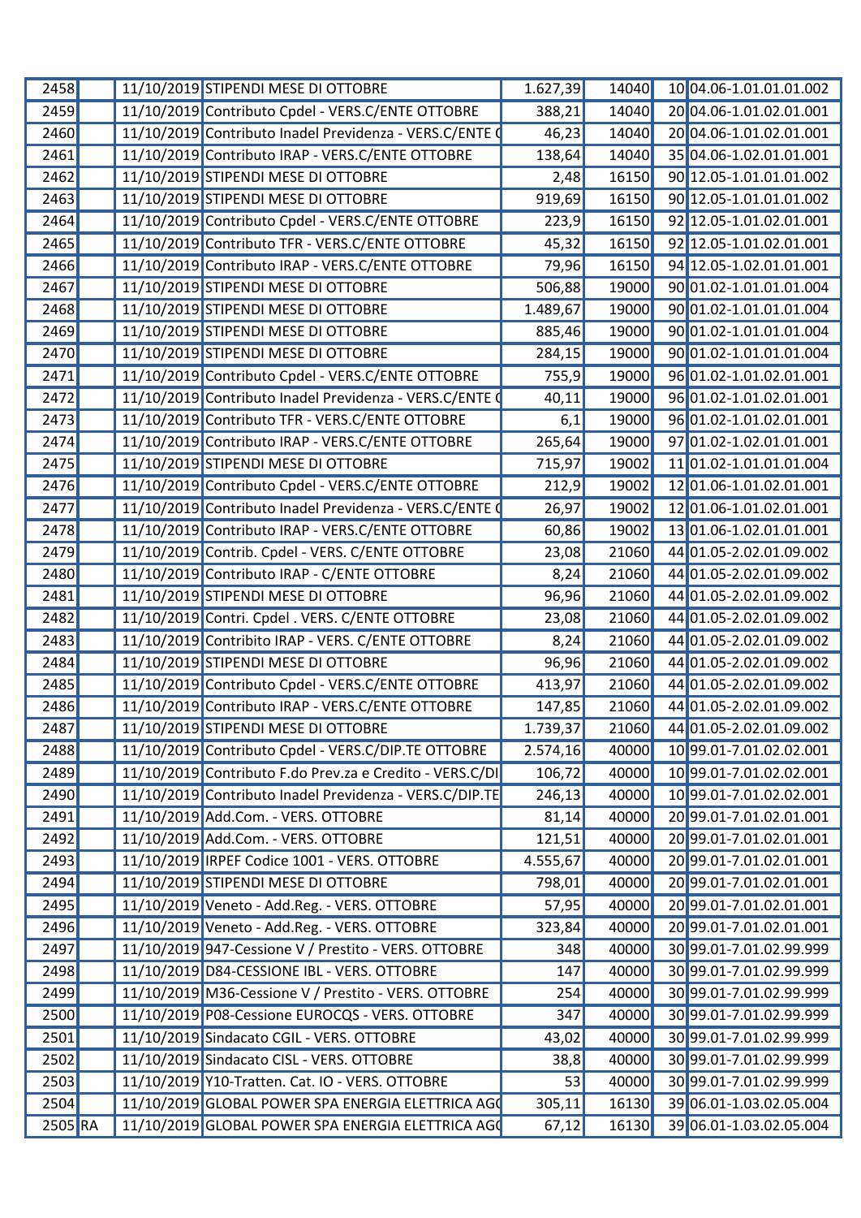| | | | | | | | |
|---|---|---|---|---|---|---|---|
| 2458 | | 11/10/2019 | STIPENDI MESE DI OTTOBRE | 1.627,39 | 14040 | 10 | 04.06-1.01.01.01.002 |
| 2459 | | 11/10/2019 | Contributo Cpdel - VERS.C/ENTE OTTOBRE | 388,21 | 14040 | 20 | 04.06-1.01.02.01.001 |
| 2460 | | 11/10/2019 | Contributo Inadel Previdenza - VERS.C/ENTE ( | 46,23 | 14040 | 20 | 04.06-1.01.02.01.001 |
| 2461 | | 11/10/2019 | Contributo IRAP - VERS.C/ENTE OTTOBRE | 138,64 | 14040 | 35 | 04.06-1.02.01.01.001 |
| 2462 | | 11/10/2019 | STIPENDI MESE DI OTTOBRE | 2,48 | 16150 | 90 | 12.05-1.01.01.01.002 |
| 2463 | | 11/10/2019 | STIPENDI MESE DI OTTOBRE | 919,69 | 16150 | 90 | 12.05-1.01.01.01.002 |
| 2464 | | 11/10/2019 | Contributo Cpdel - VERS.C/ENTE OTTOBRE | 223,9 | 16150 | 92 | 12.05-1.01.02.01.001 |
| 2465 | | 11/10/2019 | Contributo TFR - VERS.C/ENTE OTTOBRE | 45,32 | 16150 | 92 | 12.05-1.01.02.01.001 |
| 2466 | | 11/10/2019 | Contributo IRAP - VERS.C/ENTE OTTOBRE | 79,96 | 16150 | 94 | 12.05-1.02.01.01.001 |
| 2467 | | 11/10/2019 | STIPENDI MESE DI OTTOBRE | 506,88 | 19000 | 90 | 01.02-1.01.01.01.004 |
| 2468 | | 11/10/2019 | STIPENDI MESE DI OTTOBRE | 1.489,67 | 19000 | 90 | 01.02-1.01.01.01.004 |
| 2469 | | 11/10/2019 | STIPENDI MESE DI OTTOBRE | 885,46 | 19000 | 90 | 01.02-1.01.01.01.004 |
| 2470 | | 11/10/2019 | STIPENDI MESE DI OTTOBRE | 284,15 | 19000 | 90 | 01.02-1.01.01.01.004 |
| 2471 | | 11/10/2019 | Contributo Cpdel - VERS.C/ENTE OTTOBRE | 755,9 | 19000 | 96 | 01.02-1.01.02.01.001 |
| 2472 | | 11/10/2019 | Contributo Inadel Previdenza - VERS.C/ENTE ( | 40,11 | 19000 | 96 | 01.02-1.01.02.01.001 |
| 2473 | | 11/10/2019 | Contributo TFR - VERS.C/ENTE OTTOBRE | 6,1 | 19000 | 96 | 01.02-1.01.02.01.001 |
| 2474 | | 11/10/2019 | Contributo IRAP - VERS.C/ENTE OTTOBRE | 265,64 | 19000 | 97 | 01.02-1.02.01.01.001 |
| 2475 | | 11/10/2019 | STIPENDI MESE DI OTTOBRE | 715,97 | 19002 | 11 | 01.02-1.01.01.01.004 |
| 2476 | | 11/10/2019 | Contributo Cpdel - VERS.C/ENTE OTTOBRE | 212,9 | 19002 | 12 | 01.06-1.01.02.01.001 |
| 2477 | | 11/10/2019 | Contributo Inadel Previdenza - VERS.C/ENTE ( | 26,97 | 19002 | 12 | 01.06-1.01.02.01.001 |
| 2478 | | 11/10/2019 | Contributo IRAP - VERS.C/ENTE OTTOBRE | 60,86 | 19002 | 13 | 01.06-1.02.01.01.001 |
| 2479 | | 11/10/2019 | Contrib. Cpdel - VERS. C/ENTE OTTOBRE | 23,08 | 21060 | 44 | 01.05-2.02.01.09.002 |
| 2480 | | 11/10/2019 | Contributo IRAP - C/ENTE OTTOBRE | 8,24 | 21060 | 44 | 01.05-2.02.01.09.002 |
| 2481 | | 11/10/2019 | STIPENDI MESE DI OTTOBRE | 96,96 | 21060 | 44 | 01.05-2.02.01.09.002 |
| 2482 | | 11/10/2019 | Contri. Cpdel . VERS. C/ENTE OTTOBRE | 23,08 | 21060 | 44 | 01.05-2.02.01.09.002 |
| 2483 | | 11/10/2019 | Contribito IRAP - VERS. C/ENTE OTTOBRE | 8,24 | 21060 | 44 | 01.05-2.02.01.09.002 |
| 2484 | | 11/10/2019 | STIPENDI MESE DI OTTOBRE | 96,96 | 21060 | 44 | 01.05-2.02.01.09.002 |
| 2485 | | 11/10/2019 | Contributo Cpdel - VERS.C/ENTE OTTOBRE | 413,97 | 21060 | 44 | 01.05-2.02.01.09.002 |
| 2486 | | 11/10/2019 | Contributo IRAP - VERS.C/ENTE OTTOBRE | 147,85 | 21060 | 44 | 01.05-2.02.01.09.002 |
| 2487 | | 11/10/2019 | STIPENDI MESE DI OTTOBRE | 1.739,37 | 21060 | 44 | 01.05-2.02.01.09.002 |
| 2488 | | 11/10/2019 | Contributo Cpdel - VERS.C/DIP.TE OTTOBRE | 2.574,16 | 40000 | 10 | 99.01-7.01.02.02.001 |
| 2489 | | 11/10/2019 | Contributo F.do Prev.za e Credito - VERS.C/DI | 106,72 | 40000 | 10 | 99.01-7.01.02.02.001 |
| 2490 | | 11/10/2019 | Contributo Inadel Previdenza - VERS.C/DIP.TE | 246,13 | 40000 | 10 | 99.01-7.01.02.02.001 |
| 2491 | | 11/10/2019 | Add.Com. - VERS. OTTOBRE | 81,14 | 40000 | 20 | 99.01-7.01.02.01.001 |
| 2492 | | 11/10/2019 | Add.Com. - VERS. OTTOBRE | 121,51 | 40000 | 20 | 99.01-7.01.02.01.001 |
| 2493 | | 11/10/2019 | IRPEF Codice 1001 - VERS. OTTOBRE | 4.555,67 | 40000 | 20 | 99.01-7.01.02.01.001 |
| 2494 | | 11/10/2019 | STIPENDI MESE DI OTTOBRE | 798,01 | 40000 | 20 | 99.01-7.01.02.01.001 |
| 2495 | | 11/10/2019 | Veneto - Add.Reg. - VERS. OTTOBRE | 57,95 | 40000 | 20 | 99.01-7.01.02.01.001 |
| 2496 | | 11/10/2019 | Veneto - Add.Reg. - VERS. OTTOBRE | 323,84 | 40000 | 20 | 99.01-7.01.02.01.001 |
| 2497 | | 11/10/2019 | 947-Cessione V / Prestito - VERS. OTTOBRE | 348 | 40000 | 30 | 99.01-7.01.02.99.999 |
| 2498 | | 11/10/2019 | D84-CESSIONE IBL - VERS. OTTOBRE | 147 | 40000 | 30 | 99.01-7.01.02.99.999 |
| 2499 | | 11/10/2019 | M36-Cessione V / Prestito - VERS. OTTOBRE | 254 | 40000 | 30 | 99.01-7.01.02.99.999 |
| 2500 | | 11/10/2019 | P08-Cessione EUROCQS - VERS. OTTOBRE | 347 | 40000 | 30 | 99.01-7.01.02.99.999 |
| 2501 | | 11/10/2019 | Sindacato CGIL - VERS. OTTOBRE | 43,02 | 40000 | 30 | 99.01-7.01.02.99.999 |
| 2502 | | 11/10/2019 | Sindacato CISL - VERS. OTTOBRE | 38,8 | 40000 | 30 | 99.01-7.01.02.99.999 |
| 2503 | | 11/10/2019 | Y10-Tratten. Cat. IO - VERS. OTTOBRE | 53 | 40000 | 30 | 99.01-7.01.02.99.999 |
| 2504 | | 11/10/2019 | GLOBAL POWER SPA ENERGIA ELETTRICA AG( | 305,11 | 16130 | 39 | 06.01-1.03.02.05.004 |
| 2505 | RA | 11/10/2019 | GLOBAL POWER SPA ENERGIA ELETTRICA AG( | 67,12 | 16130 | 39 | 06.01-1.03.02.05.004 |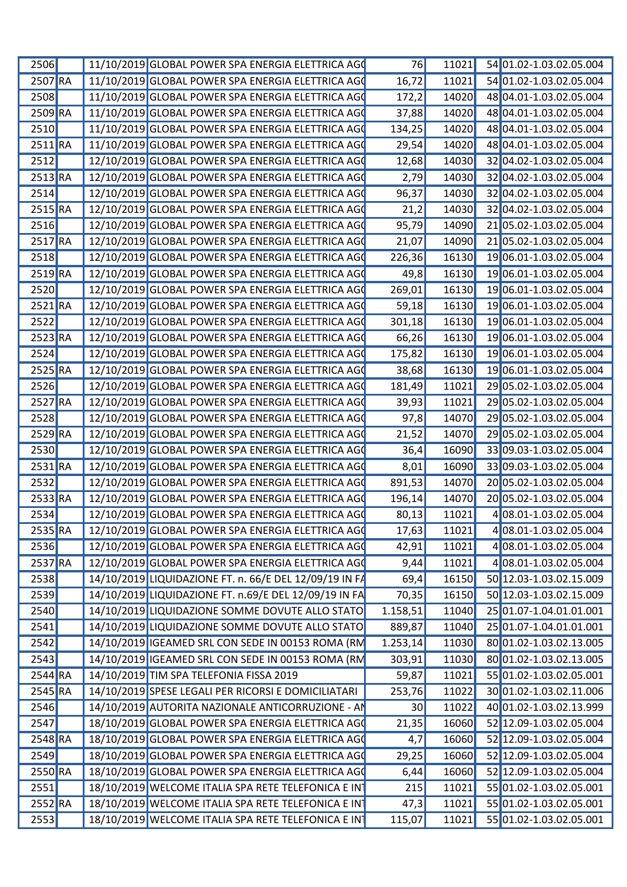| | | | | | | | |
|---|---|---|---|---|---|---|---|
| 2506 | | 11/10/2019 | GLOBAL POWER SPA ENERGIA ELETTRICA AG( | 76 | 11021 | 54 | 01.02-1.03.02.05.004 |
| 2507 | RA | 11/10/2019 | GLOBAL POWER SPA ENERGIA ELETTRICA AG( | 16,72 | 11021 | 54 | 01.02-1.03.02.05.004 |
| 2508 | | 11/10/2019 | GLOBAL POWER SPA ENERGIA ELETTRICA AG( | 172,2 | 14020 | 48 | 04.01-1.03.02.05.004 |
| 2509 | RA | 11/10/2019 | GLOBAL POWER SPA ENERGIA ELETTRICA AG( | 37,88 | 14020 | 48 | 04.01-1.03.02.05.004 |
| 2510 | | 11/10/2019 | GLOBAL POWER SPA ENERGIA ELETTRICA AG( | 134,25 | 14020 | 48 | 04.01-1.03.02.05.004 |
| 2511 | RA | 11/10/2019 | GLOBAL POWER SPA ENERGIA ELETTRICA AG( | 29,54 | 14020 | 48 | 04.01-1.03.02.05.004 |
| 2512 | | 12/10/2019 | GLOBAL POWER SPA ENERGIA ELETTRICA AG( | 12,68 | 14030 | 32 | 04.02-1.03.02.05.004 |
| 2513 | RA | 12/10/2019 | GLOBAL POWER SPA ENERGIA ELETTRICA AG( | 2,79 | 14030 | 32 | 04.02-1.03.02.05.004 |
| 2514 | | 12/10/2019 | GLOBAL POWER SPA ENERGIA ELETTRICA AG( | 96,37 | 14030 | 32 | 04.02-1.03.02.05.004 |
| 2515 | RA | 12/10/2019 | GLOBAL POWER SPA ENERGIA ELETTRICA AG( | 21,2 | 14030 | 32 | 04.02-1.03.02.05.004 |
| 2516 | | 12/10/2019 | GLOBAL POWER SPA ENERGIA ELETTRICA AG( | 95,79 | 14090 | 21 | 05.02-1.03.02.05.004 |
| 2517 | RA | 12/10/2019 | GLOBAL POWER SPA ENERGIA ELETTRICA AG( | 21,07 | 14090 | 21 | 05.02-1.03.02.05.004 |
| 2518 | | 12/10/2019 | GLOBAL POWER SPA ENERGIA ELETTRICA AG( | 226,36 | 16130 | 19 | 06.01-1.03.02.05.004 |
| 2519 | RA | 12/10/2019 | GLOBAL POWER SPA ENERGIA ELETTRICA AG( | 49,8 | 16130 | 19 | 06.01-1.03.02.05.004 |
| 2520 | | 12/10/2019 | GLOBAL POWER SPA ENERGIA ELETTRICA AG( | 269,01 | 16130 | 19 | 06.01-1.03.02.05.004 |
| 2521 | RA | 12/10/2019 | GLOBAL POWER SPA ENERGIA ELETTRICA AG( | 59,18 | 16130 | 19 | 06.01-1.03.02.05.004 |
| 2522 | | 12/10/2019 | GLOBAL POWER SPA ENERGIA ELETTRICA AG( | 301,18 | 16130 | 19 | 06.01-1.03.02.05.004 |
| 2523 | RA | 12/10/2019 | GLOBAL POWER SPA ENERGIA ELETTRICA AG( | 66,26 | 16130 | 19 | 06.01-1.03.02.05.004 |
| 2524 | | 12/10/2019 | GLOBAL POWER SPA ENERGIA ELETTRICA AG( | 175,82 | 16130 | 19 | 06.01-1.03.02.05.004 |
| 2525 | RA | 12/10/2019 | GLOBAL POWER SPA ENERGIA ELETTRICA AG( | 38,68 | 16130 | 19 | 06.01-1.03.02.05.004 |
| 2526 | | 12/10/2019 | GLOBAL POWER SPA ENERGIA ELETTRICA AG( | 181,49 | 11021 | 29 | 05.02-1.03.02.05.004 |
| 2527 | RA | 12/10/2019 | GLOBAL POWER SPA ENERGIA ELETTRICA AG( | 39,93 | 11021 | 29 | 05.02-1.03.02.05.004 |
| 2528 | | 12/10/2019 | GLOBAL POWER SPA ENERGIA ELETTRICA AG( | 97,8 | 14070 | 29 | 05.02-1.03.02.05.004 |
| 2529 | RA | 12/10/2019 | GLOBAL POWER SPA ENERGIA ELETTRICA AG( | 21,52 | 14070 | 29 | 05.02-1.03.02.05.004 |
| 2530 | | 12/10/2019 | GLOBAL POWER SPA ENERGIA ELETTRICA AG( | 36,4 | 16090 | 33 | 09.03-1.03.02.05.004 |
| 2531 | RA | 12/10/2019 | GLOBAL POWER SPA ENERGIA ELETTRICA AG( | 8,01 | 16090 | 33 | 09.03-1.03.02.05.004 |
| 2532 | | 12/10/2019 | GLOBAL POWER SPA ENERGIA ELETTRICA AG( | 891,53 | 14070 | 20 | 05.02-1.03.02.05.004 |
| 2533 | RA | 12/10/2019 | GLOBAL POWER SPA ENERGIA ELETTRICA AG( | 196,14 | 14070 | 20 | 05.02-1.03.02.05.004 |
| 2534 | | 12/10/2019 | GLOBAL POWER SPA ENERGIA ELETTRICA AG( | 80,13 | 11021 | 4 | 08.01-1.03.02.05.004 |
| 2535 | RA | 12/10/2019 | GLOBAL POWER SPA ENERGIA ELETTRICA AG( | 17,63 | 11021 | 4 | 08.01-1.03.02.05.004 |
| 2536 | | 12/10/2019 | GLOBAL POWER SPA ENERGIA ELETTRICA AG( | 42,91 | 11021 | 4 | 08.01-1.03.02.05.004 |
| 2537 | RA | 12/10/2019 | GLOBAL POWER SPA ENERGIA ELETTRICA AG( | 9,44 | 11021 | 4 | 08.01-1.03.02.05.004 |
| 2538 | | 14/10/2019 | LIQUIDAZIONE FT. n. 66/E DEL 12/09/19 IN FA | 69,4 | 16150 | 50 | 12.03-1.03.02.15.009 |
| 2539 | | 14/10/2019 | LIQUIDAZIONE FT. n.69/E DEL 12/09/19 IN FA | 70,35 | 16150 | 50 | 12.03-1.03.02.15.009 |
| 2540 | | 14/10/2019 | LIQUIDAZIONE SOMME DOVUTE ALLO STATO | 1.158,51 | 11040 | 25 | 01.07-1.04.01.01.001 |
| 2541 | | 14/10/2019 | LIQUIDAZIONE SOMME DOVUTE ALLO STATO | 889,87 | 11040 | 25 | 01.07-1.04.01.01.001 |
| 2542 | | 14/10/2019 | IGEAMED SRL CON SEDE IN 00153 ROMA (RM | 1.253,14 | 11030 | 80 | 01.02-1.03.02.13.005 |
| 2543 | | 14/10/2019 | IGEAMED SRL CON SEDE IN 00153 ROMA (RM | 303,91 | 11030 | 80 | 01.02-1.03.02.13.005 |
| 2544 | RA | 14/10/2019 | TIM SPA TELEFONIA FISSA 2019 | 59,87 | 11021 | 55 | 01.02-1.03.02.05.001 |
| 2545 | RA | 14/10/2019 | SPESE LEGALI PER RICORSI E DOMICILIATARI | 253,76 | 11022 | 30 | 01.02-1.03.02.11.006 |
| 2546 | | 14/10/2019 | AUTORITA NAZIONALE ANTICORRUZIONE - AN | 30 | 11022 | 40 | 01.02-1.03.02.13.999 |
| 2547 | | 18/10/2019 | GLOBAL POWER SPA ENERGIA ELETTRICA AG( | 21,35 | 16060 | 52 | 12.09-1.03.02.05.004 |
| 2548 | RA | 18/10/2019 | GLOBAL POWER SPA ENERGIA ELETTRICA AG( | 4,7 | 16060 | 52 | 12.09-1.03.02.05.004 |
| 2549 | | 18/10/2019 | GLOBAL POWER SPA ENERGIA ELETTRICA AG( | 29,25 | 16060 | 52 | 12.09-1.03.02.05.004 |
| 2550 | RA | 18/10/2019 | GLOBAL POWER SPA ENERGIA ELETTRICA AG( | 6,44 | 16060 | 52 | 12.09-1.03.02.05.004 |
| 2551 | | 18/10/2019 | WELCOME ITALIA SPA RETE TELEFONICA E IN | 215 | 11021 | 55 | 01.02-1.03.02.05.001 |
| 2552 | RA | 18/10/2019 | WELCOME ITALIA SPA RETE TELEFONICA E IN | 47,3 | 11021 | 55 | 01.02-1.03.02.05.001 |
| 2553 | | 18/10/2019 | WELCOME ITALIA SPA RETE TELEFONICA E IN | 115,07 | 11021 | 55 | 01.02-1.03.02.05.001 |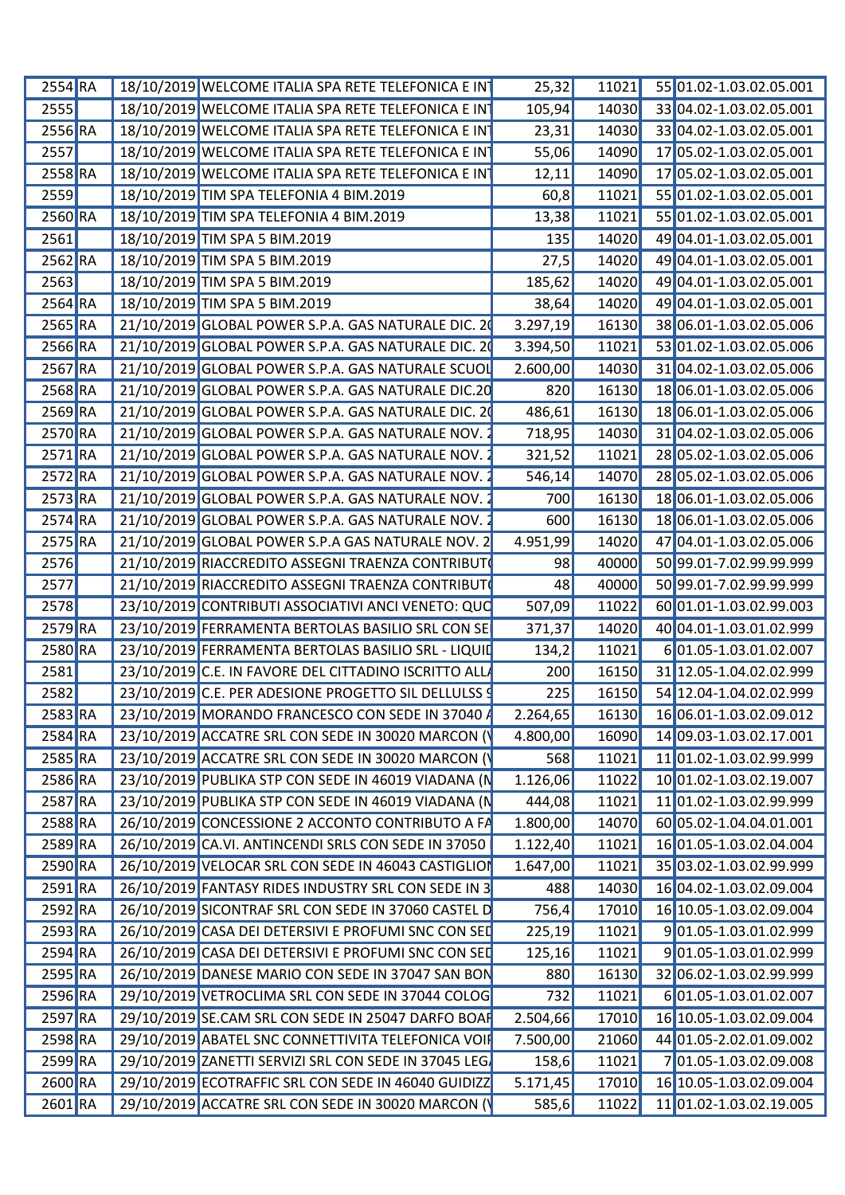| | | | | | | | |
|---|---|---|---|---|---|---|---|
| 2554 | RA | 18/10/2019 | WELCOME ITALIA SPA RETE TELEFONICA E INT | 25,32 | 11021 | 55 | 01.02-1.03.02.05.001 |
| 2555 | | 18/10/2019 | WELCOME ITALIA SPA RETE TELEFONICA E INT | 105,94 | 14030 | 33 | 04.02-1.03.02.05.001 |
| 2556 | RA | 18/10/2019 | WELCOME ITALIA SPA RETE TELEFONICA E INT | 23,31 | 14030 | 33 | 04.02-1.03.02.05.001 |
| 2557 | | 18/10/2019 | WELCOME ITALIA SPA RETE TELEFONICA E INT | 55,06 | 14090 | 17 | 05.02-1.03.02.05.001 |
| 2558 | RA | 18/10/2019 | WELCOME ITALIA SPA RETE TELEFONICA E INT | 12,11 | 14090 | 17 | 05.02-1.03.02.05.001 |
| 2559 | | 18/10/2019 | TIM SPA TELEFONIA 4 BIM.2019 | 60,8 | 11021 | 55 | 01.02-1.03.02.05.001 |
| 2560 | RA | 18/10/2019 | TIM SPA TELEFONIA 4 BIM.2019 | 13,38 | 11021 | 55 | 01.02-1.03.02.05.001 |
| 2561 | | 18/10/2019 | TIM SPA 5 BIM.2019 | 135 | 14020 | 49 | 04.01-1.03.02.05.001 |
| 2562 | RA | 18/10/2019 | TIM SPA 5 BIM.2019 | 27,5 | 14020 | 49 | 04.01-1.03.02.05.001 |
| 2563 | | 18/10/2019 | TIM SPA 5 BIM.2019 | 185,62 | 14020 | 49 | 04.01-1.03.02.05.001 |
| 2564 | RA | 18/10/2019 | TIM SPA 5 BIM.2019 | 38,64 | 14020 | 49 | 04.01-1.03.02.05.001 |
| 2565 | RA | 21/10/2019 | GLOBAL POWER S.P.A. GAS NATURALE DIC. 20 | 3.297,19 | 16130 | 38 | 06.01-1.03.02.05.006 |
| 2566 | RA | 21/10/2019 | GLOBAL POWER S.P.A. GAS NATURALE DIC. 20 | 3.394,50 | 11021 | 53 | 01.02-1.03.02.05.006 |
| 2567 | RA | 21/10/2019 | GLOBAL POWER S.P.A. GAS NATURALE SCUOL | 2.600,00 | 14030 | 31 | 04.02-1.03.02.05.006 |
| 2568 | RA | 21/10/2019 | GLOBAL POWER S.P.A. GAS NATURALE DIC.20 | 820 | 16130 | 18 | 06.01-1.03.02.05.006 |
| 2569 | RA | 21/10/2019 | GLOBAL POWER S.P.A. GAS NATURALE DIC. 20 | 486,61 | 16130 | 18 | 06.01-1.03.02.05.006 |
| 2570 | RA | 21/10/2019 | GLOBAL POWER S.P.A. GAS NATURALE NOV. 2 | 718,95 | 14030 | 31 | 04.02-1.03.02.05.006 |
| 2571 | RA | 21/10/2019 | GLOBAL POWER S.P.A. GAS NATURALE NOV. 2 | 321,52 | 11021 | 28 | 05.02-1.03.02.05.006 |
| 2572 | RA | 21/10/2019 | GLOBAL POWER S.P.A. GAS NATURALE NOV. 2 | 546,14 | 14070 | 28 | 05.02-1.03.02.05.006 |
| 2573 | RA | 21/10/2019 | GLOBAL POWER S.P.A. GAS NATURALE NOV. 2 | 700 | 16130 | 18 | 06.01-1.03.02.05.006 |
| 2574 | RA | 21/10/2019 | GLOBAL POWER S.P.A. GAS NATURALE NOV. 2 | 600 | 16130 | 18 | 06.01-1.03.02.05.006 |
| 2575 | RA | 21/10/2019 | GLOBAL POWER S.P.A GAS NATURALE NOV. 2 | 4.951,99 | 14020 | 47 | 04.01-1.03.02.05.006 |
| 2576 | | 21/10/2019 | RIACCREDITO ASSEGNI TRAENZA CONTRIBUT | 98 | 40000 | 50 | 99.01-7.02.99.99.999 |
| 2577 | | 21/10/2019 | RIACCREDITO ASSEGNI TRAENZA CONTRIBUT | 48 | 40000 | 50 | 99.01-7.02.99.99.999 |
| 2578 | | 23/10/2019 | CONTRIBUTI ASSOCIATIVI ANCI VENETO: QUO | 507,09 | 11022 | 60 | 01.01-1.03.02.99.003 |
| 2579 | RA | 23/10/2019 | FERRAMENTA BERTOLAS BASILIO SRL CON SE | 371,37 | 14020 | 40 | 04.01-1.03.01.02.999 |
| 2580 | RA | 23/10/2019 | FERRAMENTA BERTOLAS BASILIO SRL - LIQUID | 134,2 | 11021 | 6 | 01.05-1.03.01.02.007 |
| 2581 | | 23/10/2019 | C.E. IN FAVORE DEL CITTADINO ISCRITTO ALL | 200 | 16150 | 31 | 12.05-1.04.02.02.999 |
| 2582 | | 23/10/2019 | C.E. PER ADESIONE PROGETTO SIL DELLULSS 9 | 225 | 16150 | 54 | 12.04-1.04.02.02.999 |
| 2583 | RA | 23/10/2019 | MORANDO FRANCESCO CON SEDE IN 37040 A | 2.264,65 | 16130 | 16 | 06.01-1.03.02.09.012 |
| 2584 | RA | 23/10/2019 | ACCATRE SRL CON SEDE IN 30020 MARCON (V | 4.800,00 | 16090 | 14 | 09.03-1.03.02.17.001 |
| 2585 | RA | 23/10/2019 | ACCATRE SRL CON SEDE IN 30020 MARCON (V | 568 | 11021 | 11 | 01.02-1.03.02.99.999 |
| 2586 | RA | 23/10/2019 | PUBLIKA STP CON SEDE IN 46019 VIADANA (M | 1.126,06 | 11022 | 10 | 01.02-1.03.02.19.007 |
| 2587 | RA | 23/10/2019 | PUBLIKA STP CON SEDE IN 46019 VIADANA (M | 444,08 | 11021 | 11 | 01.02-1.03.02.99.999 |
| 2588 | RA | 26/10/2019 | CONCESSIONE 2 ACCONTO CONTRIBUTO A FA | 1.800,00 | 14070 | 60 | 05.02-1.04.04.01.001 |
| 2589 | RA | 26/10/2019 | CA.VI. ANTINCENDI SRLS CON SEDE IN 37050 | 1.122,40 | 11021 | 16 | 01.05-1.03.02.04.004 |
| 2590 | RA | 26/10/2019 | VELOCAR SRL CON SEDE IN 46043 CASTIGLION | 1.647,00 | 11021 | 35 | 03.02-1.03.02.99.999 |
| 2591 | RA | 26/10/2019 | FANTASY RIDES INDUSTRY SRL CON SEDE IN 3 | 488 | 14030 | 16 | 04.02-1.03.02.09.004 |
| 2592 | RA | 26/10/2019 | SICONTRAF SRL CON SEDE IN 37060 CASTEL D | 756,4 | 17010 | 16 | 10.05-1.03.02.09.004 |
| 2593 | RA | 26/10/2019 | CASA DEI DETERSIVI E PROFUMI SNC CON SED | 225,19 | 11021 | 9 | 01.05-1.03.01.02.999 |
| 2594 | RA | 26/10/2019 | CASA DEI DETERSIVI E PROFUMI SNC CON SED | 125,16 | 11021 | 9 | 01.05-1.03.01.02.999 |
| 2595 | RA | 26/10/2019 | DANESE MARIO CON SEDE IN 37047 SAN BON | 880 | 16130 | 32 | 06.02-1.03.02.99.999 |
| 2596 | RA | 29/10/2019 | VETROCLIMA SRL CON SEDE IN 37044 COLOG | 732 | 11021 | 6 | 01.05-1.03.01.02.007 |
| 2597 | RA | 29/10/2019 | SE.CAM SRL CON SEDE IN 25047 DARFO BOAR | 2.504,66 | 17010 | 16 | 10.05-1.03.02.09.004 |
| 2598 | RA | 29/10/2019 | ABATEL SNC CONNETTIVITA TELEFONICA VOIP | 7.500,00 | 21060 | 44 | 01.05-2.02.01.09.002 |
| 2599 | RA | 29/10/2019 | ZANETTI SERVIZI SRL CON SEDE IN 37045 LEGA | 158,6 | 11021 | 7 | 01.05-1.03.02.09.008 |
| 2600 | RA | 29/10/2019 | ECOTRAFFIC SRL CON SEDE IN 46040 GUIDIZZ | 5.171,45 | 17010 | 16 | 10.05-1.03.02.09.004 |
| 2601 | RA | 29/10/2019 | ACCATRE SRL CON SEDE IN 30020 MARCON (V | 585,6 | 11022 | 11 | 01.02-1.03.02.19.005 |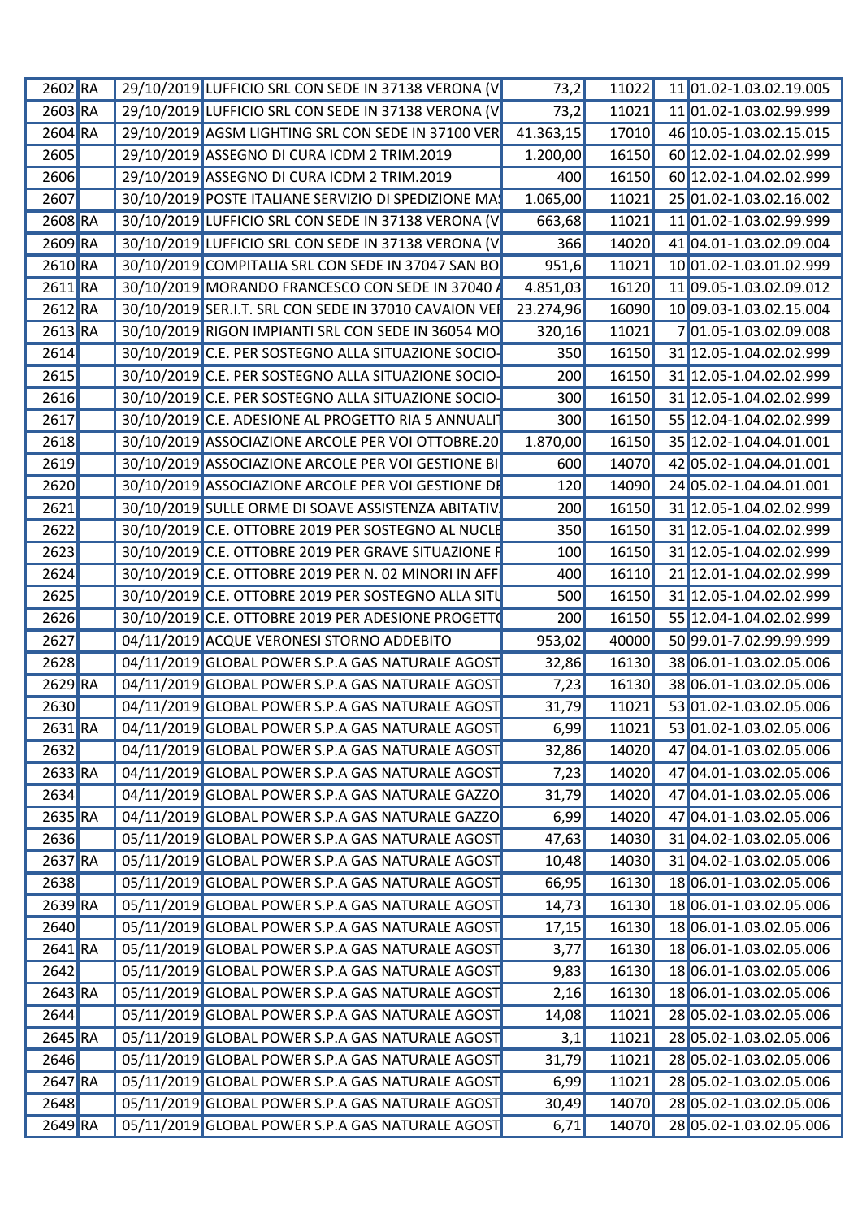| | | | | | | | |
|---|---|---|---|---|---|---|---|
| 2602 | RA | 29/10/2019 | LUFFICIO SRL CON SEDE IN 37138 VERONA (V | 73,2 | 11022 | 11 | 01.02-1.03.02.19.005 |
| 2603 | RA | 29/10/2019 | LUFFICIO SRL CON SEDE IN 37138 VERONA (V | 73,2 | 11021 | 11 | 01.02-1.03.02.99.999 |
| 2604 | RA | 29/10/2019 | AGSM LIGHTING SRL CON SEDE IN 37100 VER | 41.363,15 | 17010 | 46 | 10.05-1.03.02.15.015 |
| 2605 | | 29/10/2019 | ASSEGNO DI CURA ICDM 2 TRIM.2019 | 1.200,00 | 16150 | 60 | 12.02-1.04.02.02.999 |
| 2606 | | 29/10/2019 | ASSEGNO DI CURA ICDM 2 TRIM.2019 | 400 | 16150 | 60 | 12.02-1.04.02.02.999 |
| 2607 | | 30/10/2019 | POSTE ITALIANE SERVIZIO DI SPEDIZIONE MA | 1.065,00 | 11021 | 25 | 01.02-1.03.02.16.002 |
| 2608 | RA | 30/10/2019 | LUFFICIO SRL CON SEDE IN 37138 VERONA (V | 663,68 | 11021 | 11 | 01.02-1.03.02.99.999 |
| 2609 | RA | 30/10/2019 | LUFFICIO SRL CON SEDE IN 37138 VERONA (V | 366 | 14020 | 41 | 04.01-1.03.02.09.004 |
| 2610 | RA | 30/10/2019 | COMPITALIA SRL CON SEDE IN 37047 SAN BO | 951,6 | 11021 | 10 | 01.02-1.03.01.02.999 |
| 2611 | RA | 30/10/2019 | MORANDO FRANCESCO CON SEDE IN 37040 A | 4.851,03 | 16120 | 11 | 09.05-1.03.02.09.012 |
| 2612 | RA | 30/10/2019 | SER.I.T. SRL CON SEDE IN 37010 CAVAION VER | 23.274,96 | 16090 | 10 | 09.03-1.03.02.15.004 |
| 2613 | RA | 30/10/2019 | RIGON IMPIANTI SRL CON SEDE IN 36054 MO | 320,16 | 11021 | 7 | 01.05-1.03.02.09.008 |
| 2614 | | 30/10/2019 | C.E. PER SOSTEGNO ALLA SITUAZIONE SOCIO- | 350 | 16150 | 31 | 12.05-1.04.02.02.999 |
| 2615 | | 30/10/2019 | C.E. PER SOSTEGNO ALLA SITUAZIONE SOCIO- | 200 | 16150 | 31 | 12.05-1.04.02.02.999 |
| 2616 | | 30/10/2019 | C.E. PER SOSTEGNO ALLA SITUAZIONE SOCIO- | 300 | 16150 | 31 | 12.05-1.04.02.02.999 |
| 2617 | | 30/10/2019 | C.E. ADESIONE AL PROGETTO RIA 5 ANNUALIT | 300 | 16150 | 55 | 12.04-1.04.02.02.999 |
| 2618 | | 30/10/2019 | ASSOCIAZIONE ARCOLE PER VOI OTTOBRE.20 | 1.870,00 | 16150 | 35 | 12.02-1.04.04.01.001 |
| 2619 | | 30/10/2019 | ASSOCIAZIONE ARCOLE PER VOI GESTIONE BI | 600 | 14070 | 42 | 05.02-1.04.04.01.001 |
| 2620 | | 30/10/2019 | ASSOCIAZIONE ARCOLE PER VOI GESTIONE DE | 120 | 14090 | 24 | 05.02-1.04.04.01.001 |
| 2621 | | 30/10/2019 | SULLE ORME DI SOAVE ASSISTENZA ABITATIV | 200 | 16150 | 31 | 12.05-1.04.02.02.999 |
| 2622 | | 30/10/2019 | C.E. OTTOBRE 2019 PER SOSTEGNO AL NUCLE | 350 | 16150 | 31 | 12.05-1.04.02.02.999 |
| 2623 | | 30/10/2019 | C.E. OTTOBRE 2019 PER GRAVE SITUAZIONE F | 100 | 16150 | 31 | 12.05-1.04.02.02.999 |
| 2624 | | 30/10/2019 | C.E. OTTOBRE 2019 PER N. 02 MINORI IN AFF | 400 | 16110 | 21 | 12.01-1.04.02.02.999 |
| 2625 | | 30/10/2019 | C.E. OTTOBRE 2019 PER SOSTEGNO ALLA SITU | 500 | 16150 | 31 | 12.05-1.04.02.02.999 |
| 2626 | | 30/10/2019 | C.E. OTTOBRE 2019 PER ADESIONE PROGETTO | 200 | 16150 | 55 | 12.04-1.04.02.02.999 |
| 2627 | | 04/11/2019 | ACQUE VERONESI STORNO ADDEBITO | 953,02 | 40000 | 50 | 99.01-7.02.99.99.999 |
| 2628 | | 04/11/2019 | GLOBAL POWER S.P.A GAS NATURALE AGOST | 32,86 | 16130 | 38 | 06.01-1.03.02.05.006 |
| 2629 | RA | 04/11/2019 | GLOBAL POWER S.P.A GAS NATURALE AGOST | 7,23 | 16130 | 38 | 06.01-1.03.02.05.006 |
| 2630 | | 04/11/2019 | GLOBAL POWER S.P.A GAS NATURALE AGOST | 31,79 | 11021 | 53 | 01.02-1.03.02.05.006 |
| 2631 | RA | 04/11/2019 | GLOBAL POWER S.P.A GAS NATURALE AGOST | 6,99 | 11021 | 53 | 01.02-1.03.02.05.006 |
| 2632 | | 04/11/2019 | GLOBAL POWER S.P.A GAS NATURALE AGOST | 32,86 | 14020 | 47 | 04.01-1.03.02.05.006 |
| 2633 | RA | 04/11/2019 | GLOBAL POWER S.P.A GAS NATURALE AGOST | 7,23 | 14020 | 47 | 04.01-1.03.02.05.006 |
| 2634 | | 04/11/2019 | GLOBAL POWER S.P.A GAS NATURALE GAZZO | 31,79 | 14020 | 47 | 04.01-1.03.02.05.006 |
| 2635 | RA | 04/11/2019 | GLOBAL POWER S.P.A GAS NATURALE GAZZO | 6,99 | 14020 | 47 | 04.01-1.03.02.05.006 |
| 2636 | | 05/11/2019 | GLOBAL POWER S.P.A GAS NATURALE AGOST | 47,63 | 14030 | 31 | 04.02-1.03.02.05.006 |
| 2637 | RA | 05/11/2019 | GLOBAL POWER S.P.A GAS NATURALE AGOST | 10,48 | 14030 | 31 | 04.02-1.03.02.05.006 |
| 2638 | | 05/11/2019 | GLOBAL POWER S.P.A GAS NATURALE AGOST | 66,95 | 16130 | 18 | 06.01-1.03.02.05.006 |
| 2639 | RA | 05/11/2019 | GLOBAL POWER S.P.A GAS NATURALE AGOST | 14,73 | 16130 | 18 | 06.01-1.03.02.05.006 |
| 2640 | | 05/11/2019 | GLOBAL POWER S.P.A GAS NATURALE AGOST | 17,15 | 16130 | 18 | 06.01-1.03.02.05.006 |
| 2641 | RA | 05/11/2019 | GLOBAL POWER S.P.A GAS NATURALE AGOST | 3,77 | 16130 | 18 | 06.01-1.03.02.05.006 |
| 2642 | | 05/11/2019 | GLOBAL POWER S.P.A GAS NATURALE AGOST | 9,83 | 16130 | 18 | 06.01-1.03.02.05.006 |
| 2643 | RA | 05/11/2019 | GLOBAL POWER S.P.A GAS NATURALE AGOST | 2,16 | 16130 | 18 | 06.01-1.03.02.05.006 |
| 2644 | | 05/11/2019 | GLOBAL POWER S.P.A GAS NATURALE AGOST | 14,08 | 11021 | 28 | 05.02-1.03.02.05.006 |
| 2645 | RA | 05/11/2019 | GLOBAL POWER S.P.A GAS NATURALE AGOST | 3,1 | 11021 | 28 | 05.02-1.03.02.05.006 |
| 2646 | | 05/11/2019 | GLOBAL POWER S.P.A GAS NATURALE AGOST | 31,79 | 11021 | 28 | 05.02-1.03.02.05.006 |
| 2647 | RA | 05/11/2019 | GLOBAL POWER S.P.A GAS NATURALE AGOST | 6,99 | 11021 | 28 | 05.02-1.03.02.05.006 |
| 2648 | | 05/11/2019 | GLOBAL POWER S.P.A GAS NATURALE AGOST | 30,49 | 14070 | 28 | 05.02-1.03.02.05.006 |
| 2649 | RA | 05/11/2019 | GLOBAL POWER S.P.A GAS NATURALE AGOST | 6,71 | 14070 | 28 | 05.02-1.03.02.05.006 |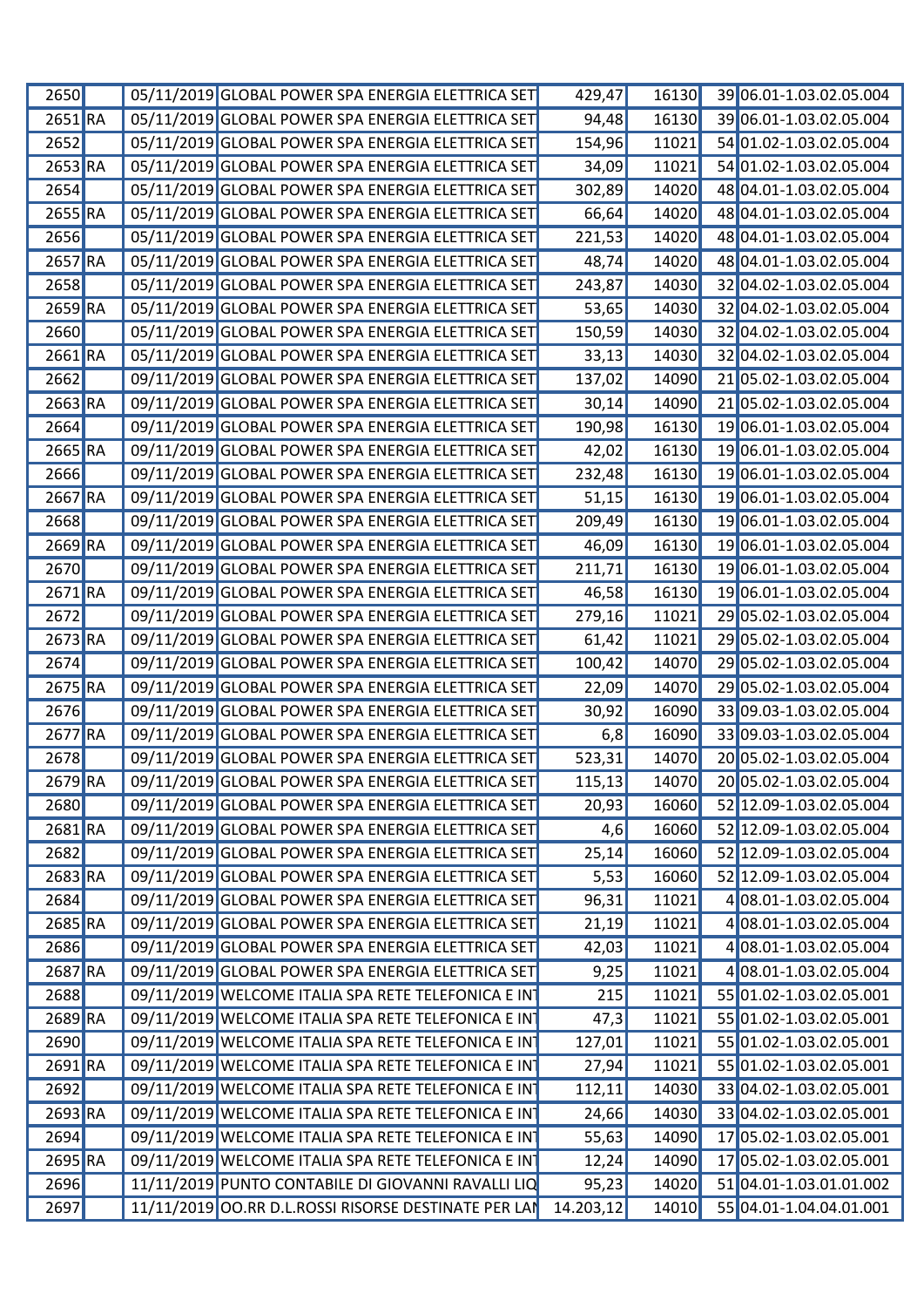| | | | | | | | |
|---|---|---|---|---|---|---|---|
| 2650 | | 05/11/2019 | GLOBAL POWER SPA ENERGIA ELETTRICA SET | 429,47 | 16130 | 39 | 06.01-1.03.02.05.004 |
| 2651 | RA | 05/11/2019 | GLOBAL POWER SPA ENERGIA ELETTRICA SET | 94,48 | 16130 | 39 | 06.01-1.03.02.05.004 |
| 2652 | | 05/11/2019 | GLOBAL POWER SPA ENERGIA ELETTRICA SET | 154,96 | 11021 | 54 | 01.02-1.03.02.05.004 |
| 2653 | RA | 05/11/2019 | GLOBAL POWER SPA ENERGIA ELETTRICA SET | 34,09 | 11021 | 54 | 01.02-1.03.02.05.004 |
| 2654 | | 05/11/2019 | GLOBAL POWER SPA ENERGIA ELETTRICA SET | 302,89 | 14020 | 48 | 04.01-1.03.02.05.004 |
| 2655 | RA | 05/11/2019 | GLOBAL POWER SPA ENERGIA ELETTRICA SET | 66,64 | 14020 | 48 | 04.01-1.03.02.05.004 |
| 2656 | | 05/11/2019 | GLOBAL POWER SPA ENERGIA ELETTRICA SET | 221,53 | 14020 | 48 | 04.01-1.03.02.05.004 |
| 2657 | RA | 05/11/2019 | GLOBAL POWER SPA ENERGIA ELETTRICA SET | 48,74 | 14020 | 48 | 04.01-1.03.02.05.004 |
| 2658 | | 05/11/2019 | GLOBAL POWER SPA ENERGIA ELETTRICA SET | 243,87 | 14030 | 32 | 04.02-1.03.02.05.004 |
| 2659 | RA | 05/11/2019 | GLOBAL POWER SPA ENERGIA ELETTRICA SET | 53,65 | 14030 | 32 | 04.02-1.03.02.05.004 |
| 2660 | | 05/11/2019 | GLOBAL POWER SPA ENERGIA ELETTRICA SET | 150,59 | 14030 | 32 | 04.02-1.03.02.05.004 |
| 2661 | RA | 05/11/2019 | GLOBAL POWER SPA ENERGIA ELETTRICA SET | 33,13 | 14030 | 32 | 04.02-1.03.02.05.004 |
| 2662 | | 09/11/2019 | GLOBAL POWER SPA ENERGIA ELETTRICA SET | 137,02 | 14090 | 21 | 05.02-1.03.02.05.004 |
| 2663 | RA | 09/11/2019 | GLOBAL POWER SPA ENERGIA ELETTRICA SET | 30,14 | 14090 | 21 | 05.02-1.03.02.05.004 |
| 2664 | | 09/11/2019 | GLOBAL POWER SPA ENERGIA ELETTRICA SET | 190,98 | 16130 | 19 | 06.01-1.03.02.05.004 |
| 2665 | RA | 09/11/2019 | GLOBAL POWER SPA ENERGIA ELETTRICA SET | 42,02 | 16130 | 19 | 06.01-1.03.02.05.004 |
| 2666 | | 09/11/2019 | GLOBAL POWER SPA ENERGIA ELETTRICA SET | 232,48 | 16130 | 19 | 06.01-1.03.02.05.004 |
| 2667 | RA | 09/11/2019 | GLOBAL POWER SPA ENERGIA ELETTRICA SET | 51,15 | 16130 | 19 | 06.01-1.03.02.05.004 |
| 2668 | | 09/11/2019 | GLOBAL POWER SPA ENERGIA ELETTRICA SET | 209,49 | 16130 | 19 | 06.01-1.03.02.05.004 |
| 2669 | RA | 09/11/2019 | GLOBAL POWER SPA ENERGIA ELETTRICA SET | 46,09 | 16130 | 19 | 06.01-1.03.02.05.004 |
| 2670 | | 09/11/2019 | GLOBAL POWER SPA ENERGIA ELETTRICA SET | 211,71 | 16130 | 19 | 06.01-1.03.02.05.004 |
| 2671 | RA | 09/11/2019 | GLOBAL POWER SPA ENERGIA ELETTRICA SET | 46,58 | 16130 | 19 | 06.01-1.03.02.05.004 |
| 2672 | | 09/11/2019 | GLOBAL POWER SPA ENERGIA ELETTRICA SET | 279,16 | 11021 | 29 | 05.02-1.03.02.05.004 |
| 2673 | RA | 09/11/2019 | GLOBAL POWER SPA ENERGIA ELETTRICA SET | 61,42 | 11021 | 29 | 05.02-1.03.02.05.004 |
| 2674 | | 09/11/2019 | GLOBAL POWER SPA ENERGIA ELETTRICA SET | 100,42 | 14070 | 29 | 05.02-1.03.02.05.004 |
| 2675 | RA | 09/11/2019 | GLOBAL POWER SPA ENERGIA ELETTRICA SET | 22,09 | 14070 | 29 | 05.02-1.03.02.05.004 |
| 2676 | | 09/11/2019 | GLOBAL POWER SPA ENERGIA ELETTRICA SET | 30,92 | 16090 | 33 | 09.03-1.03.02.05.004 |
| 2677 | RA | 09/11/2019 | GLOBAL POWER SPA ENERGIA ELETTRICA SET | 6,8 | 16090 | 33 | 09.03-1.03.02.05.004 |
| 2678 | | 09/11/2019 | GLOBAL POWER SPA ENERGIA ELETTRICA SET | 523,31 | 14070 | 20 | 05.02-1.03.02.05.004 |
| 2679 | RA | 09/11/2019 | GLOBAL POWER SPA ENERGIA ELETTRICA SET | 115,13 | 14070 | 20 | 05.02-1.03.02.05.004 |
| 2680 | | 09/11/2019 | GLOBAL POWER SPA ENERGIA ELETTRICA SET | 20,93 | 16060 | 52 | 12.09-1.03.02.05.004 |
| 2681 | RA | 09/11/2019 | GLOBAL POWER SPA ENERGIA ELETTRICA SET | 4,6 | 16060 | 52 | 12.09-1.03.02.05.004 |
| 2682 | | 09/11/2019 | GLOBAL POWER SPA ENERGIA ELETTRICA SET | 25,14 | 16060 | 52 | 12.09-1.03.02.05.004 |
| 2683 | RA | 09/11/2019 | GLOBAL POWER SPA ENERGIA ELETTRICA SET | 5,53 | 16060 | 52 | 12.09-1.03.02.05.004 |
| 2684 | | 09/11/2019 | GLOBAL POWER SPA ENERGIA ELETTRICA SET | 96,31 | 11021 | 4 | 08.01-1.03.02.05.004 |
| 2685 | RA | 09/11/2019 | GLOBAL POWER SPA ENERGIA ELETTRICA SET | 21,19 | 11021 | 4 | 08.01-1.03.02.05.004 |
| 2686 | | 09/11/2019 | GLOBAL POWER SPA ENERGIA ELETTRICA SET | 42,03 | 11021 | 4 | 08.01-1.03.02.05.004 |
| 2687 | RA | 09/11/2019 | GLOBAL POWER SPA ENERGIA ELETTRICA SET | 9,25 | 11021 | 4 | 08.01-1.03.02.05.004 |
| 2688 | | 09/11/2019 | WELCOME ITALIA SPA RETE TELEFONICA E INT | 215 | 11021 | 55 | 01.02-1.03.02.05.001 |
| 2689 | RA | 09/11/2019 | WELCOME ITALIA SPA RETE TELEFONICA E INT | 47,3 | 11021 | 55 | 01.02-1.03.02.05.001 |
| 2690 | | 09/11/2019 | WELCOME ITALIA SPA RETE TELEFONICA E INT | 127,01 | 11021 | 55 | 01.02-1.03.02.05.001 |
| 2691 | RA | 09/11/2019 | WELCOME ITALIA SPA RETE TELEFONICA E INT | 27,94 | 11021 | 55 | 01.02-1.03.02.05.001 |
| 2692 | | 09/11/2019 | WELCOME ITALIA SPA RETE TELEFONICA E INT | 112,11 | 14030 | 33 | 04.02-1.03.02.05.001 |
| 2693 | RA | 09/11/2019 | WELCOME ITALIA SPA RETE TELEFONICA E INT | 24,66 | 14030 | 33 | 04.02-1.03.02.05.001 |
| 2694 | | 09/11/2019 | WELCOME ITALIA SPA RETE TELEFONICA E INT | 55,63 | 14090 | 17 | 05.02-1.03.02.05.001 |
| 2695 | RA | 09/11/2019 | WELCOME ITALIA SPA RETE TELEFONICA E INT | 12,24 | 14090 | 17 | 05.02-1.03.02.05.001 |
| 2696 | | 11/11/2019 | PUNTO CONTABILE DI GIOVANNI RAVALLI LIQ | 95,23 | 14020 | 51 | 04.01-1.03.01.01.002 |
| 2697 | | 11/11/2019 | OO.RR D.L.ROSSI RISORSE DESTINATE PER LAI | 14.203,12 | 14010 | 55 | 04.01-1.04.04.01.001 |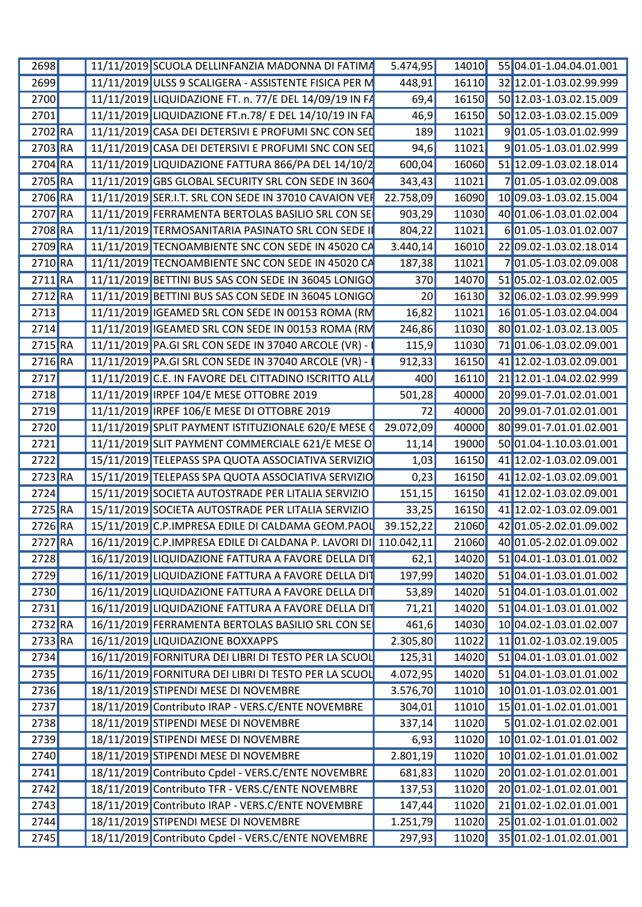| | | | | | | | |
|---|---|---|---|---|---|---|---|
| 2698 | | 11/11/2019 | SCUOLA DELLINFANZIA MADONNA DI FATIMA | 5.474,95 | 14010 | 55 | 04.01-1.04.04.01.001 |
| 2699 | | 11/11/2019 | ULSS 9 SCALIGERA - ASSISTENTE FISICA PER M | 448,91 | 16110 | 32 | 12.01-1.03.02.99.999 |
| 2700 | | 11/11/2019 | LIQUIDAZIONE FT. n. 77/E DEL 14/09/19 IN FA | 69,4 | 16150 | 50 | 12.03-1.03.02.15.009 |
| 2701 | | 11/11/2019 | LIQUIDAZIONE FT.n.78/ E DEL 14/10/19 IN FA | 46,9 | 16150 | 50 | 12.03-1.03.02.15.009 |
| 2702 | RA | 11/11/2019 | CASA DEI DETERSIVI E PROFUMI SNC CON SED | 189 | 11021 | 9 | 01.05-1.03.01.02.999 |
| 2703 | RA | 11/11/2019 | CASA DEI DETERSIVI E PROFUMI SNC CON SED | 94,6 | 11021 | 9 | 01.05-1.03.01.02.999 |
| 2704 | RA | 11/11/2019 | LIQUIDAZIONE FATTURA 866/PA DEL 14/10/2 | 600,04 | 16060 | 51 | 12.09-1.03.02.18.014 |
| 2705 | RA | 11/11/2019 | GBS GLOBAL SECURITY SRL CON SEDE IN 3604 | 343,43 | 11021 | 7 | 01.05-1.03.02.09.008 |
| 2706 | RA | 11/11/2019 | SER.I.T. SRL CON SEDE IN 37010 CAVAION VEI | 22.758,09 | 16090 | 10 | 09.03-1.03.02.15.004 |
| 2707 | RA | 11/11/2019 | FERRAMENTA BERTOLAS BASILIO SRL CON SE | 903,29 | 11030 | 40 | 01.06-1.03.01.02.004 |
| 2708 | RA | 11/11/2019 | TERMOSANITARIA PASINATO SRL CON SEDE I | 804,22 | 11021 | 6 | 01.05-1.03.01.02.007 |
| 2709 | RA | 11/11/2019 | TECNOAMBIENTE SNC CON SEDE IN 45020 CA | 3.440,14 | 16010 | 22 | 09.02-1.03.02.18.014 |
| 2710 | RA | 11/11/2019 | TECNOAMBIENTE SNC CON SEDE IN 45020 CA | 187,38 | 11021 | 7 | 01.05-1.03.02.09.008 |
| 2711 | RA | 11/11/2019 | BETTINI BUS SAS CON SEDE IN 36045 LONIGO | 370 | 14070 | 51 | 05.02-1.03.02.02.005 |
| 2712 | RA | 11/11/2019 | BETTINI BUS SAS CON SEDE IN 36045 LONIGO | 20 | 16130 | 32 | 06.02-1.03.02.99.999 |
| 2713 | | 11/11/2019 | IGEAMED SRL CON SEDE IN 00153 ROMA (RM | 16,82 | 11021 | 16 | 01.05-1.03.02.04.004 |
| 2714 | | 11/11/2019 | IGEAMED SRL CON SEDE IN 00153 ROMA (RM | 246,86 | 11030 | 80 | 01.02-1.03.02.13.005 |
| 2715 | RA | 11/11/2019 | PA.GI SRL CON SEDE IN 37040 ARCOLE (VR) - | 115,9 | 11030 | 71 | 01.06-1.03.02.09.001 |
| 2716 | RA | 11/11/2019 | PA.GI SRL CON SEDE IN 37040 ARCOLE (VR) - | 912,33 | 16150 | 41 | 12.02-1.03.02.09.001 |
| 2717 | | 11/11/2019 | C.E. IN FAVORE DEL CITTADINO ISCRITTO ALL | 400 | 16110 | 21 | 12.01-1.04.02.02.999 |
| 2718 | | 11/11/2019 | IRPEF 104/E MESE OTTOBRE 2019 | 501,28 | 40000 | 20 | 99.01-7.01.02.01.001 |
| 2719 | | 11/11/2019 | IRPEF 106/E MESE DI OTTOBRE 2019 | 72 | 40000 | 20 | 99.01-7.01.02.01.001 |
| 2720 | | 11/11/2019 | SPLIT PAYMENT ISTITUZIONALE 620/E MESE ( | 29.072,09 | 40000 | 80 | 99.01-7.01.02.01.001 |
| 2721 | | 11/11/2019 | SLIT PAYMENT COMMERCIALE 621/E MESE O | 11,14 | 19000 | 50 | 01.04-1.10.03.01.001 |
| 2722 | | 15/11/2019 | TELEPASS SPA QUOTA ASSOCIATIVA SERVIZIO | 1,03 | 16150 | 41 | 12.02-1.03.02.09.001 |
| 2723 | RA | 15/11/2019 | TELEPASS SPA QUOTA ASSOCIATIVA SERVIZIO | 0,23 | 16150 | 41 | 12.02-1.03.02.09.001 |
| 2724 | | 15/11/2019 | SOCIETA AUTOSTRADE PER LITALIA SERVIZIO | 151,15 | 16150 | 41 | 12.02-1.03.02.09.001 |
| 2725 | RA | 15/11/2019 | SOCIETA AUTOSTRADE PER LITALIA SERVIZIO | 33,25 | 16150 | 41 | 12.02-1.03.02.09.001 |
| 2726 | RA | 15/11/2019 | C.P.IMPRESA EDILE DI CALDAMA GEOM.PAOL | 39.152,22 | 21060 | 42 | 01.05-2.02.01.09.002 |
| 2727 | RA | 16/11/2019 | C.P.IMPRESA EDILE DI CALDANA P. LAVORI DI | 110.042,11 | 21060 | 40 | 01.05-2.02.01.09.002 |
| 2728 | | 16/11/2019 | LIQUIDAZIONE FATTURA A FAVORE DELLA DIT | 62,1 | 14020 | 51 | 04.01-1.03.01.01.002 |
| 2729 | | 16/11/2019 | LIQUIDAZIONE FATTURA A FAVORE DELLA DIT | 197,99 | 14020 | 51 | 04.01-1.03.01.01.002 |
| 2730 | | 16/11/2019 | LIQUIDAZIONE FATTURA A FAVORE DELLA DIT | 53,89 | 14020 | 51 | 04.01-1.03.01.01.002 |
| 2731 | | 16/11/2019 | LIQUIDAZIONE FATTURA A FAVORE DELLA DIT | 71,21 | 14020 | 51 | 04.01-1.03.01.01.002 |
| 2732 | RA | 16/11/2019 | FERRAMENTA BERTOLAS BASILIO SRL CON SE | 461,6 | 14030 | 10 | 04.02-1.03.01.02.007 |
| 2733 | RA | 16/11/2019 | LIQUIDAZIONE BOXXAPPS | 2.305,80 | 11022 | 11 | 01.02-1.03.02.19.005 |
| 2734 | | 16/11/2019 | FORNITURA DEI LIBRI DI TESTO PER LA SCUOL | 125,31 | 14020 | 51 | 04.01-1.03.01.01.002 |
| 2735 | | 16/11/2019 | FORNITURA DEI LIBRI DI TESTO PER LA SCUOL | 4.072,95 | 14020 | 51 | 04.01-1.03.01.01.002 |
| 2736 | | 18/11/2019 | STIPENDI MESE DI NOVEMBRE | 3.576,70 | 11010 | 10 | 01.01-1.03.02.01.001 |
| 2737 | | 18/11/2019 | Contributo IRAP - VERS.C/ENTE NOVEMBRE | 304,01 | 11010 | 15 | 01.01-1.02.01.01.001 |
| 2738 | | 18/11/2019 | STIPENDI MESE DI NOVEMBRE | 337,14 | 11020 | 5 | 01.02-1.01.02.02.001 |
| 2739 | | 18/11/2019 | STIPENDI MESE DI NOVEMBRE | 6,93 | 11020 | 10 | 01.02-1.01.01.01.002 |
| 2740 | | 18/11/2019 | STIPENDI MESE DI NOVEMBRE | 2.801,19 | 11020 | 10 | 01.02-1.01.01.01.002 |
| 2741 | | 18/11/2019 | Contributo Cpdel - VERS.C/ENTE NOVEMBRE | 681,83 | 11020 | 20 | 01.02-1.01.02.01.001 |
| 2742 | | 18/11/2019 | Contributo TFR - VERS.C/ENTE NOVEMBRE | 137,53 | 11020 | 20 | 01.02-1.01.02.01.001 |
| 2743 | | 18/11/2019 | Contributo IRAP - VERS.C/ENTE NOVEMBRE | 147,44 | 11020 | 21 | 01.02-1.02.01.01.001 |
| 2744 | | 18/11/2019 | STIPENDI MESE DI NOVEMBRE | 1.251,79 | 11020 | 25 | 01.02-1.01.01.01.002 |
| 2745 | | 18/11/2019 | Contributo Cpdel - VERS.C/ENTE NOVEMBRE | 297,93 | 11020 | 35 | 01.02-1.01.02.01.001 |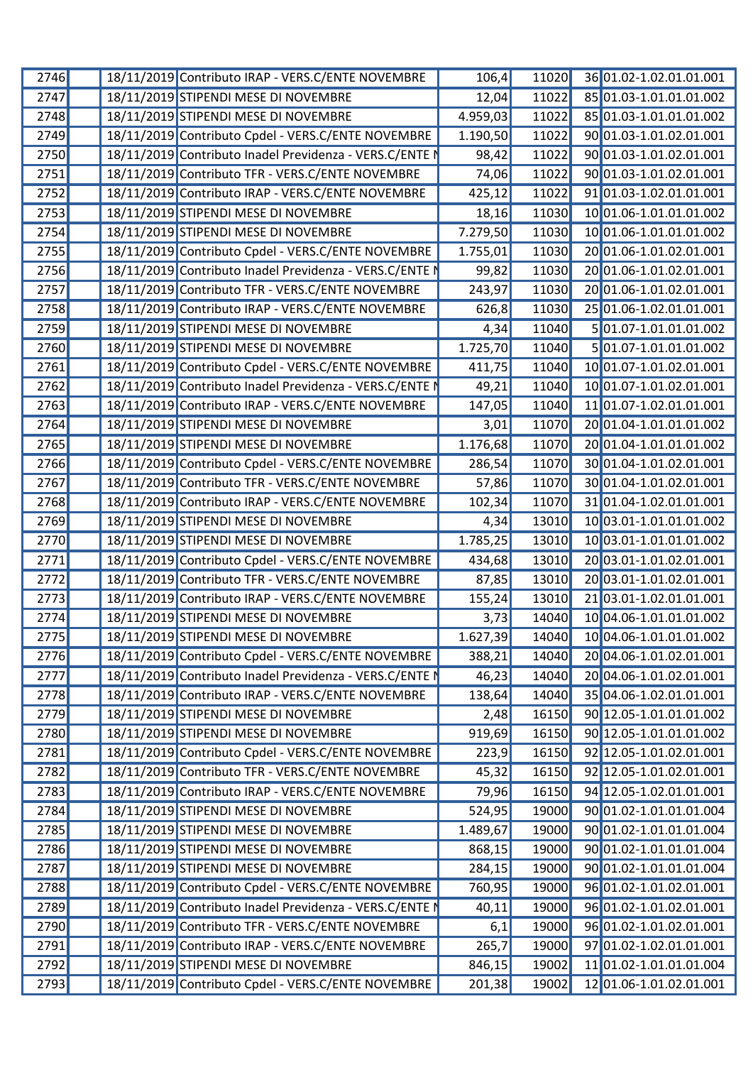| | | | | | | | |
|---|---|---|---|---|---|---|---|
| 2746 | | 18/11/2019 | Contributo IRAP - VERS.C/ENTE NOVEMBRE | 106,4 | 11020 | 36 | 01.02-1.02.01.01.001 |
| 2747 | | 18/11/2019 | STIPENDI MESE DI NOVEMBRE | 12,04 | 11022 | 85 | 01.03-1.01.01.01.002 |
| 2748 | | 18/11/2019 | STIPENDI MESE DI NOVEMBRE | 4.959,03 | 11022 | 85 | 01.03-1.01.01.01.002 |
| 2749 | | 18/11/2019 | Contributo Cpdel - VERS.C/ENTE NOVEMBRE | 1.190,50 | 11022 | 90 | 01.03-1.01.02.01.001 |
| 2750 | | 18/11/2019 | Contributo Inadel Previdenza - VERS.C/ENTE N | 98,42 | 11022 | 90 | 01.03-1.01.02.01.001 |
| 2751 | | 18/11/2019 | Contributo TFR - VERS.C/ENTE NOVEMBRE | 74,06 | 11022 | 90 | 01.03-1.01.02.01.001 |
| 2752 | | 18/11/2019 | Contributo IRAP - VERS.C/ENTE NOVEMBRE | 425,12 | 11022 | 91 | 01.03-1.02.01.01.001 |
| 2753 | | 18/11/2019 | STIPENDI MESE DI NOVEMBRE | 18,16 | 11030 | 10 | 01.06-1.01.01.01.002 |
| 2754 | | 18/11/2019 | STIPENDI MESE DI NOVEMBRE | 7.279,50 | 11030 | 10 | 01.06-1.01.01.01.002 |
| 2755 | | 18/11/2019 | Contributo Cpdel - VERS.C/ENTE NOVEMBRE | 1.755,01 | 11030 | 20 | 01.06-1.01.02.01.001 |
| 2756 | | 18/11/2019 | Contributo Inadel Previdenza - VERS.C/ENTE N | 99,82 | 11030 | 20 | 01.06-1.01.02.01.001 |
| 2757 | | 18/11/2019 | Contributo TFR - VERS.C/ENTE NOVEMBRE | 243,97 | 11030 | 20 | 01.06-1.01.02.01.001 |
| 2758 | | 18/11/2019 | Contributo IRAP - VERS.C/ENTE NOVEMBRE | 626,8 | 11030 | 25 | 01.06-1.02.01.01.001 |
| 2759 | | 18/11/2019 | STIPENDI MESE DI NOVEMBRE | 4,34 | 11040 | 5 | 01.07-1.01.01.01.002 |
| 2760 | | 18/11/2019 | STIPENDI MESE DI NOVEMBRE | 1.725,70 | 11040 | 5 | 01.07-1.01.01.01.002 |
| 2761 | | 18/11/2019 | Contributo Cpdel - VERS.C/ENTE NOVEMBRE | 411,75 | 11040 | 10 | 01.07-1.01.02.01.001 |
| 2762 | | 18/11/2019 | Contributo Inadel Previdenza - VERS.C/ENTE N | 49,21 | 11040 | 10 | 01.07-1.01.02.01.001 |
| 2763 | | 18/11/2019 | Contributo IRAP - VERS.C/ENTE NOVEMBRE | 147,05 | 11040 | 11 | 01.07-1.02.01.01.001 |
| 2764 | | 18/11/2019 | STIPENDI MESE DI NOVEMBRE | 3,01 | 11070 | 20 | 01.04-1.01.01.01.002 |
| 2765 | | 18/11/2019 | STIPENDI MESE DI NOVEMBRE | 1.176,68 | 11070 | 20 | 01.04-1.01.01.01.002 |
| 2766 | | 18/11/2019 | Contributo Cpdel - VERS.C/ENTE NOVEMBRE | 286,54 | 11070 | 30 | 01.04-1.01.02.01.001 |
| 2767 | | 18/11/2019 | Contributo TFR - VERS.C/ENTE NOVEMBRE | 57,86 | 11070 | 30 | 01.04-1.01.02.01.001 |
| 2768 | | 18/11/2019 | Contributo IRAP - VERS.C/ENTE NOVEMBRE | 102,34 | 11070 | 31 | 01.04-1.02.01.01.001 |
| 2769 | | 18/11/2019 | STIPENDI MESE DI NOVEMBRE | 4,34 | 13010 | 10 | 03.01-1.01.01.01.002 |
| 2770 | | 18/11/2019 | STIPENDI MESE DI NOVEMBRE | 1.785,25 | 13010 | 10 | 03.01-1.01.01.01.002 |
| 2771 | | 18/11/2019 | Contributo Cpdel - VERS.C/ENTE NOVEMBRE | 434,68 | 13010 | 20 | 03.01-1.01.02.01.001 |
| 2772 | | 18/11/2019 | Contributo TFR - VERS.C/ENTE NOVEMBRE | 87,85 | 13010 | 20 | 03.01-1.01.02.01.001 |
| 2773 | | 18/11/2019 | Contributo IRAP - VERS.C/ENTE NOVEMBRE | 155,24 | 13010 | 21 | 03.01-1.02.01.01.001 |
| 2774 | | 18/11/2019 | STIPENDI MESE DI NOVEMBRE | 3,73 | 14040 | 10 | 04.06-1.01.01.01.002 |
| 2775 | | 18/11/2019 | STIPENDI MESE DI NOVEMBRE | 1.627,39 | 14040 | 10 | 04.06-1.01.01.01.002 |
| 2776 | | 18/11/2019 | Contributo Cpdel - VERS.C/ENTE NOVEMBRE | 388,21 | 14040 | 20 | 04.06-1.01.02.01.001 |
| 2777 | | 18/11/2019 | Contributo Inadel Previdenza - VERS.C/ENTE N | 46,23 | 14040 | 20 | 04.06-1.01.02.01.001 |
| 2778 | | 18/11/2019 | Contributo IRAP - VERS.C/ENTE NOVEMBRE | 138,64 | 14040 | 35 | 04.06-1.02.01.01.001 |
| 2779 | | 18/11/2019 | STIPENDI MESE DI NOVEMBRE | 2,48 | 16150 | 90 | 12.05-1.01.01.01.002 |
| 2780 | | 18/11/2019 | STIPENDI MESE DI NOVEMBRE | 919,69 | 16150 | 90 | 12.05-1.01.01.01.002 |
| 2781 | | 18/11/2019 | Contributo Cpdel - VERS.C/ENTE NOVEMBRE | 223,9 | 16150 | 92 | 12.05-1.01.02.01.001 |
| 2782 | | 18/11/2019 | Contributo TFR - VERS.C/ENTE NOVEMBRE | 45,32 | 16150 | 92 | 12.05-1.01.02.01.001 |
| 2783 | | 18/11/2019 | Contributo IRAP - VERS.C/ENTE NOVEMBRE | 79,96 | 16150 | 94 | 12.05-1.02.01.01.001 |
| 2784 | | 18/11/2019 | STIPENDI MESE DI NOVEMBRE | 524,95 | 19000 | 90 | 01.02-1.01.01.01.004 |
| 2785 | | 18/11/2019 | STIPENDI MESE DI NOVEMBRE | 1.489,67 | 19000 | 90 | 01.02-1.01.01.01.004 |
| 2786 | | 18/11/2019 | STIPENDI MESE DI NOVEMBRE | 868,15 | 19000 | 90 | 01.02-1.01.01.01.004 |
| 2787 | | 18/11/2019 | STIPENDI MESE DI NOVEMBRE | 284,15 | 19000 | 90 | 01.02-1.01.01.01.004 |
| 2788 | | 18/11/2019 | Contributo Cpdel - VERS.C/ENTE NOVEMBRE | 760,95 | 19000 | 96 | 01.02-1.01.02.01.001 |
| 2789 | | 18/11/2019 | Contributo Inadel Previdenza - VERS.C/ENTE N | 40,11 | 19000 | 96 | 01.02-1.01.02.01.001 |
| 2790 | | 18/11/2019 | Contributo TFR - VERS.C/ENTE NOVEMBRE | 6,1 | 19000 | 96 | 01.02-1.01.02.01.001 |
| 2791 | | 18/11/2019 | Contributo IRAP - VERS.C/ENTE NOVEMBRE | 265,7 | 19000 | 97 | 01.02-1.02.01.01.001 |
| 2792 | | 18/11/2019 | STIPENDI MESE DI NOVEMBRE | 846,15 | 19002 | 11 | 01.02-1.01.01.01.004 |
| 2793 | | 18/11/2019 | Contributo Cpdel - VERS.C/ENTE NOVEMBRE | 201,38 | 19002 | 12 | 01.06-1.01.02.01.001 |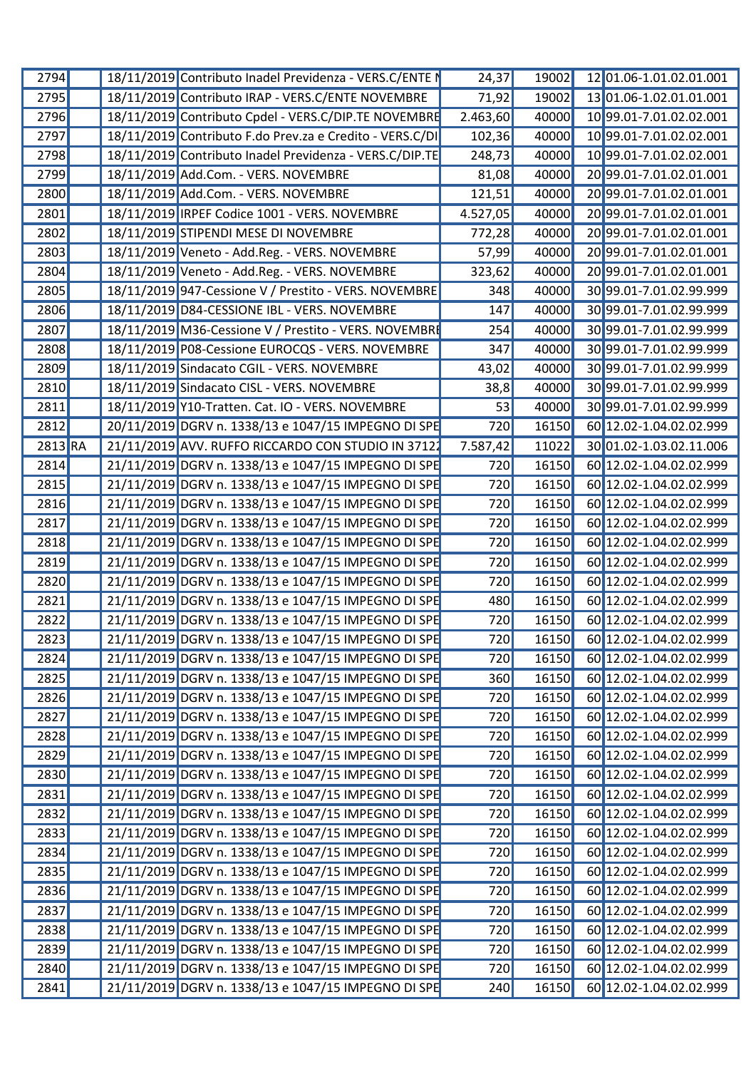| | | | | | | | |
|---|---|---|---|---|---|---|---|
| 2794 | | 18/11/2019 | Contributo Inadel Previdenza - VERS.C/ENTE N | 24,37 | 19002 | 12 | 01.06-1.01.02.01.001 |
| 2795 | | 18/11/2019 | Contributo IRAP - VERS.C/ENTE NOVEMBRE | 71,92 | 19002 | 13 | 01.06-1.02.01.01.001 |
| 2796 | | 18/11/2019 | Contributo Cpdel - VERS.C/DIP.TE NOVEMBRE | 2.463,60 | 40000 | 10 | 99.01-7.01.02.02.001 |
| 2797 | | 18/11/2019 | Contributo F.do Prev.za e Credito - VERS.C/DI | 102,36 | 40000 | 10 | 99.01-7.01.02.02.001 |
| 2798 | | 18/11/2019 | Contributo Inadel Previdenza - VERS.C/DIP.TE | 248,73 | 40000 | 10 | 99.01-7.01.02.02.001 |
| 2799 | | 18/11/2019 | Add.Com. - VERS. NOVEMBRE | 81,08 | 40000 | 20 | 99.01-7.01.02.01.001 |
| 2800 | | 18/11/2019 | Add.Com. - VERS. NOVEMBRE | 121,51 | 40000 | 20 | 99.01-7.01.02.01.001 |
| 2801 | | 18/11/2019 | IRPEF Codice 1001 - VERS. NOVEMBRE | 4.527,05 | 40000 | 20 | 99.01-7.01.02.01.001 |
| 2802 | | 18/11/2019 | STIPENDI MESE DI NOVEMBRE | 772,28 | 40000 | 20 | 99.01-7.01.02.01.001 |
| 2803 | | 18/11/2019 | Veneto - Add.Reg. - VERS. NOVEMBRE | 57,99 | 40000 | 20 | 99.01-7.01.02.01.001 |
| 2804 | | 18/11/2019 | Veneto - Add.Reg. - VERS. NOVEMBRE | 323,62 | 40000 | 20 | 99.01-7.01.02.01.001 |
| 2805 | | 18/11/2019 | 947-Cessione V / Prestito - VERS. NOVEMBRE | 348 | 40000 | 30 | 99.01-7.01.02.99.999 |
| 2806 | | 18/11/2019 | D84-CESSIONE IBL - VERS. NOVEMBRE | 147 | 40000 | 30 | 99.01-7.01.02.99.999 |
| 2807 | | 18/11/2019 | M36-Cessione V / Prestito - VERS. NOVEMBRE | 254 | 40000 | 30 | 99.01-7.01.02.99.999 |
| 2808 | | 18/11/2019 | P08-Cessione EUROCQS - VERS. NOVEMBRE | 347 | 40000 | 30 | 99.01-7.01.02.99.999 |
| 2809 | | 18/11/2019 | Sindacato CGIL - VERS. NOVEMBRE | 43,02 | 40000 | 30 | 99.01-7.01.02.99.999 |
| 2810 | | 18/11/2019 | Sindacato CISL - VERS. NOVEMBRE | 38,8 | 40000 | 30 | 99.01-7.01.02.99.999 |
| 2811 | | 18/11/2019 | Y10-Tratten. Cat. IO - VERS. NOVEMBRE | 53 | 40000 | 30 | 99.01-7.01.02.99.999 |
| 2812 | | 20/11/2019 | DGRV n. 1338/13 e 1047/15 IMPEGNO DI SPE | 720 | 16150 | 60 | 12.02-1.04.02.02.999 |
| 2813 | RA | 21/11/2019 | AVV. RUFFO RICCARDO CON STUDIO IN 3712 | 7.587,42 | 11022 | 30 | 01.02-1.03.02.11.006 |
| 2814 | | 21/11/2019 | DGRV n. 1338/13 e 1047/15 IMPEGNO DI SPE | 720 | 16150 | 60 | 12.02-1.04.02.02.999 |
| 2815 | | 21/11/2019 | DGRV n. 1338/13 e 1047/15 IMPEGNO DI SPE | 720 | 16150 | 60 | 12.02-1.04.02.02.999 |
| 2816 | | 21/11/2019 | DGRV n. 1338/13 e 1047/15 IMPEGNO DI SPE | 720 | 16150 | 60 | 12.02-1.04.02.02.999 |
| 2817 | | 21/11/2019 | DGRV n. 1338/13 e 1047/15 IMPEGNO DI SPE | 720 | 16150 | 60 | 12.02-1.04.02.02.999 |
| 2818 | | 21/11/2019 | DGRV n. 1338/13 e 1047/15 IMPEGNO DI SPE | 720 | 16150 | 60 | 12.02-1.04.02.02.999 |
| 2819 | | 21/11/2019 | DGRV n. 1338/13 e 1047/15 IMPEGNO DI SPE | 720 | 16150 | 60 | 12.02-1.04.02.02.999 |
| 2820 | | 21/11/2019 | DGRV n. 1338/13 e 1047/15 IMPEGNO DI SPE | 720 | 16150 | 60 | 12.02-1.04.02.02.999 |
| 2821 | | 21/11/2019 | DGRV n. 1338/13 e 1047/15 IMPEGNO DI SPE | 480 | 16150 | 60 | 12.02-1.04.02.02.999 |
| 2822 | | 21/11/2019 | DGRV n. 1338/13 e 1047/15 IMPEGNO DI SPE | 720 | 16150 | 60 | 12.02-1.04.02.02.999 |
| 2823 | | 21/11/2019 | DGRV n. 1338/13 e 1047/15 IMPEGNO DI SPE | 720 | 16150 | 60 | 12.02-1.04.02.02.999 |
| 2824 | | 21/11/2019 | DGRV n. 1338/13 e 1047/15 IMPEGNO DI SPE | 720 | 16150 | 60 | 12.02-1.04.02.02.999 |
| 2825 | | 21/11/2019 | DGRV n. 1338/13 e 1047/15 IMPEGNO DI SPE | 360 | 16150 | 60 | 12.02-1.04.02.02.999 |
| 2826 | | 21/11/2019 | DGRV n. 1338/13 e 1047/15 IMPEGNO DI SPE | 720 | 16150 | 60 | 12.02-1.04.02.02.999 |
| 2827 | | 21/11/2019 | DGRV n. 1338/13 e 1047/15 IMPEGNO DI SPE | 720 | 16150 | 60 | 12.02-1.04.02.02.999 |
| 2828 | | 21/11/2019 | DGRV n. 1338/13 e 1047/15 IMPEGNO DI SPE | 720 | 16150 | 60 | 12.02-1.04.02.02.999 |
| 2829 | | 21/11/2019 | DGRV n. 1338/13 e 1047/15 IMPEGNO DI SPE | 720 | 16150 | 60 | 12.02-1.04.02.02.999 |
| 2830 | | 21/11/2019 | DGRV n. 1338/13 e 1047/15 IMPEGNO DI SPE | 720 | 16150 | 60 | 12.02-1.04.02.02.999 |
| 2831 | | 21/11/2019 | DGRV n. 1338/13 e 1047/15 IMPEGNO DI SPE | 720 | 16150 | 60 | 12.02-1.04.02.02.999 |
| 2832 | | 21/11/2019 | DGRV n. 1338/13 e 1047/15 IMPEGNO DI SPE | 720 | 16150 | 60 | 12.02-1.04.02.02.999 |
| 2833 | | 21/11/2019 | DGRV n. 1338/13 e 1047/15 IMPEGNO DI SPE | 720 | 16150 | 60 | 12.02-1.04.02.02.999 |
| 2834 | | 21/11/2019 | DGRV n. 1338/13 e 1047/15 IMPEGNO DI SPE | 720 | 16150 | 60 | 12.02-1.04.02.02.999 |
| 2835 | | 21/11/2019 | DGRV n. 1338/13 e 1047/15 IMPEGNO DI SPE | 720 | 16150 | 60 | 12.02-1.04.02.02.999 |
| 2836 | | 21/11/2019 | DGRV n. 1338/13 e 1047/15 IMPEGNO DI SPE | 720 | 16150 | 60 | 12.02-1.04.02.02.999 |
| 2837 | | 21/11/2019 | DGRV n. 1338/13 e 1047/15 IMPEGNO DI SPE | 720 | 16150 | 60 | 12.02-1.04.02.02.999 |
| 2838 | | 21/11/2019 | DGRV n. 1338/13 e 1047/15 IMPEGNO DI SPE | 720 | 16150 | 60 | 12.02-1.04.02.02.999 |
| 2839 | | 21/11/2019 | DGRV n. 1338/13 e 1047/15 IMPEGNO DI SPE | 720 | 16150 | 60 | 12.02-1.04.02.02.999 |
| 2840 | | 21/11/2019 | DGRV n. 1338/13 e 1047/15 IMPEGNO DI SPE | 720 | 16150 | 60 | 12.02-1.04.02.02.999 |
| 2841 | | 21/11/2019 | DGRV n. 1338/13 e 1047/15 IMPEGNO DI SPE | 240 | 16150 | 60 | 12.02-1.04.02.02.999 |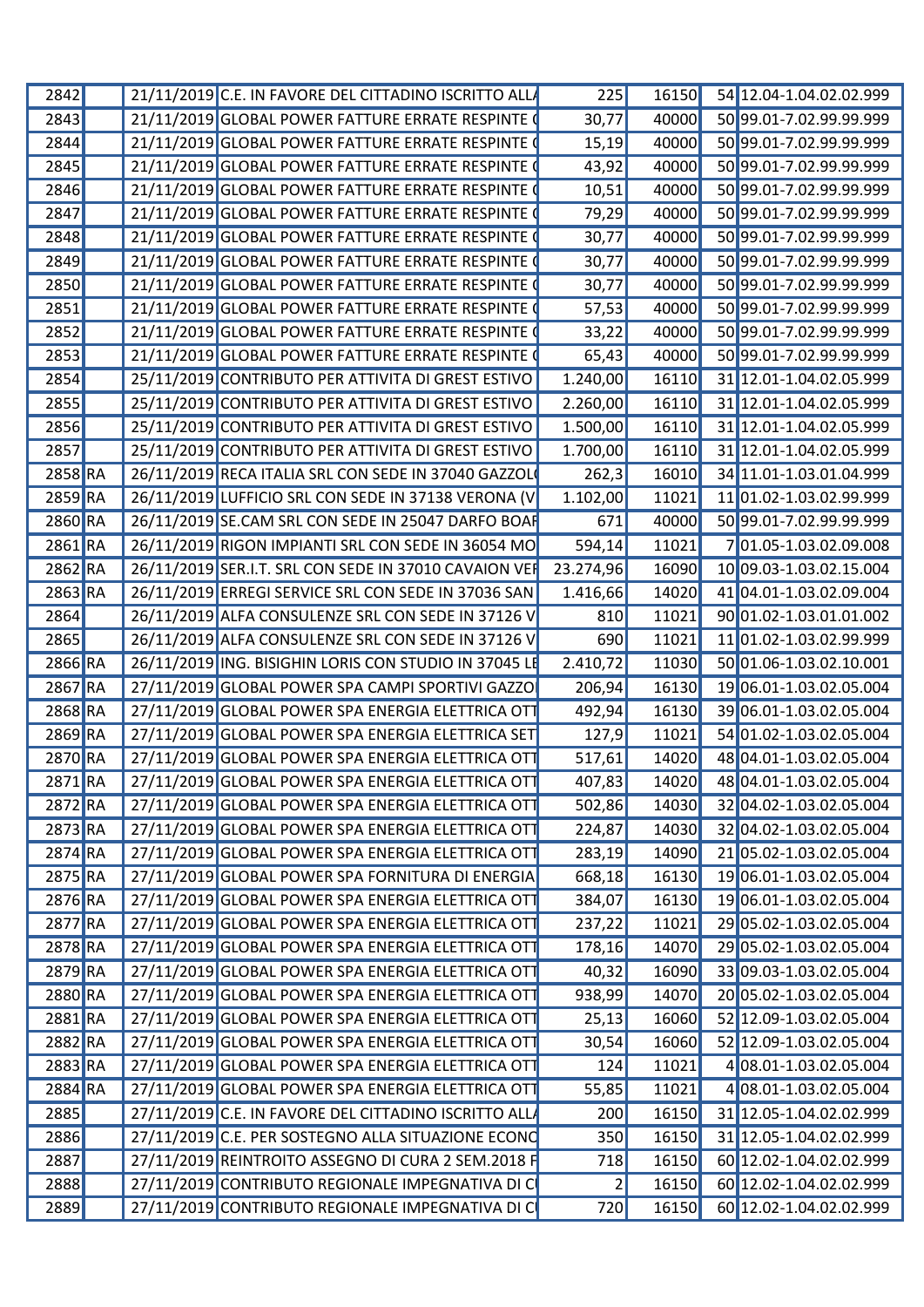| | | | | | | | |
|---|---|---|---|---|---|---|---|
| 2842 | | 21/11/2019 | C.E. IN FAVORE DEL CITTADINO ISCRITTO ALL/ | 225 | 16150 | 54 | 12.04-1.04.02.02.999 |
| 2843 | | 21/11/2019 | GLOBAL POWER FATTURE ERRATE RESPINTE ( | 30,77 | 40000 | 50 | 99.01-7.02.99.99.999 |
| 2844 | | 21/11/2019 | GLOBAL POWER FATTURE ERRATE RESPINTE ( | 15,19 | 40000 | 50 | 99.01-7.02.99.99.999 |
| 2845 | | 21/11/2019 | GLOBAL POWER FATTURE ERRATE RESPINTE ( | 43,92 | 40000 | 50 | 99.01-7.02.99.99.999 |
| 2846 | | 21/11/2019 | GLOBAL POWER FATTURE ERRATE RESPINTE ( | 10,51 | 40000 | 50 | 99.01-7.02.99.99.999 |
| 2847 | | 21/11/2019 | GLOBAL POWER FATTURE ERRATE RESPINTE ( | 79,29 | 40000 | 50 | 99.01-7.02.99.99.999 |
| 2848 | | 21/11/2019 | GLOBAL POWER FATTURE ERRATE RESPINTE ( | 30,77 | 40000 | 50 | 99.01-7.02.99.99.999 |
| 2849 | | 21/11/2019 | GLOBAL POWER FATTURE ERRATE RESPINTE ( | 30,77 | 40000 | 50 | 99.01-7.02.99.99.999 |
| 2850 | | 21/11/2019 | GLOBAL POWER FATTURE ERRATE RESPINTE ( | 30,77 | 40000 | 50 | 99.01-7.02.99.99.999 |
| 2851 | | 21/11/2019 | GLOBAL POWER FATTURE ERRATE RESPINTE ( | 57,53 | 40000 | 50 | 99.01-7.02.99.99.999 |
| 2852 | | 21/11/2019 | GLOBAL POWER FATTURE ERRATE RESPINTE ( | 33,22 | 40000 | 50 | 99.01-7.02.99.99.999 |
| 2853 | | 21/11/2019 | GLOBAL POWER FATTURE ERRATE RESPINTE ( | 65,43 | 40000 | 50 | 99.01-7.02.99.99.999 |
| 2854 | | 25/11/2019 | CONTRIBUTO PER ATTIVITA DI GREST ESTIVO | 1.240,00 | 16110 | 31 | 12.01-1.04.02.05.999 |
| 2855 | | 25/11/2019 | CONTRIBUTO PER ATTIVITA DI GREST ESTIVO | 2.260,00 | 16110 | 31 | 12.01-1.04.02.05.999 |
| 2856 | | 25/11/2019 | CONTRIBUTO PER ATTIVITA DI GREST ESTIVO | 1.500,00 | 16110 | 31 | 12.01-1.04.02.05.999 |
| 2857 | | 25/11/2019 | CONTRIBUTO PER ATTIVITA DI GREST ESTIVO | 1.700,00 | 16110 | 31 | 12.01-1.04.02.05.999 |
| 2858 | RA | 26/11/2019 | RECA ITALIA SRL CON SEDE IN 37040 GAZZOL | 262,3 | 16010 | 34 | 11.01-1.03.01.04.999 |
| 2859 | RA | 26/11/2019 | LUFFICIO SRL CON SEDE IN 37138 VERONA (V | 1.102,00 | 11021 | 11 | 01.02-1.03.02.99.999 |
| 2860 | RA | 26/11/2019 | SE.CAM SRL CON SEDE IN 25047 DARFO BOAR | 671 | 40000 | 50 | 99.01-7.02.99.99.999 |
| 2861 | RA | 26/11/2019 | RIGON IMPIANTI SRL CON SEDE IN 36054 MO | 594,14 | 11021 | 7 | 01.05-1.03.02.09.008 |
| 2862 | RA | 26/11/2019 | SER.I.T. SRL CON SEDE IN 37010 CAVAION VEF | 23.274,96 | 16090 | 10 | 09.03-1.03.02.15.004 |
| 2863 | RA | 26/11/2019 | ERREGI SERVICE SRL CON SEDE IN 37036 SAN | 1.416,66 | 14020 | 41 | 04.01-1.03.02.09.004 |
| 2864 | | 26/11/2019 | ALFA CONSULENZE SRL CON SEDE IN 37126 V | 810 | 11021 | 90 | 01.02-1.03.01.01.002 |
| 2865 | | 26/11/2019 | ALFA CONSULENZE SRL CON SEDE IN 37126 V | 690 | 11021 | 11 | 01.02-1.03.02.99.999 |
| 2866 | RA | 26/11/2019 | ING. BISIGHIN LORIS CON STUDIO IN 37045 LE | 2.410,72 | 11030 | 50 | 01.06-1.03.02.10.001 |
| 2867 | RA | 27/11/2019 | GLOBAL POWER SPA CAMPI SPORTIVI GAZZO | 206,94 | 16130 | 19 | 06.01-1.03.02.05.004 |
| 2868 | RA | 27/11/2019 | GLOBAL POWER SPA ENERGIA ELETTRICA OTT | 492,94 | 16130 | 39 | 06.01-1.03.02.05.004 |
| 2869 | RA | 27/11/2019 | GLOBAL POWER SPA ENERGIA ELETTRICA SET | 127,9 | 11021 | 54 | 01.02-1.03.02.05.004 |
| 2870 | RA | 27/11/2019 | GLOBAL POWER SPA ENERGIA ELETTRICA OTT | 517,61 | 14020 | 48 | 04.01-1.03.02.05.004 |
| 2871 | RA | 27/11/2019 | GLOBAL POWER SPA ENERGIA ELETTRICA OTT | 407,83 | 14020 | 48 | 04.01-1.03.02.05.004 |
| 2872 | RA | 27/11/2019 | GLOBAL POWER SPA ENERGIA ELETTRICA OTT | 502,86 | 14030 | 32 | 04.02-1.03.02.05.004 |
| 2873 | RA | 27/11/2019 | GLOBAL POWER SPA ENERGIA ELETTRICA OTT | 224,87 | 14030 | 32 | 04.02-1.03.02.05.004 |
| 2874 | RA | 27/11/2019 | GLOBAL POWER SPA ENERGIA ELETTRICA OTT | 283,19 | 14090 | 21 | 05.02-1.03.02.05.004 |
| 2875 | RA | 27/11/2019 | GLOBAL POWER SPA FORNITURA DI ENERGIA | 668,18 | 16130 | 19 | 06.01-1.03.02.05.004 |
| 2876 | RA | 27/11/2019 | GLOBAL POWER SPA ENERGIA ELETTRICA OTT | 384,07 | 16130 | 19 | 06.01-1.03.02.05.004 |
| 2877 | RA | 27/11/2019 | GLOBAL POWER SPA ENERGIA ELETTRICA OTT | 237,22 | 11021 | 29 | 05.02-1.03.02.05.004 |
| 2878 | RA | 27/11/2019 | GLOBAL POWER SPA ENERGIA ELETTRICA OTT | 178,16 | 14070 | 29 | 05.02-1.03.02.05.004 |
| 2879 | RA | 27/11/2019 | GLOBAL POWER SPA ENERGIA ELETTRICA OTT | 40,32 | 16090 | 33 | 09.03-1.03.02.05.004 |
| 2880 | RA | 27/11/2019 | GLOBAL POWER SPA ENERGIA ELETTRICA OTT | 938,99 | 14070 | 20 | 05.02-1.03.02.05.004 |
| 2881 | RA | 27/11/2019 | GLOBAL POWER SPA ENERGIA ELETTRICA OTT | 25,13 | 16060 | 52 | 12.09-1.03.02.05.004 |
| 2882 | RA | 27/11/2019 | GLOBAL POWER SPA ENERGIA ELETTRICA OTT | 30,54 | 16060 | 52 | 12.09-1.03.02.05.004 |
| 2883 | RA | 27/11/2019 | GLOBAL POWER SPA ENERGIA ELETTRICA OTT | 124 | 11021 | 4 | 08.01-1.03.02.05.004 |
| 2884 | RA | 27/11/2019 | GLOBAL POWER SPA ENERGIA ELETTRICA OTT | 55,85 | 11021 | 4 | 08.01-1.03.02.05.004 |
| 2885 | | 27/11/2019 | C.E. IN FAVORE DEL CITTADINO ISCRITTO ALL/ | 200 | 16150 | 31 | 12.05-1.04.02.02.999 |
| 2886 | | 27/11/2019 | C.E. PER SOSTEGNO ALLA SITUAZIONE ECONO | 350 | 16150 | 31 | 12.05-1.04.02.02.999 |
| 2887 | | 27/11/2019 | REINTROITO ASSEGNO DI CURA 2 SEM.2018 F | 718 | 16150 | 60 | 12.02-1.04.02.02.999 |
| 2888 | | 27/11/2019 | CONTRIBUTO REGIONALE IMPEGNATIVA DI C | 2 | 16150 | 60 | 12.02-1.04.02.02.999 |
| 2889 | | 27/11/2019 | CONTRIBUTO REGIONALE IMPEGNATIVA DI C | 720 | 16150 | 60 | 12.02-1.04.02.02.999 |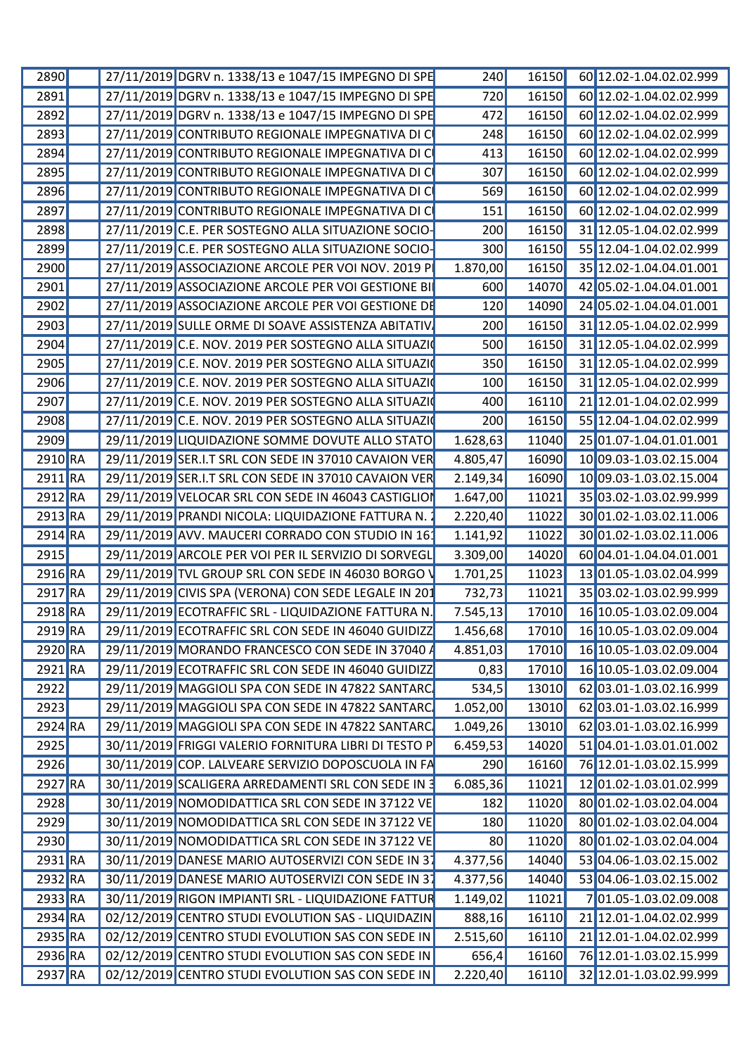| | | | | | | | |
|---|---|---|---|---|---|---|---|
| 2890 | | 27/11/2019 | DGRV n. 1338/13 e 1047/15 IMPEGNO DI SPE | 240 | 16150 | 60 | 12.02-1.04.02.02.999 |
| 2891 | | 27/11/2019 | DGRV n. 1338/13 e 1047/15 IMPEGNO DI SPE | 720 | 16150 | 60 | 12.02-1.04.02.02.999 |
| 2892 | | 27/11/2019 | DGRV n. 1338/13 e 1047/15 IMPEGNO DI SPE | 472 | 16150 | 60 | 12.02-1.04.02.02.999 |
| 2893 | | 27/11/2019 | CONTRIBUTO REGIONALE IMPEGNATIVA DI C | 248 | 16150 | 60 | 12.02-1.04.02.02.999 |
| 2894 | | 27/11/2019 | CONTRIBUTO REGIONALE IMPEGNATIVA DI C | 413 | 16150 | 60 | 12.02-1.04.02.02.999 |
| 2895 | | 27/11/2019 | CONTRIBUTO REGIONALE IMPEGNATIVA DI C | 307 | 16150 | 60 | 12.02-1.04.02.02.999 |
| 2896 | | 27/11/2019 | CONTRIBUTO REGIONALE IMPEGNATIVA DI C | 569 | 16150 | 60 | 12.02-1.04.02.02.999 |
| 2897 | | 27/11/2019 | CONTRIBUTO REGIONALE IMPEGNATIVA DI C | 151 | 16150 | 60 | 12.02-1.04.02.02.999 |
| 2898 | | 27/11/2019 | C.E. PER SOSTEGNO ALLA SITUAZIONE SOCIO- | 200 | 16150 | 31 | 12.05-1.04.02.02.999 |
| 2899 | | 27/11/2019 | C.E. PER SOSTEGNO ALLA SITUAZIONE SOCIO- | 300 | 16150 | 55 | 12.04-1.04.02.02.999 |
| 2900 | | 27/11/2019 | ASSOCIAZIONE ARCOLE PER VOI NOV. 2019 P | 1.870,00 | 16150 | 35 | 12.02-1.04.04.01.001 |
| 2901 | | 27/11/2019 | ASSOCIAZIONE ARCOLE PER VOI GESTIONE BI | 600 | 14070 | 42 | 05.02-1.04.04.01.001 |
| 2902 | | 27/11/2019 | ASSOCIAZIONE ARCOLE PER VOI GESTIONE DE | 120 | 14090 | 24 | 05.02-1.04.04.01.001 |
| 2903 | | 27/11/2019 | SULLE ORME DI SOAVE ASSISTENZA ABITATIV | 200 | 16150 | 31 | 12.05-1.04.02.02.999 |
| 2904 | | 27/11/2019 | C.E. NOV. 2019 PER SOSTEGNO ALLA SITUAZI | 500 | 16150 | 31 | 12.05-1.04.02.02.999 |
| 2905 | | 27/11/2019 | C.E. NOV. 2019 PER SOSTEGNO ALLA SITUAZI | 350 | 16150 | 31 | 12.05-1.04.02.02.999 |
| 2906 | | 27/11/2019 | C.E. NOV. 2019 PER SOSTEGNO ALLA SITUAZI | 100 | 16150 | 31 | 12.05-1.04.02.02.999 |
| 2907 | | 27/11/2019 | C.E. NOV. 2019 PER SOSTEGNO ALLA SITUAZI | 400 | 16110 | 21 | 12.01-1.04.02.02.999 |
| 2908 | | 27/11/2019 | C.E. NOV. 2019 PER SOSTEGNO ALLA SITUAZI | 200 | 16150 | 55 | 12.04-1.04.02.02.999 |
| 2909 | | 29/11/2019 | LIQUIDAZIONE SOMME DOVUTE ALLO STATO | 1.628,63 | 11040 | 25 | 01.07-1.04.01.01.001 |
| 2910 | RA | 29/11/2019 | SER.I.T SRL CON SEDE IN 37010 CAVAION VER | 4.805,47 | 16090 | 10 | 09.03-1.03.02.15.004 |
| 2911 | RA | 29/11/2019 | SER.I.T SRL CON SEDE IN 37010 CAVAION VER | 2.149,34 | 16090 | 10 | 09.03-1.03.02.15.004 |
| 2912 | RA | 29/11/2019 | VELOCAR SRL CON SEDE IN 46043 CASTIGLION | 1.647,00 | 11021 | 35 | 03.02-1.03.02.99.999 |
| 2913 | RA | 29/11/2019 | PRANDI NICOLA: LIQUIDAZIONE FATTURA N. | 2.220,40 | 11022 | 30 | 01.02-1.03.02.11.006 |
| 2914 | RA | 29/11/2019 | AVV. MAUCERI CORRADO CON STUDIO IN 16 | 1.141,92 | 11022 | 30 | 01.02-1.03.02.11.006 |
| 2915 | | 29/11/2019 | ARCOLE PER VOI PER IL SERVIZIO DI SORVEGL | 3.309,00 | 14020 | 60 | 04.01-1.04.04.01.001 |
| 2916 | RA | 29/11/2019 | TVL GROUP SRL CON SEDE IN 46030 BORGO V | 1.701,25 | 11023 | 13 | 01.05-1.03.02.04.999 |
| 2917 | RA | 29/11/2019 | CIVIS SPA (VERONA) CON SEDE LEGALE IN 20 | 732,73 | 11021 | 35 | 03.02-1.03.02.99.999 |
| 2918 | RA | 29/11/2019 | ECOTRAFFIC SRL - LIQUIDAZIONE FATTURA N. | 7.545,13 | 17010 | 16 | 10.05-1.03.02.09.004 |
| 2919 | RA | 29/11/2019 | ECOTRAFFIC SRL CON SEDE IN 46040 GUIDIZZ | 1.456,68 | 17010 | 16 | 10.05-1.03.02.09.004 |
| 2920 | RA | 29/11/2019 | MORANDO FRANCESCO CON SEDE IN 37040 A | 4.851,03 | 17010 | 16 | 10.05-1.03.02.09.004 |
| 2921 | RA | 29/11/2019 | ECOTRAFFIC SRL CON SEDE IN 46040 GUIDIZZ | 0,83 | 17010 | 16 | 10.05-1.03.02.09.004 |
| 2922 | | 29/11/2019 | MAGGIOLI SPA CON SEDE IN 47822 SANTARC | 534,5 | 13010 | 62 | 03.01-1.03.02.16.999 |
| 2923 | | 29/11/2019 | MAGGIOLI SPA CON SEDE IN 47822 SANTARC | 1.052,00 | 13010 | 62 | 03.01-1.03.02.16.999 |
| 2924 | RA | 29/11/2019 | MAGGIOLI SPA CON SEDE IN 47822 SANTARC | 1.049,26 | 13010 | 62 | 03.01-1.03.02.16.999 |
| 2925 | | 30/11/2019 | FRIGGI VALERIO FORNITURA LIBRI DI TESTO P | 6.459,53 | 14020 | 51 | 04.01-1.03.01.01.002 |
| 2926 | | 30/11/2019 | COP. LALVEARE SERVIZIO DOPOSCUOLA IN FA | 290 | 16160 | 76 | 12.01-1.03.02.15.999 |
| 2927 | RA | 30/11/2019 | SCALIGERA ARREDAMENTI SRL CON SEDE IN 3 | 6.085,36 | 11021 | 12 | 01.02-1.03.01.02.999 |
| 2928 | | 30/11/2019 | NOMODIDATTICA SRL CON SEDE IN 37122 VE | 182 | 11020 | 80 | 01.02-1.03.02.04.004 |
| 2929 | | 30/11/2019 | NOMODIDATTICA SRL CON SEDE IN 37122 VE | 180 | 11020 | 80 | 01.02-1.03.02.04.004 |
| 2930 | | 30/11/2019 | NOMODIDATTICA SRL CON SEDE IN 37122 VE | 80 | 11020 | 80 | 01.02-1.03.02.04.004 |
| 2931 | RA | 30/11/2019 | DANESE MARIO AUTOSERVIZI CON SEDE IN 3 | 4.377,56 | 14040 | 53 | 04.06-1.03.02.15.002 |
| 2932 | RA | 30/11/2019 | DANESE MARIO AUTOSERVIZI CON SEDE IN 3 | 4.377,56 | 14040 | 53 | 04.06-1.03.02.15.002 |
| 2933 | RA | 30/11/2019 | RIGON IMPIANTI SRL - LIQUIDAZIONE FATTUR | 1.149,02 | 11021 | 7 | 01.05-1.03.02.09.008 |
| 2934 | RA | 02/12/2019 | CENTRO STUDI EVOLUTION SAS - LIQUIDAZIN | 888,16 | 16110 | 21 | 12.01-1.04.02.02.999 |
| 2935 | RA | 02/12/2019 | CENTRO STUDI EVOLUTION SAS CON SEDE IN | 2.515,60 | 16110 | 21 | 12.01-1.04.02.02.999 |
| 2936 | RA | 02/12/2019 | CENTRO STUDI EVOLUTION SAS CON SEDE IN | 656,4 | 16160 | 76 | 12.01-1.03.02.15.999 |
| 2937 | RA | 02/12/2019 | CENTRO STUDI EVOLUTION SAS CON SEDE IN | 2.220,40 | 16110 | 32 | 12.01-1.03.02.99.999 |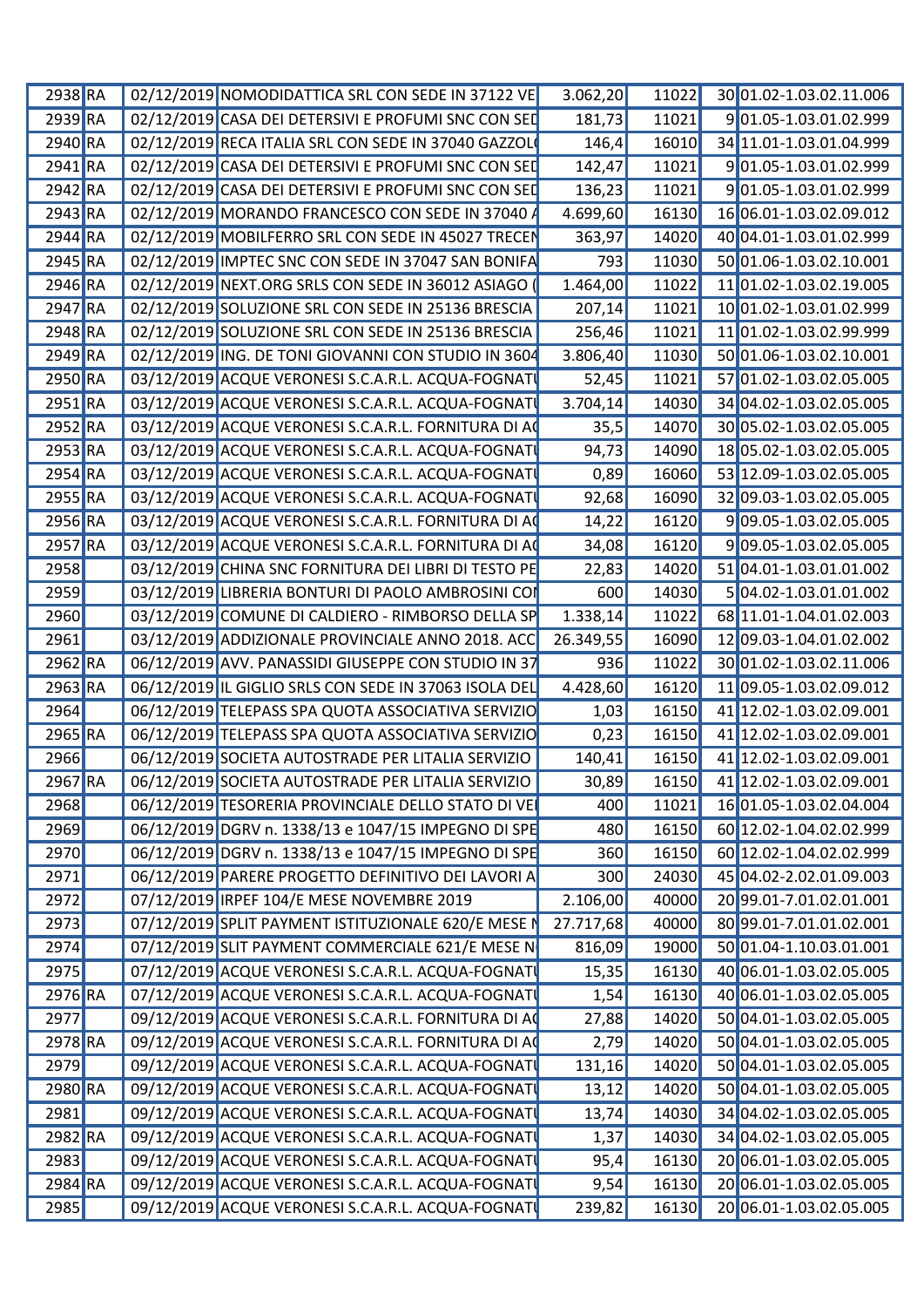| | | | | | | | |
|---|---|---|---|---|---|---|---|
| 2938 | RA | 02/12/2019 | NOMODIDATTICA SRL CON SEDE IN 37122 VE | 3.062,20 | 11022 | 30 | 01.02-1.03.02.11.006 |
| 2939 | RA | 02/12/2019 | CASA DEI DETERSIVI E PROFUMI SNC CON SED | 181,73 | 11021 | 9 | 01.05-1.03.01.02.999 |
| 2940 | RA | 02/12/2019 | RECA ITALIA SRL CON SEDE IN 37040 GAZZOL | 146,4 | 16010 | 34 | 11.01-1.03.01.04.999 |
| 2941 | RA | 02/12/2019 | CASA DEI DETERSIVI E PROFUMI SNC CON SED | 142,47 | 11021 | 9 | 01.05-1.03.01.02.999 |
| 2942 | RA | 02/12/2019 | CASA DEI DETERSIVI E PROFUMI SNC CON SED | 136,23 | 11021 | 9 | 01.05-1.03.01.02.999 |
| 2943 | RA | 02/12/2019 | MORANDO FRANCESCO CON SEDE IN 37040 A | 4.699,60 | 16130 | 16 | 06.01-1.03.02.09.012 |
| 2944 | RA | 02/12/2019 | MOBILFERRO SRL CON SEDE IN 45027 TRECEN | 363,97 | 14020 | 40 | 04.01-1.03.01.02.999 |
| 2945 | RA | 02/12/2019 | IMPTEC SNC CON SEDE IN 37047 SAN BONIFA | 793 | 11030 | 50 | 01.06-1.03.02.10.001 |
| 2946 | RA | 02/12/2019 | NEXT.ORG SRLS CON SEDE IN 36012 ASIAGO ( | 1.464,00 | 11022 | 11 | 01.02-1.03.02.19.005 |
| 2947 | RA | 02/12/2019 | SOLUZIONE SRL CON SEDE IN 25136 BRESCIA | 207,14 | 11021 | 10 | 01.02-1.03.01.02.999 |
| 2948 | RA | 02/12/2019 | SOLUZIONE SRL CON SEDE IN 25136 BRESCIA | 256,46 | 11021 | 11 | 01.02-1.03.02.99.999 |
| 2949 | RA | 02/12/2019 | ING. DE TONI GIOVANNI CON STUDIO IN 3604 | 3.806,40 | 11030 | 50 | 01.06-1.03.02.10.001 |
| 2950 | RA | 03/12/2019 | ACQUE VERONESI S.C.A.R.L. ACQUA-FOGNATU | 52,45 | 11021 | 57 | 01.02-1.03.02.05.005 |
| 2951 | RA | 03/12/2019 | ACQUE VERONESI S.C.A.R.L. ACQUA-FOGNATU | 3.704,14 | 14030 | 34 | 04.02-1.03.02.05.005 |
| 2952 | RA | 03/12/2019 | ACQUE VERONESI S.C.A.R.L. FORNITURA DI AC | 35,5 | 14070 | 30 | 05.02-1.03.02.05.005 |
| 2953 | RA | 03/12/2019 | ACQUE VERONESI S.C.A.R.L. ACQUA-FOGNATU | 94,73 | 14090 | 18 | 05.02-1.03.02.05.005 |
| 2954 | RA | 03/12/2019 | ACQUE VERONESI S.C.A.R.L. ACQUA-FOGNATU | 0,89 | 16060 | 53 | 12.09-1.03.02.05.005 |
| 2955 | RA | 03/12/2019 | ACQUE VERONESI S.C.A.R.L. ACQUA-FOGNATU | 92,68 | 16090 | 32 | 09.03-1.03.02.05.005 |
| 2956 | RA | 03/12/2019 | ACQUE VERONESI S.C.A.R.L. FORNITURA DI AC | 14,22 | 16120 | 9 | 09.05-1.03.02.05.005 |
| 2957 | RA | 03/12/2019 | ACQUE VERONESI S.C.A.R.L. FORNITURA DI AC | 34,08 | 16120 | 9 | 09.05-1.03.02.05.005 |
| 2958 | | 03/12/2019 | CHINA SNC FORNITURA DEI LIBRI DI TESTO PE | 22,83 | 14020 | 51 | 04.01-1.03.01.01.002 |
| 2959 | | 03/12/2019 | LIBRERIA BONTURI DI PAOLO AMBROSINI CON | 600 | 14030 | 5 | 04.02-1.03.01.01.002 |
| 2960 | | 03/12/2019 | COMUNE DI CALDIERO - RIMBORSO DELLA SP | 1.338,14 | 11022 | 68 | 11.01-1.04.01.02.003 |
| 2961 | | 03/12/2019 | ADDIZIONALE PROVINCIALE ANNO 2018. ACC | 26.349,55 | 16090 | 12 | 09.03-1.04.01.02.002 |
| 2962 | RA | 06/12/2019 | AVV. PANASSIDI GIUSEPPE CON STUDIO IN 37 | 936 | 11022 | 30 | 01.02-1.03.02.11.006 |
| 2963 | RA | 06/12/2019 | IL GIGLIO SRLS CON SEDE IN 37063 ISOLA DEL | 4.428,60 | 16120 | 11 | 09.05-1.03.02.09.012 |
| 2964 | | 06/12/2019 | TELEPASS SPA QUOTA ASSOCIATIVA SERVIZIO | 1,03 | 16150 | 41 | 12.02-1.03.02.09.001 |
| 2965 | RA | 06/12/2019 | TELEPASS SPA QUOTA ASSOCIATIVA SERVIZIO | 0,23 | 16150 | 41 | 12.02-1.03.02.09.001 |
| 2966 | | 06/12/2019 | SOCIETA AUTOSTRADE PER LITALIA SERVIZIO | 140,41 | 16150 | 41 | 12.02-1.03.02.09.001 |
| 2967 | RA | 06/12/2019 | SOCIETA AUTOSTRADE PER LITALIA SERVIZIO | 30,89 | 16150 | 41 | 12.02-1.03.02.09.001 |
| 2968 | | 06/12/2019 | TESORERIA PROVINCIALE DELLO STATO DI VE | 400 | 11021 | 16 | 01.05-1.03.02.04.004 |
| 2969 | | 06/12/2019 | DGRV n. 1338/13 e 1047/15 IMPEGNO DI SPE | 480 | 16150 | 60 | 12.02-1.04.02.02.999 |
| 2970 | | 06/12/2019 | DGRV n. 1338/13 e 1047/15 IMPEGNO DI SPE | 360 | 16150 | 60 | 12.02-1.04.02.02.999 |
| 2971 | | 06/12/2019 | PARERE PROGETTO DEFINITIVO DEI LAVORI A | 300 | 24030 | 45 | 04.02-2.02.01.09.003 |
| 2972 | | 07/12/2019 | IRPEF 104/E MESE NOVEMBRE 2019 | 2.106,00 | 40000 | 20 | 99.01-7.01.02.01.001 |
| 2973 | | 07/12/2019 | SPLIT PAYMENT ISTITUZIONALE 620/E MESE N | 27.717,68 | 40000 | 80 | 99.01-7.01.01.02.001 |
| 2974 | | 07/12/2019 | SLIT PAYMENT COMMERCIALE 621/E MESE N | 816,09 | 19000 | 50 | 01.04-1.10.03.01.001 |
| 2975 | | 07/12/2019 | ACQUE VERONESI S.C.A.R.L. ACQUA-FOGNATU | 15,35 | 16130 | 40 | 06.01-1.03.02.05.005 |
| 2976 | RA | 07/12/2019 | ACQUE VERONESI S.C.A.R.L. ACQUA-FOGNATU | 1,54 | 16130 | 40 | 06.01-1.03.02.05.005 |
| 2977 | | 09/12/2019 | ACQUE VERONESI S.C.A.R.L. FORNITURA DI AC | 27,88 | 14020 | 50 | 04.01-1.03.02.05.005 |
| 2978 | RA | 09/12/2019 | ACQUE VERONESI S.C.A.R.L. FORNITURA DI AC | 2,79 | 14020 | 50 | 04.01-1.03.02.05.005 |
| 2979 | | 09/12/2019 | ACQUE VERONESI S.C.A.R.L. ACQUA-FOGNATU | 131,16 | 14020 | 50 | 04.01-1.03.02.05.005 |
| 2980 | RA | 09/12/2019 | ACQUE VERONESI S.C.A.R.L. ACQUA-FOGNATU | 13,12 | 14020 | 50 | 04.01-1.03.02.05.005 |
| 2981 | | 09/12/2019 | ACQUE VERONESI S.C.A.R.L. ACQUA-FOGNATU | 13,74 | 14030 | 34 | 04.02-1.03.02.05.005 |
| 2982 | RA | 09/12/2019 | ACQUE VERONESI S.C.A.R.L. ACQUA-FOGNATU | 1,37 | 14030 | 34 | 04.02-1.03.02.05.005 |
| 2983 | | 09/12/2019 | ACQUE VERONESI S.C.A.R.L. ACQUA-FOGNATU | 95,4 | 16130 | 20 | 06.01-1.03.02.05.005 |
| 2984 | RA | 09/12/2019 | ACQUE VERONESI S.C.A.R.L. ACQUA-FOGNATU | 9,54 | 16130 | 20 | 06.01-1.03.02.05.005 |
| 2985 | | 09/12/2019 | ACQUE VERONESI S.C.A.R.L. ACQUA-FOGNATU | 239,82 | 16130 | 20 | 06.01-1.03.02.05.005 |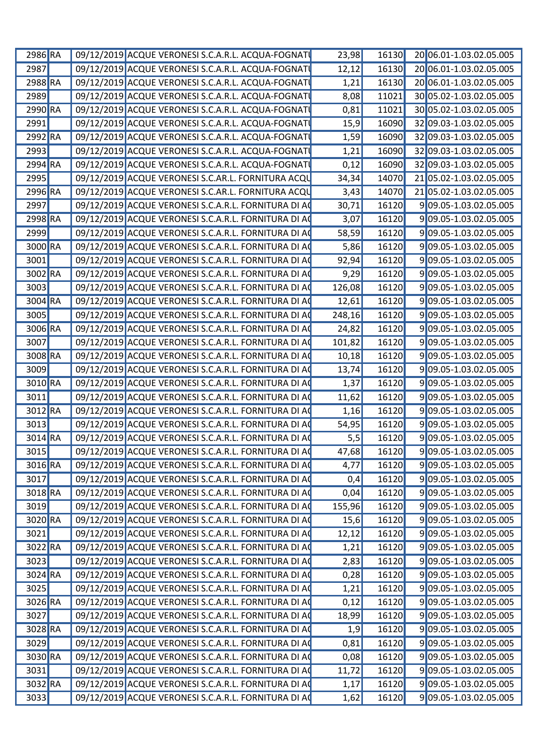| | | | | | | | |
|---|---|---|---|---|---|---|---|
| 2986 | RA | 09/12/2019 | ACQUE VERONESI S.C.A.R.L. ACQUA-FOGNATU | 23,98 | 16130 | 20 | 06.01-1.03.02.05.005 |
| 2987 | | 09/12/2019 | ACQUE VERONESI S.C.A.R.L. ACQUA-FOGNATU | 12,12 | 16130 | 20 | 06.01-1.03.02.05.005 |
| 2988 | RA | 09/12/2019 | ACQUE VERONESI S.C.A.R.L. ACQUA-FOGNATU | 1,21 | 16130 | 20 | 06.01-1.03.02.05.005 |
| 2989 | | 09/12/2019 | ACQUE VERONESI S.C.A.R.L. ACQUA-FOGNATU | 8,08 | 11021 | 30 | 05.02-1.03.02.05.005 |
| 2990 | RA | 09/12/2019 | ACQUE VERONESI S.C.A.R.L. ACQUA-FOGNATU | 0,81 | 11021 | 30 | 05.02-1.03.02.05.005 |
| 2991 | | 09/12/2019 | ACQUE VERONESI S.C.A.R.L. ACQUA-FOGNATU | 15,9 | 16090 | 32 | 09.03-1.03.02.05.005 |
| 2992 | RA | 09/12/2019 | ACQUE VERONESI S.C.A.R.L. ACQUA-FOGNATU | 1,59 | 16090 | 32 | 09.03-1.03.02.05.005 |
| 2993 | | 09/12/2019 | ACQUE VERONESI S.C.A.R.L. ACQUA-FOGNATU | 1,21 | 16090 | 32 | 09.03-1.03.02.05.005 |
| 2994 | RA | 09/12/2019 | ACQUE VERONESI S.C.A.R.L. ACQUA-FOGNATU | 0,12 | 16090 | 32 | 09.03-1.03.02.05.005 |
| 2995 | | 09/12/2019 | ACQUE VERONESI S.C.AR.L. FORNITURA ACQU | 34,34 | 14070 | 21 | 05.02-1.03.02.05.005 |
| 2996 | RA | 09/12/2019 | ACQUE VERONESI S.C.AR.L. FORNITURA ACQU | 3,43 | 14070 | 21 | 05.02-1.03.02.05.005 |
| 2997 | | 09/12/2019 | ACQUE VERONESI S.C.A.R.L. FORNITURA DI AC | 30,71 | 16120 | 9 | 09.05-1.03.02.05.005 |
| 2998 | RA | 09/12/2019 | ACQUE VERONESI S.C.A.R.L. FORNITURA DI AC | 3,07 | 16120 | 9 | 09.05-1.03.02.05.005 |
| 2999 | | 09/12/2019 | ACQUE VERONESI S.C.A.R.L. FORNITURA DI AC | 58,59 | 16120 | 9 | 09.05-1.03.02.05.005 |
| 3000 | RA | 09/12/2019 | ACQUE VERONESI S.C.A.R.L. FORNITURA DI AC | 5,86 | 16120 | 9 | 09.05-1.03.02.05.005 |
| 3001 | | 09/12/2019 | ACQUE VERONESI S.C.A.R.L. FORNITURA DI AC | 92,94 | 16120 | 9 | 09.05-1.03.02.05.005 |
| 3002 | RA | 09/12/2019 | ACQUE VERONESI S.C.A.R.L. FORNITURA DI AC | 9,29 | 16120 | 9 | 09.05-1.03.02.05.005 |
| 3003 | | 09/12/2019 | ACQUE VERONESI S.C.A.R.L. FORNITURA DI AC | 126,08 | 16120 | 9 | 09.05-1.03.02.05.005 |
| 3004 | RA | 09/12/2019 | ACQUE VERONESI S.C.A.R.L. FORNITURA DI AC | 12,61 | 16120 | 9 | 09.05-1.03.02.05.005 |
| 3005 | | 09/12/2019 | ACQUE VERONESI S.C.A.R.L. FORNITURA DI AC | 248,16 | 16120 | 9 | 09.05-1.03.02.05.005 |
| 3006 | RA | 09/12/2019 | ACQUE VERONESI S.C.A.R.L. FORNITURA DI AC | 24,82 | 16120 | 9 | 09.05-1.03.02.05.005 |
| 3007 | | 09/12/2019 | ACQUE VERONESI S.C.A.R.L. FORNITURA DI AC | 101,82 | 16120 | 9 | 09.05-1.03.02.05.005 |
| 3008 | RA | 09/12/2019 | ACQUE VERONESI S.C.A.R.L. FORNITURA DI AC | 10,18 | 16120 | 9 | 09.05-1.03.02.05.005 |
| 3009 | | 09/12/2019 | ACQUE VERONESI S.C.A.R.L. FORNITURA DI AC | 13,74 | 16120 | 9 | 09.05-1.03.02.05.005 |
| 3010 | RA | 09/12/2019 | ACQUE VERONESI S.C.A.R.L. FORNITURA DI AC | 1,37 | 16120 | 9 | 09.05-1.03.02.05.005 |
| 3011 | | 09/12/2019 | ACQUE VERONESI S.C.A.R.L. FORNITURA DI AC | 11,62 | 16120 | 9 | 09.05-1.03.02.05.005 |
| 3012 | RA | 09/12/2019 | ACQUE VERONESI S.C.A.R.L. FORNITURA DI AC | 1,16 | 16120 | 9 | 09.05-1.03.02.05.005 |
| 3013 | | 09/12/2019 | ACQUE VERONESI S.C.A.R.L. FORNITURA DI AC | 54,95 | 16120 | 9 | 09.05-1.03.02.05.005 |
| 3014 | RA | 09/12/2019 | ACQUE VERONESI S.C.A.R.L. FORNITURA DI AC | 5,5 | 16120 | 9 | 09.05-1.03.02.05.005 |
| 3015 | | 09/12/2019 | ACQUE VERONESI S.C.A.R.L. FORNITURA DI AC | 47,68 | 16120 | 9 | 09.05-1.03.02.05.005 |
| 3016 | RA | 09/12/2019 | ACQUE VERONESI S.C.A.R.L. FORNITURA DI AC | 4,77 | 16120 | 9 | 09.05-1.03.02.05.005 |
| 3017 | | 09/12/2019 | ACQUE VERONESI S.C.A.R.L. FORNITURA DI AC | 0,4 | 16120 | 9 | 09.05-1.03.02.05.005 |
| 3018 | RA | 09/12/2019 | ACQUE VERONESI S.C.A.R.L. FORNITURA DI AC | 0,04 | 16120 | 9 | 09.05-1.03.02.05.005 |
| 3019 | | 09/12/2019 | ACQUE VERONESI S.C.A.R.L. FORNITURA DI AC | 155,96 | 16120 | 9 | 09.05-1.03.02.05.005 |
| 3020 | RA | 09/12/2019 | ACQUE VERONESI S.C.A.R.L. FORNITURA DI AC | 15,6 | 16120 | 9 | 09.05-1.03.02.05.005 |
| 3021 | | 09/12/2019 | ACQUE VERONESI S.C.A.R.L. FORNITURA DI AC | 12,12 | 16120 | 9 | 09.05-1.03.02.05.005 |
| 3022 | RA | 09/12/2019 | ACQUE VERONESI S.C.A.R.L. FORNITURA DI AC | 1,21 | 16120 | 9 | 09.05-1.03.02.05.005 |
| 3023 | | 09/12/2019 | ACQUE VERONESI S.C.A.R.L. FORNITURA DI AC | 2,83 | 16120 | 9 | 09.05-1.03.02.05.005 |
| 3024 | RA | 09/12/2019 | ACQUE VERONESI S.C.A.R.L. FORNITURA DI AC | 0,28 | 16120 | 9 | 09.05-1.03.02.05.005 |
| 3025 | | 09/12/2019 | ACQUE VERONESI S.C.A.R.L. FORNITURA DI AC | 1,21 | 16120 | 9 | 09.05-1.03.02.05.005 |
| 3026 | RA | 09/12/2019 | ACQUE VERONESI S.C.A.R.L. FORNITURA DI AC | 0,12 | 16120 | 9 | 09.05-1.03.02.05.005 |
| 3027 | | 09/12/2019 | ACQUE VERONESI S.C.A.R.L. FORNITURA DI AC | 18,99 | 16120 | 9 | 09.05-1.03.02.05.005 |
| 3028 | RA | 09/12/2019 | ACQUE VERONESI S.C.A.R.L. FORNITURA DI AC | 1,9 | 16120 | 9 | 09.05-1.03.02.05.005 |
| 3029 | | 09/12/2019 | ACQUE VERONESI S.C.A.R.L. FORNITURA DI AC | 0,81 | 16120 | 9 | 09.05-1.03.02.05.005 |
| 3030 | RA | 09/12/2019 | ACQUE VERONESI S.C.A.R.L. FORNITURA DI AC | 0,08 | 16120 | 9 | 09.05-1.03.02.05.005 |
| 3031 | | 09/12/2019 | ACQUE VERONESI S.C.A.R.L. FORNITURA DI AC | 11,72 | 16120 | 9 | 09.05-1.03.02.05.005 |
| 3032 | RA | 09/12/2019 | ACQUE VERONESI S.C.A.R.L. FORNITURA DI AC | 1,17 | 16120 | 9 | 09.05-1.03.02.05.005 |
| 3033 | | 09/12/2019 | ACQUE VERONESI S.C.A.R.L. FORNITURA DI AC | 1,62 | 16120 | 9 | 09.05-1.03.02.05.005 |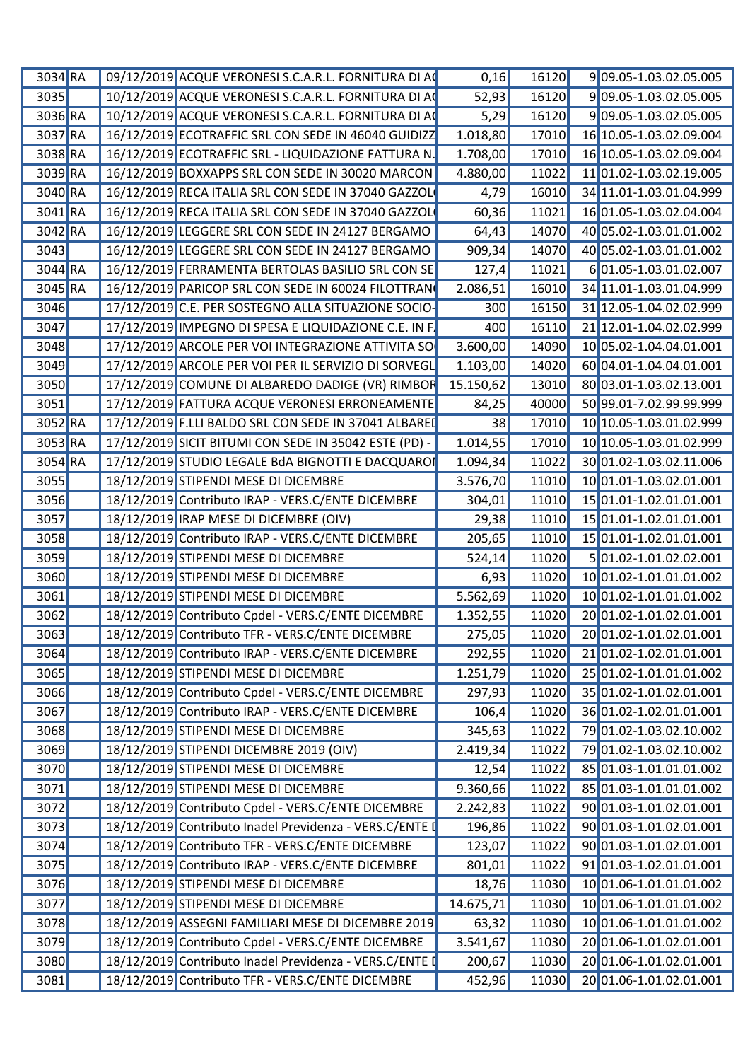| | | | | | | | |
|---|---|---|---|---|---|---|---|
| 3034 | RA | 09/12/2019 | ACQUE VERONESI S.C.A.R.L. FORNITURA DI A( | 0,16 | 16120 | 9 | 09.05-1.03.02.05.005 |
| 3035 | | 10/12/2019 | ACQUE VERONESI S.C.A.R.L. FORNITURA DI A( | 52,93 | 16120 | 9 | 09.05-1.03.02.05.005 |
| 3036 | RA | 10/12/2019 | ACQUE VERONESI S.C.A.R.L. FORNITURA DI A( | 5,29 | 16120 | 9 | 09.05-1.03.02.05.005 |
| 3037 | RA | 16/12/2019 | ECOTRAFFIC SRL CON SEDE IN 46040 GUIDIZZ | 1.018,80 | 17010 | 16 | 10.05-1.03.02.09.004 |
| 3038 | RA | 16/12/2019 | ECOTRAFFIC SRL - LIQUIDAZIONE FATTURA N. | 1.708,00 | 17010 | 16 | 10.05-1.03.02.09.004 |
| 3039 | RA | 16/12/2019 | BOXXAPPS SRL CON SEDE IN 30020 MARCON | 4.880,00 | 11022 | 11 | 01.02-1.03.02.19.005 |
| 3040 | RA | 16/12/2019 | RECA ITALIA SRL CON SEDE IN 37040 GAZZOL( | 4,79 | 16010 | 34 | 11.01-1.03.01.04.999 |
| 3041 | RA | 16/12/2019 | RECA ITALIA SRL CON SEDE IN 37040 GAZZOL( | 60,36 | 11021 | 16 | 01.05-1.03.02.04.004 |
| 3042 | RA | 16/12/2019 | LEGGERE SRL CON SEDE IN 24127 BERGAMO | 64,43 | 14070 | 40 | 05.02-1.03.01.01.002 |
| 3043 | | 16/12/2019 | LEGGERE SRL CON SEDE IN 24127 BERGAMO | 909,34 | 14070 | 40 | 05.02-1.03.01.01.002 |
| 3044 | RA | 16/12/2019 | FERRAMENTA BERTOLAS BASILIO SRL CON SE | 127,4 | 11021 | 6 | 01.05-1.03.01.02.007 |
| 3045 | RA | 16/12/2019 | PARICOP SRL CON SEDE IN 60024 FILOTTRAN( | 2.086,51 | 16010 | 34 | 11.01-1.03.01.04.999 |
| 3046 | | 17/12/2019 | C.E. PER SOSTEGNO ALLA SITUAZIONE SOCIO- | 300 | 16150 | 31 | 12.05-1.04.02.02.999 |
| 3047 | | 17/12/2019 | IMPEGNO DI SPESA E LIQUIDAZIONE C.E. IN F/ | 400 | 16110 | 21 | 12.01-1.04.02.02.999 |
| 3048 | | 17/12/2019 | ARCOLE PER VOI INTEGRAZIONE ATTIVITA SO( | 3.600,00 | 14090 | 10 | 05.02-1.04.04.01.001 |
| 3049 | | 17/12/2019 | ARCOLE PER VOI PER IL SERVIZIO DI SORVEGL | 1.103,00 | 14020 | 60 | 04.01-1.04.04.01.001 |
| 3050 | | 17/12/2019 | COMUNE DI ALBAREDO DADIGE (VR) RIMBOR | 15.150,62 | 13010 | 80 | 03.01-1.03.02.13.001 |
| 3051 | | 17/12/2019 | FATTURA ACQUE VERONESI ERRONEAMENTE | 84,25 | 40000 | 50 | 99.01-7.02.99.99.999 |
| 3052 | RA | 17/12/2019 | F.LLI BALDO SRL CON SEDE IN 37041 ALBARED | 38 | 17010 | 10 | 10.05-1.03.01.02.999 |
| 3053 | RA | 17/12/2019 | SICIT BITUMI CON SEDE IN 35042 ESTE (PD) - | 1.014,55 | 17010 | 10 | 10.05-1.03.01.02.999 |
| 3054 | RA | 17/12/2019 | STUDIO LEGALE BdA BIGNOTTI E DACQUARON | 1.094,34 | 11022 | 30 | 01.02-1.03.02.11.006 |
| 3055 | | 18/12/2019 | STIPENDI MESE DI DICEMBRE | 3.576,70 | 11010 | 10 | 01.01-1.03.02.01.001 |
| 3056 | | 18/12/2019 | Contributo IRAP - VERS.C/ENTE DICEMBRE | 304,01 | 11010 | 15 | 01.01-1.02.01.01.001 |
| 3057 | | 18/12/2019 | IRAP MESE DI DICEMBRE (OIV) | 29,38 | 11010 | 15 | 01.01-1.02.01.01.001 |
| 3058 | | 18/12/2019 | Contributo IRAP - VERS.C/ENTE DICEMBRE | 205,65 | 11010 | 15 | 01.01-1.02.01.01.001 |
| 3059 | | 18/12/2019 | STIPENDI MESE DI DICEMBRE | 524,14 | 11020 | 5 | 01.02-1.01.02.02.001 |
| 3060 | | 18/12/2019 | STIPENDI MESE DI DICEMBRE | 6,93 | 11020 | 10 | 01.02-1.01.01.01.002 |
| 3061 | | 18/12/2019 | STIPENDI MESE DI DICEMBRE | 5.562,69 | 11020 | 10 | 01.02-1.01.01.01.002 |
| 3062 | | 18/12/2019 | Contributo Cpdel - VERS.C/ENTE DICEMBRE | 1.352,55 | 11020 | 20 | 01.02-1.01.02.01.001 |
| 3063 | | 18/12/2019 | Contributo TFR - VERS.C/ENTE DICEMBRE | 275,05 | 11020 | 20 | 01.02-1.01.02.01.001 |
| 3064 | | 18/12/2019 | Contributo IRAP - VERS.C/ENTE DICEMBRE | 292,55 | 11020 | 21 | 01.02-1.02.01.01.001 |
| 3065 | | 18/12/2019 | STIPENDI MESE DI DICEMBRE | 1.251,79 | 11020 | 25 | 01.02-1.01.01.01.002 |
| 3066 | | 18/12/2019 | Contributo Cpdel - VERS.C/ENTE DICEMBRE | 297,93 | 11020 | 35 | 01.02-1.01.02.01.001 |
| 3067 | | 18/12/2019 | Contributo IRAP - VERS.C/ENTE DICEMBRE | 106,4 | 11020 | 36 | 01.02-1.02.01.01.001 |
| 3068 | | 18/12/2019 | STIPENDI MESE DI DICEMBRE | 345,63 | 11022 | 79 | 01.02-1.03.02.10.002 |
| 3069 | | 18/12/2019 | STIPENDI DICEMBRE 2019 (OIV) | 2.419,34 | 11022 | 79 | 01.02-1.03.02.10.002 |
| 3070 | | 18/12/2019 | STIPENDI MESE DI DICEMBRE | 12,54 | 11022 | 85 | 01.03-1.01.01.01.002 |
| 3071 | | 18/12/2019 | STIPENDI MESE DI DICEMBRE | 9.360,66 | 11022 | 85 | 01.03-1.01.01.01.002 |
| 3072 | | 18/12/2019 | Contributo Cpdel - VERS.C/ENTE DICEMBRE | 2.242,83 | 11022 | 90 | 01.03-1.01.02.01.001 |
| 3073 | | 18/12/2019 | Contributo Inadel Previdenza - VERS.C/ENTE [ | 196,86 | 11022 | 90 | 01.03-1.01.02.01.001 |
| 3074 | | 18/12/2019 | Contributo TFR - VERS.C/ENTE DICEMBRE | 123,07 | 11022 | 90 | 01.03-1.01.02.01.001 |
| 3075 | | 18/12/2019 | Contributo IRAP - VERS.C/ENTE DICEMBRE | 801,01 | 11022 | 91 | 01.03-1.02.01.01.001 |
| 3076 | | 18/12/2019 | STIPENDI MESE DI DICEMBRE | 18,76 | 11030 | 10 | 01.06-1.01.01.01.002 |
| 3077 | | 18/12/2019 | STIPENDI MESE DI DICEMBRE | 14.675,71 | 11030 | 10 | 01.06-1.01.01.01.002 |
| 3078 | | 18/12/2019 | ASSEGNI FAMILIARI MESE DI DICEMBRE 2019 | 63,32 | 11030 | 10 | 01.06-1.01.01.01.002 |
| 3079 | | 18/12/2019 | Contributo Cpdel - VERS.C/ENTE DICEMBRE | 3.541,67 | 11030 | 20 | 01.06-1.01.02.01.001 |
| 3080 | | 18/12/2019 | Contributo Inadel Previdenza - VERS.C/ENTE [ | 200,67 | 11030 | 20 | 01.06-1.01.02.01.001 |
| 3081 | | 18/12/2019 | Contributo TFR - VERS.C/ENTE DICEMBRE | 452,96 | 11030 | 20 | 01.06-1.01.02.01.001 |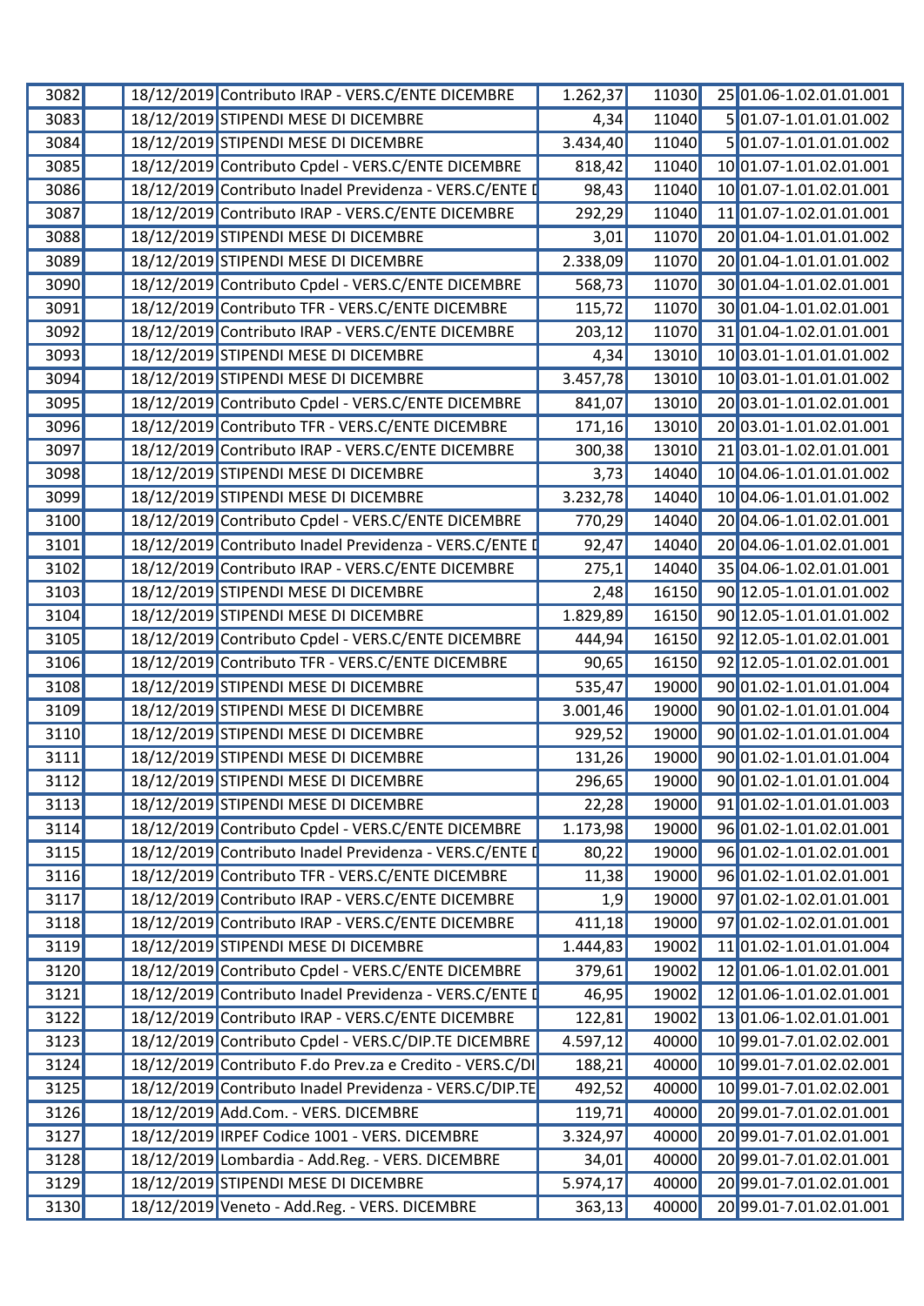| | | | | | | | |
|---|---|---|---|---|---|---|---|
| 3082 | | 18/12/2019 | Contributo IRAP - VERS.C/ENTE DICEMBRE | 1.262,37 | 11030 | 25 | 01.06-1.02.01.01.001 |
| 3083 | | 18/12/2019 | STIPENDI MESE DI DICEMBRE | 4,34 | 11040 | 5 | 01.07-1.01.01.01.002 |
| 3084 | | 18/12/2019 | STIPENDI MESE DI DICEMBRE | 3.434,40 | 11040 | 5 | 01.07-1.01.01.01.002 |
| 3085 | | 18/12/2019 | Contributo Cpdel - VERS.C/ENTE DICEMBRE | 818,42 | 11040 | 10 | 01.07-1.01.02.01.001 |
| 3086 | | 18/12/2019 | Contributo Inadel Previdenza - VERS.C/ENTE D | 98,43 | 11040 | 10 | 01.07-1.01.02.01.001 |
| 3087 | | 18/12/2019 | Contributo IRAP - VERS.C/ENTE DICEMBRE | 292,29 | 11040 | 11 | 01.07-1.02.01.01.001 |
| 3088 | | 18/12/2019 | STIPENDI MESE DI DICEMBRE | 3,01 | 11070 | 20 | 01.04-1.01.01.01.002 |
| 3089 | | 18/12/2019 | STIPENDI MESE DI DICEMBRE | 2.338,09 | 11070 | 20 | 01.04-1.01.01.01.002 |
| 3090 | | 18/12/2019 | Contributo Cpdel - VERS.C/ENTE DICEMBRE | 568,73 | 11070 | 30 | 01.04-1.01.02.01.001 |
| 3091 | | 18/12/2019 | Contributo TFR - VERS.C/ENTE DICEMBRE | 115,72 | 11070 | 30 | 01.04-1.01.02.01.001 |
| 3092 | | 18/12/2019 | Contributo IRAP - VERS.C/ENTE DICEMBRE | 203,12 | 11070 | 31 | 01.04-1.02.01.01.001 |
| 3093 | | 18/12/2019 | STIPENDI MESE DI DICEMBRE | 4,34 | 13010 | 10 | 03.01-1.01.01.01.002 |
| 3094 | | 18/12/2019 | STIPENDI MESE DI DICEMBRE | 3.457,78 | 13010 | 10 | 03.01-1.01.01.01.002 |
| 3095 | | 18/12/2019 | Contributo Cpdel - VERS.C/ENTE DICEMBRE | 841,07 | 13010 | 20 | 03.01-1.01.02.01.001 |
| 3096 | | 18/12/2019 | Contributo TFR - VERS.C/ENTE DICEMBRE | 171,16 | 13010 | 20 | 03.01-1.01.02.01.001 |
| 3097 | | 18/12/2019 | Contributo IRAP - VERS.C/ENTE DICEMBRE | 300,38 | 13010 | 21 | 03.01-1.02.01.01.001 |
| 3098 | | 18/12/2019 | STIPENDI MESE DI DICEMBRE | 3,73 | 14040 | 10 | 04.06-1.01.01.01.002 |
| 3099 | | 18/12/2019 | STIPENDI MESE DI DICEMBRE | 3.232,78 | 14040 | 10 | 04.06-1.01.01.01.002 |
| 3100 | | 18/12/2019 | Contributo Cpdel - VERS.C/ENTE DICEMBRE | 770,29 | 14040 | 20 | 04.06-1.01.02.01.001 |
| 3101 | | 18/12/2019 | Contributo Inadel Previdenza - VERS.C/ENTE D | 92,47 | 14040 | 20 | 04.06-1.01.02.01.001 |
| 3102 | | 18/12/2019 | Contributo IRAP - VERS.C/ENTE DICEMBRE | 275,1 | 14040 | 35 | 04.06-1.02.01.01.001 |
| 3103 | | 18/12/2019 | STIPENDI MESE DI DICEMBRE | 2,48 | 16150 | 90 | 12.05-1.01.01.01.002 |
| 3104 | | 18/12/2019 | STIPENDI MESE DI DICEMBRE | 1.829,89 | 16150 | 90 | 12.05-1.01.01.01.002 |
| 3105 | | 18/12/2019 | Contributo Cpdel - VERS.C/ENTE DICEMBRE | 444,94 | 16150 | 92 | 12.05-1.01.02.01.001 |
| 3106 | | 18/12/2019 | Contributo TFR - VERS.C/ENTE DICEMBRE | 90,65 | 16150 | 92 | 12.05-1.01.02.01.001 |
| 3108 | | 18/12/2019 | STIPENDI MESE DI DICEMBRE | 535,47 | 19000 | 90 | 01.02-1.01.01.01.004 |
| 3109 | | 18/12/2019 | STIPENDI MESE DI DICEMBRE | 3.001,46 | 19000 | 90 | 01.02-1.01.01.01.004 |
| 3110 | | 18/12/2019 | STIPENDI MESE DI DICEMBRE | 929,52 | 19000 | 90 | 01.02-1.01.01.01.004 |
| 3111 | | 18/12/2019 | STIPENDI MESE DI DICEMBRE | 131,26 | 19000 | 90 | 01.02-1.01.01.01.004 |
| 3112 | | 18/12/2019 | STIPENDI MESE DI DICEMBRE | 296,65 | 19000 | 90 | 01.02-1.01.01.01.004 |
| 3113 | | 18/12/2019 | STIPENDI MESE DI DICEMBRE | 22,28 | 19000 | 91 | 01.02-1.01.01.01.003 |
| 3114 | | 18/12/2019 | Contributo Cpdel - VERS.C/ENTE DICEMBRE | 1.173,98 | 19000 | 96 | 01.02-1.01.02.01.001 |
| 3115 | | 18/12/2019 | Contributo Inadel Previdenza - VERS.C/ENTE D | 80,22 | 19000 | 96 | 01.02-1.01.02.01.001 |
| 3116 | | 18/12/2019 | Contributo TFR - VERS.C/ENTE DICEMBRE | 11,38 | 19000 | 96 | 01.02-1.01.02.01.001 |
| 3117 | | 18/12/2019 | Contributo IRAP - VERS.C/ENTE DICEMBRE | 1,9 | 19000 | 97 | 01.02-1.02.01.01.001 |
| 3118 | | 18/12/2019 | Contributo IRAP - VERS.C/ENTE DICEMBRE | 411,18 | 19000 | 97 | 01.02-1.02.01.01.001 |
| 3119 | | 18/12/2019 | STIPENDI MESE DI DICEMBRE | 1.444,83 | 19002 | 11 | 01.02-1.01.01.01.004 |
| 3120 | | 18/12/2019 | Contributo Cpdel - VERS.C/ENTE DICEMBRE | 379,61 | 19002 | 12 | 01.06-1.01.02.01.001 |
| 3121 | | 18/12/2019 | Contributo Inadel Previdenza - VERS.C/ENTE D | 46,95 | 19002 | 12 | 01.06-1.01.02.01.001 |
| 3122 | | 18/12/2019 | Contributo IRAP - VERS.C/ENTE DICEMBRE | 122,81 | 19002 | 13 | 01.06-1.02.01.01.001 |
| 3123 | | 18/12/2019 | Contributo Cpdel - VERS.C/DIP.TE DICEMBRE | 4.597,12 | 40000 | 10 | 99.01-7.01.02.02.001 |
| 3124 | | 18/12/2019 | Contributo F.do Prev.za e Credito - VERS.C/DI | 188,21 | 40000 | 10 | 99.01-7.01.02.02.001 |
| 3125 | | 18/12/2019 | Contributo Inadel Previdenza - VERS.C/DIP.TE | 492,52 | 40000 | 10 | 99.01-7.01.02.02.001 |
| 3126 | | 18/12/2019 | Add.Com. - VERS. DICEMBRE | 119,71 | 40000 | 20 | 99.01-7.01.02.01.001 |
| 3127 | | 18/12/2019 | IRPEF Codice 1001 - VERS. DICEMBRE | 3.324,97 | 40000 | 20 | 99.01-7.01.02.01.001 |
| 3128 | | 18/12/2019 | Lombardia - Add.Reg. - VERS. DICEMBRE | 34,01 | 40000 | 20 | 99.01-7.01.02.01.001 |
| 3129 | | 18/12/2019 | STIPENDI MESE DI DICEMBRE | 5.974,17 | 40000 | 20 | 99.01-7.01.02.01.001 |
| 3130 | | 18/12/2019 | Veneto - Add.Reg. - VERS. DICEMBRE | 363,13 | 40000 | 20 | 99.01-7.01.02.01.001 |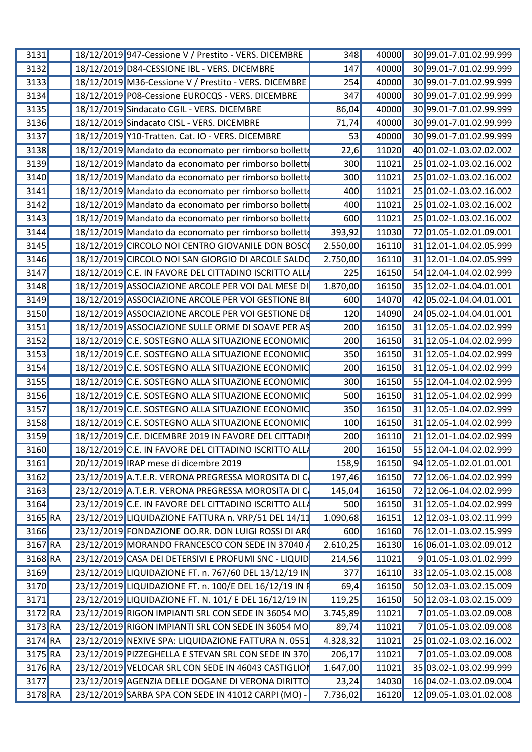| | | | | | | | |
|---|---|---|---|---|---|---|---|
| 3131 | | 18/12/2019 | 947-Cessione V / Prestito - VERS. DICEMBRE | 348 | 40000 | 30 | 99.01-7.01.02.99.999 |
| 3132 | | 18/12/2019 | D84-CESSIONE IBL - VERS. DICEMBRE | 147 | 40000 | 30 | 99.01-7.01.02.99.999 |
| 3133 | | 18/12/2019 | M36-Cessione V / Prestito - VERS. DICEMBRE | 254 | 40000 | 30 | 99.01-7.01.02.99.999 |
| 3134 | | 18/12/2019 | P08-Cessione EUROCQS - VERS. DICEMBRE | 347 | 40000 | 30 | 99.01-7.01.02.99.999 |
| 3135 | | 18/12/2019 | Sindacato CGIL - VERS. DICEMBRE | 86,04 | 40000 | 30 | 99.01-7.01.02.99.999 |
| 3136 | | 18/12/2019 | Sindacato CISL - VERS. DICEMBRE | 71,74 | 40000 | 30 | 99.01-7.01.02.99.999 |
| 3137 | | 18/12/2019 | Y10-Tratten. Cat. IO - VERS. DICEMBRE | 53 | 40000 | 30 | 99.01-7.01.02.99.999 |
| 3138 | | 18/12/2019 | Mandato da economato per rimborso bollett | 22,6 | 11020 | 40 | 01.02-1.03.02.02.002 |
| 3139 | | 18/12/2019 | Mandato da economato per rimborso bollett | 300 | 11021 | 25 | 01.02-1.03.02.16.002 |
| 3140 | | 18/12/2019 | Mandato da economato per rimborso bollett | 300 | 11021 | 25 | 01.02-1.03.02.16.002 |
| 3141 | | 18/12/2019 | Mandato da economato per rimborso bollett | 400 | 11021 | 25 | 01.02-1.03.02.16.002 |
| 3142 | | 18/12/2019 | Mandato da economato per rimborso bollett | 400 | 11021 | 25 | 01.02-1.03.02.16.002 |
| 3143 | | 18/12/2019 | Mandato da economato per rimborso bollett | 600 | 11021 | 25 | 01.02-1.03.02.16.002 |
| 3144 | | 18/12/2019 | Mandato da economato per rimborso bollett | 393,92 | 11030 | 72 | 01.05-1.02.01.09.001 |
| 3145 | | 18/12/2019 | CIRCOLO NOI CENTRO GIOVANILE DON BOSC | 2.550,00 | 16110 | 31 | 12.01-1.04.02.05.999 |
| 3146 | | 18/12/2019 | CIRCOLO NOI SAN GIORGIO DI ARCOLE SALDO | 2.750,00 | 16110 | 31 | 12.01-1.04.02.05.999 |
| 3147 | | 18/12/2019 | C.E. IN FAVORE DEL CITTADINO ISCRITTO ALL | 225 | 16150 | 54 | 12.04-1.04.02.02.999 |
| 3148 | | 18/12/2019 | ASSOCIAZIONE ARCOLE PER VOI DAL MESE DI | 1.870,00 | 16150 | 35 | 12.02-1.04.04.01.001 |
| 3149 | | 18/12/2019 | ASSOCIAZIONE ARCOLE PER VOI GESTIONE BI | 600 | 14070 | 42 | 05.02-1.04.04.01.001 |
| 3150 | | 18/12/2019 | ASSOCIAZIONE ARCOLE PER VOI GESTIONE DE | 120 | 14090 | 24 | 05.02-1.04.04.01.001 |
| 3151 | | 18/12/2019 | ASSOCIAZIONE SULLE ORME DI SOAVE PER AS | 200 | 16150 | 31 | 12.05-1.04.02.02.999 |
| 3152 | | 18/12/2019 | C.E. SOSTEGNO ALLA SITUAZIONE ECONOMIC | 200 | 16150 | 31 | 12.05-1.04.02.02.999 |
| 3153 | | 18/12/2019 | C.E. SOSTEGNO ALLA SITUAZIONE ECONOMIC | 350 | 16150 | 31 | 12.05-1.04.02.02.999 |
| 3154 | | 18/12/2019 | C.E. SOSTEGNO ALLA SITUAZIONE ECONOMIC | 200 | 16150 | 31 | 12.05-1.04.02.02.999 |
| 3155 | | 18/12/2019 | C.E. SOSTEGNO ALLA SITUAZIONE ECONOMIC | 300 | 16150 | 55 | 12.04-1.04.02.02.999 |
| 3156 | | 18/12/2019 | C.E. SOSTEGNO ALLA SITUAZIONE ECONOMIC | 500 | 16150 | 31 | 12.05-1.04.02.02.999 |
| 3157 | | 18/12/2019 | C.E. SOSTEGNO ALLA SITUAZIONE ECONOMIC | 350 | 16150 | 31 | 12.05-1.04.02.02.999 |
| 3158 | | 18/12/2019 | C.E. SOSTEGNO ALLA SITUAZIONE ECONOMIC | 100 | 16150 | 31 | 12.05-1.04.02.02.999 |
| 3159 | | 18/12/2019 | C.E. DICEMBRE 2019 IN FAVORE DEL CITTADIN | 200 | 16110 | 21 | 12.01-1.04.02.02.999 |
| 3160 | | 18/12/2019 | C.E. IN FAVORE DEL CITTADINO ISCRITTO ALL | 200 | 16150 | 55 | 12.04-1.04.02.02.999 |
| 3161 | | 20/12/2019 | IRAP mese di dicembre 2019 | 158,9 | 16150 | 94 | 12.05-1.02.01.01.001 |
| 3162 | | 23/12/2019 | A.T.E.R. VERONA PREGRESSA MOROSITA DI C | 197,46 | 16150 | 72 | 12.06-1.04.02.02.999 |
| 3163 | | 23/12/2019 | A.T.E.R. VERONA PREGRESSA MOROSITA DI C | 145,04 | 16150 | 72 | 12.06-1.04.02.02.999 |
| 3164 | | 23/12/2019 | C.E. IN FAVORE DEL CITTADINO ISCRITTO ALL | 500 | 16150 | 31 | 12.05-1.04.02.02.999 |
| 3165 | RA | 23/12/2019 | LIQUIDAZIONE FATTURA n. VRP/51 DEL 14/11 | 1.090,68 | 16151 | 12 | 12.03-1.03.02.11.999 |
| 3166 | | 23/12/2019 | FONDAZIONE OO.RR. DON LUIGI ROSSI DI AR | 600 | 16160 | 76 | 12.01-1.03.02.15.999 |
| 3167 | RA | 23/12/2019 | MORANDO FRANCESCO CON SEDE IN 37040 | 2.610,25 | 16130 | 16 | 06.01-1.03.02.09.012 |
| 3168 | RA | 23/12/2019 | CASA DEI DETERSIVI E PROFUMI SNC - LIQUID | 214,56 | 11021 | 9 | 01.05-1.03.01.02.999 |
| 3169 | | 23/12/2019 | LIQUIDAZIONE FT. n. 767/60 DEL 13/12/19 IN | 377 | 16110 | 33 | 12.05-1.03.02.15.008 |
| 3170 | | 23/12/2019 | LIQUIDAZIONE FT. n. 100/E DEL 16/12/19 IN F | 69,4 | 16150 | 50 | 12.03-1.03.02.15.009 |
| 3171 | | 23/12/2019 | LIQUIDAZIONE FT. N. 101/ E DEL 16/12/19 IN | 119,25 | 16150 | 50 | 12.03-1.03.02.15.009 |
| 3172 | RA | 23/12/2019 | RIGON IMPIANTI SRL CON SEDE IN 36054 MO | 3.745,89 | 11021 | 7 | 01.05-1.03.02.09.008 |
| 3173 | RA | 23/12/2019 | RIGON IMPIANTI SRL CON SEDE IN 36054 MO | 89,74 | 11021 | 7 | 01.05-1.03.02.09.008 |
| 3174 | RA | 23/12/2019 | NEXIVE SPA: LIQUIDAZIONE FATTURA N. 0551 | 4.328,32 | 11021 | 25 | 01.02-1.03.02.16.002 |
| 3175 | RA | 23/12/2019 | PIZZEGHELLA E STEVAN SRL CON SEDE IN 370 | 206,17 | 11021 | 7 | 01.05-1.03.02.09.008 |
| 3176 | RA | 23/12/2019 | VELOCAR SRL CON SEDE IN 46043 CASTIGLIO | 1.647,00 | 11021 | 35 | 03.02-1.03.02.99.999 |
| 3177 | | 23/12/2019 | AGENZIA DELLE DOGANE DI VERONA DIRITTO | 23,24 | 14030 | 16 | 04.02-1.03.02.09.004 |
| 3178 | RA | 23/12/2019 | SARBA SPA CON SEDE IN 41012 CARPI (MO) - | 7.736,02 | 16120 | 12 | 09.05-1.03.01.02.008 |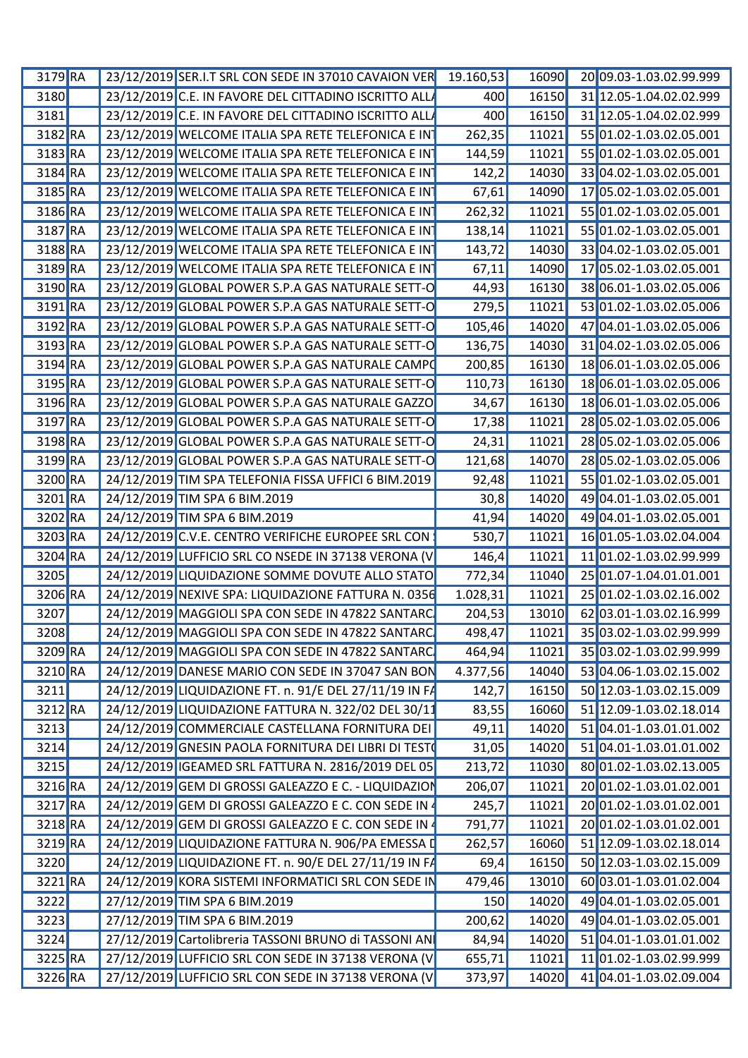| | | | | | | | |
|---|---|---|---|---|---|---|---|
| 3179 | RA | 23/12/2019 | SER.I.T SRL CON SEDE IN 37010 CAVAION VER | 19.160,53 | 16090 | 20 | 09.03-1.03.02.99.999 |
| 3180 | | 23/12/2019 | C.E. IN FAVORE DEL CITTADINO ISCRITTO ALL/ | 400 | 16150 | 31 | 12.05-1.04.02.02.999 |
| 3181 | | 23/12/2019 | C.E. IN FAVORE DEL CITTADINO ISCRITTO ALL/ | 400 | 16150 | 31 | 12.05-1.04.02.02.999 |
| 3182 | RA | 23/12/2019 | WELCOME ITALIA SPA RETE TELEFONICA E INT | 262,35 | 11021 | 55 | 01.02-1.03.02.05.001 |
| 3183 | RA | 23/12/2019 | WELCOME ITALIA SPA RETE TELEFONICA E INT | 144,59 | 11021 | 55 | 01.02-1.03.02.05.001 |
| 3184 | RA | 23/12/2019 | WELCOME ITALIA SPA RETE TELEFONICA E INT | 142,2 | 14030 | 33 | 04.02-1.03.02.05.001 |
| 3185 | RA | 23/12/2019 | WELCOME ITALIA SPA RETE TELEFONICA E INT | 67,61 | 14090 | 17 | 05.02-1.03.02.05.001 |
| 3186 | RA | 23/12/2019 | WELCOME ITALIA SPA RETE TELEFONICA E INT | 262,32 | 11021 | 55 | 01.02-1.03.02.05.001 |
| 3187 | RA | 23/12/2019 | WELCOME ITALIA SPA RETE TELEFONICA E INT | 138,14 | 11021 | 55 | 01.02-1.03.02.05.001 |
| 3188 | RA | 23/12/2019 | WELCOME ITALIA SPA RETE TELEFONICA E INT | 143,72 | 14030 | 33 | 04.02-1.03.02.05.001 |
| 3189 | RA | 23/12/2019 | WELCOME ITALIA SPA RETE TELEFONICA E INT | 67,11 | 14090 | 17 | 05.02-1.03.02.05.001 |
| 3190 | RA | 23/12/2019 | GLOBAL POWER S.P.A GAS NATURALE SETT-O | 44,93 | 16130 | 38 | 06.01-1.03.02.05.006 |
| 3191 | RA | 23/12/2019 | GLOBAL POWER S.P.A GAS NATURALE SETT-O | 279,5 | 11021 | 53 | 01.02-1.03.02.05.006 |
| 3192 | RA | 23/12/2019 | GLOBAL POWER S.P.A GAS NATURALE SETT-O | 105,46 | 14020 | 47 | 04.01-1.03.02.05.006 |
| 3193 | RA | 23/12/2019 | GLOBAL POWER S.P.A GAS NATURALE SETT-O | 136,75 | 14030 | 31 | 04.02-1.03.02.05.006 |
| 3194 | RA | 23/12/2019 | GLOBAL POWER S.P.A GAS NATURALE CAMPO | 200,85 | 16130 | 18 | 06.01-1.03.02.05.006 |
| 3195 | RA | 23/12/2019 | GLOBAL POWER S.P.A GAS NATURALE SETT-O | 110,73 | 16130 | 18 | 06.01-1.03.02.05.006 |
| 3196 | RA | 23/12/2019 | GLOBAL POWER S.P.A GAS NATURALE GAZZO | 34,67 | 16130 | 18 | 06.01-1.03.02.05.006 |
| 3197 | RA | 23/12/2019 | GLOBAL POWER S.P.A GAS NATURALE SETT-O | 17,38 | 11021 | 28 | 05.02-1.03.02.05.006 |
| 3198 | RA | 23/12/2019 | GLOBAL POWER S.P.A GAS NATURALE SETT-O | 24,31 | 11021 | 28 | 05.02-1.03.02.05.006 |
| 3199 | RA | 23/12/2019 | GLOBAL POWER S.P.A GAS NATURALE SETT-O | 121,68 | 14070 | 28 | 05.02-1.03.02.05.006 |
| 3200 | RA | 24/12/2019 | TIM SPA TELEFONIA FISSA UFFICI 6 BIM.2019 | 92,48 | 11021 | 55 | 01.02-1.03.02.05.001 |
| 3201 | RA | 24/12/2019 | TIM SPA 6 BIM.2019 | 30,8 | 14020 | 49 | 04.01-1.03.02.05.001 |
| 3202 | RA | 24/12/2019 | TIM SPA 6 BIM.2019 | 41,94 | 14020 | 49 | 04.01-1.03.02.05.001 |
| 3203 | RA | 24/12/2019 | C.V.E. CENTRO VERIFICHE EUROPEE SRL CON | 530,7 | 11021 | 16 | 01.05-1.03.02.04.004 |
| 3204 | RA | 24/12/2019 | LUFFICIO SRL CO NSEDE IN 37138 VERONA (V | 146,4 | 11021 | 11 | 01.02-1.03.02.99.999 |
| 3205 | | 24/12/2019 | LIQUIDAZIONE SOMME DOVUTE ALLO STATO | 772,34 | 11040 | 25 | 01.07-1.04.01.01.001 |
| 3206 | RA | 24/12/2019 | NEXIVE SPA: LIQUIDAZIONE FATTURA N. 0356 | 1.028,31 | 11021 | 25 | 01.02-1.03.02.16.002 |
| 3207 | | 24/12/2019 | MAGGIOLI SPA CON SEDE IN 47822 SANTARC | 204,53 | 13010 | 62 | 03.01-1.03.02.16.999 |
| 3208 | | 24/12/2019 | MAGGIOLI SPA CON SEDE IN 47822 SANTARC | 498,47 | 11021 | 35 | 03.02-1.03.02.99.999 |
| 3209 | RA | 24/12/2019 | MAGGIOLI SPA CON SEDE IN 47822 SANTARC | 464,94 | 11021 | 35 | 03.02-1.03.02.99.999 |
| 3210 | RA | 24/12/2019 | DANESE MARIO CON SEDE IN 37047 SAN BON | 4.377,56 | 14040 | 53 | 04.06-1.03.02.15.002 |
| 3211 | | 24/12/2019 | LIQUIDAZIONE FT. n. 91/E DEL 27/11/19 IN FA | 142,7 | 16150 | 50 | 12.03-1.03.02.15.009 |
| 3212 | RA | 24/12/2019 | LIQUIDAZIONE FATTURA N. 322/02 DEL 30/11 | 83,55 | 16060 | 51 | 12.09-1.03.02.18.014 |
| 3213 | | 24/12/2019 | COMMERCIALE CASTELLANA FORNITURA DEI | 49,11 | 14020 | 51 | 04.01-1.03.01.01.002 |
| 3214 | | 24/12/2019 | GNESIN PAOLA FORNITURA DEI LIBRI DI TESTO | 31,05 | 14020 | 51 | 04.01-1.03.01.01.002 |
| 3215 | | 24/12/2019 | IGEAMED SRL FATTURA N. 2816/2019 DEL 05 | 213,72 | 11030 | 80 | 01.02-1.03.02.13.005 |
| 3216 | RA | 24/12/2019 | GEM DI GROSSI GALEAZZO E C. - LIQUIDAZION | 206,07 | 11021 | 20 | 01.02-1.03.01.02.001 |
| 3217 | RA | 24/12/2019 | GEM DI GROSSI GALEAZZO E C. CON SEDE IN 4 | 245,7 | 11021 | 20 | 01.02-1.03.01.02.001 |
| 3218 | RA | 24/12/2019 | GEM DI GROSSI GALEAZZO E C. CON SEDE IN 4 | 791,77 | 11021 | 20 | 01.02-1.03.01.02.001 |
| 3219 | RA | 24/12/2019 | LIQUIDAZIONE FATTURA N. 906/PA EMESSA D | 262,57 | 16060 | 51 | 12.09-1.03.02.18.014 |
| 3220 | | 24/12/2019 | LIQUIDAZIONE FT. n. 90/E DEL 27/11/19 IN FA | 69,4 | 16150 | 50 | 12.03-1.03.02.15.009 |
| 3221 | RA | 24/12/2019 | KORA SISTEMI INFORMATICI SRL CON SEDE IN | 479,46 | 13010 | 60 | 03.01-1.03.01.02.004 |
| 3222 | | 27/12/2019 | TIM SPA 6 BIM.2019 | 150 | 14020 | 49 | 04.01-1.03.02.05.001 |
| 3223 | | 27/12/2019 | TIM SPA 6 BIM.2019 | 200,62 | 14020 | 49 | 04.01-1.03.02.05.001 |
| 3224 | | 27/12/2019 | Cartolibreria TASSONI BRUNO di TASSONI ANI | 84,94 | 14020 | 51 | 04.01-1.03.01.01.002 |
| 3225 | RA | 27/12/2019 | LUFFICIO SRL CON SEDE IN 37138 VERONA (V | 655,71 | 11021 | 11 | 01.02-1.03.02.99.999 |
| 3226 | RA | 27/12/2019 | LUFFICIO SRL CON SEDE IN 37138 VERONA (V | 373,97 | 14020 | 41 | 04.01-1.03.02.09.004 |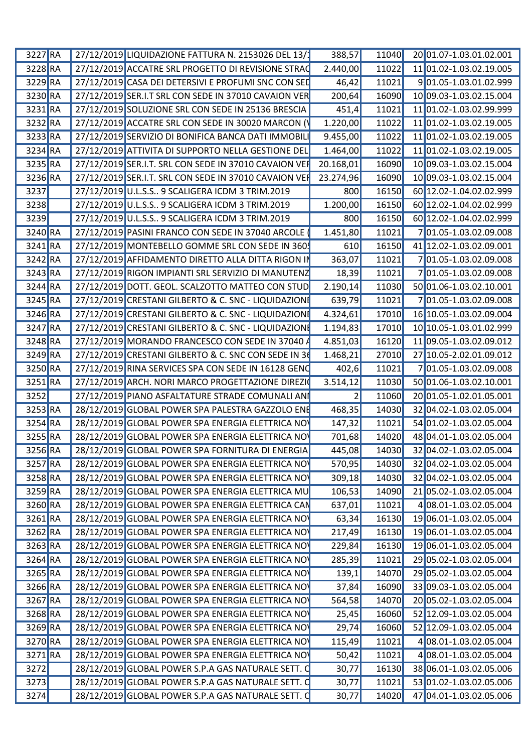| | | | | | | | |
|---|---|---|---|---|---|---|---|
| 3227 | RA | 27/12/2019 | LIQUIDAZIONE FATTURA N. 2153026 DEL 13/1 | 388,57 | 11040 | 20 | 01.07-1.03.01.02.001 |
| 3228 | RA | 27/12/2019 | ACCATRE SRL PROGETTO DI REVISIONE STRAO | 2.440,00 | 11022 | 11 | 01.02-1.03.02.19.005 |
| 3229 | RA | 27/12/2019 | CASA DEI DETERSIVI E PROFUMI SNC CON SED | 46,42 | 11021 | 9 | 01.05-1.03.01.02.999 |
| 3230 | RA | 27/12/2019 | SER.I.T SRL CON SEDE IN 37010 CAVAION VER | 200,64 | 16090 | 10 | 09.03-1.03.02.15.004 |
| 3231 | RA | 27/12/2019 | SOLUZIONE SRL CON SEDE IN 25136 BRESCIA | 451,4 | 11021 | 11 | 01.02-1.03.02.99.999 |
| 3232 | RA | 27/12/2019 | ACCATRE SRL CON SEDE IN 30020 MARCON (V | 1.220,00 | 11022 | 11 | 01.02-1.03.02.19.005 |
| 3233 | RA | 27/12/2019 | SERVIZIO DI BONIFICA BANCA DATI IMMOBILI | 9.455,00 | 11022 | 11 | 01.02-1.03.02.19.005 |
| 3234 | RA | 27/12/2019 | ATTIVITA DI SUPPORTO NELLA GESTIONE DEL | 1.464,00 | 11022 | 11 | 01.02-1.03.02.19.005 |
| 3235 | RA | 27/12/2019 | SER.I.T. SRL CON SEDE IN 37010 CAVAION VER | 20.168,01 | 16090 | 10 | 09.03-1.03.02.15.004 |
| 3236 | RA | 27/12/2019 | SER.I.T. SRL CON SEDE IN 37010 CAVAION VER | 23.274,96 | 16090 | 10 | 09.03-1.03.02.15.004 |
| 3237 | | 27/12/2019 | U.L.S.S.. 9 SCALIGERA ICDM 3 TRIM.2019 | 800 | 16150 | 60 | 12.02-1.04.02.02.999 |
| 3238 | | 27/12/2019 | U.L.S.S.. 9 SCALIGERA ICDM 3 TRIM.2019 | 1.200,00 | 16150 | 60 | 12.02-1.04.02.02.999 |
| 3239 | | 27/12/2019 | U.L.S.S.. 9 SCALIGERA ICDM 3 TRIM.2019 | 800 | 16150 | 60 | 12.02-1.04.02.02.999 |
| 3240 | RA | 27/12/2019 | PASINI FRANCO CON SEDE IN 37040 ARCOLE ( | 1.451,80 | 11021 | 7 | 01.05-1.03.02.09.008 |
| 3241 | RA | 27/12/2019 | MONTEBELLO GOMME SRL CON SEDE IN 3605 | 610 | 16150 | 41 | 12.02-1.03.02.09.001 |
| 3242 | RA | 27/12/2019 | AFFIDAMENTO DIRETTO ALLA DITTA RIGON IN | 363,07 | 11021 | 7 | 01.05-1.03.02.09.008 |
| 3243 | RA | 27/12/2019 | RIGON IMPIANTI SRL SERVIZIO DI MANUTENZ | 18,39 | 11021 | 7 | 01.05-1.03.02.09.008 |
| 3244 | RA | 27/12/2019 | DOTT. GEOL. SCALZOTTO MATTEO CON STUD | 2.190,14 | 11030 | 50 | 01.06-1.03.02.10.001 |
| 3245 | RA | 27/12/2019 | CRESTANI GILBERTO & C. SNC - LIQUIDAZIONE | 639,79 | 11021 | 7 | 01.05-1.03.02.09.008 |
| 3246 | RA | 27/12/2019 | CRESTANI GILBERTO & C. SNC - LIQUIDAZIONE | 4.324,61 | 17010 | 16 | 10.05-1.03.02.09.004 |
| 3247 | RA | 27/12/2019 | CRESTANI GILBERTO & C. SNC - LIQUIDAZIONE | 1.194,83 | 17010 | 10 | 10.05-1.03.01.02.999 |
| 3248 | RA | 27/12/2019 | MORANDO FRANCESCO CON SEDE IN 37040 A | 4.851,03 | 16120 | 11 | 09.05-1.03.02.09.012 |
| 3249 | RA | 27/12/2019 | CRESTANI GILBERTO & C. SNC CON SEDE IN 36 | 1.468,21 | 27010 | 27 | 10.05-2.02.01.09.012 |
| 3250 | RA | 27/12/2019 | RINA SERVICES SPA CON SEDE IN 16128 GENO | 402,6 | 11021 | 7 | 01.05-1.03.02.09.008 |
| 3251 | RA | 27/12/2019 | ARCH. NORI MARCO PROGETTAZIONE DIREZIO | 3.514,12 | 11030 | 50 | 01.06-1.03.02.10.001 |
| 3252 | | 27/12/2019 | PIANO ASFALTATURE STRADE COMUNALI ANN | 2 | 11060 | 20 | 01.05-1.02.01.05.001 |
| 3253 | RA | 28/12/2019 | GLOBAL POWER SPA PALESTRA GAZZOLO ENE | 468,35 | 14030 | 32 | 04.02-1.03.02.05.004 |
| 3254 | RA | 28/12/2019 | GLOBAL POWER SPA ENERGIA ELETTRICA NOV | 147,32 | 11021 | 54 | 01.02-1.03.02.05.004 |
| 3255 | RA | 28/12/2019 | GLOBAL POWER SPA ENERGIA ELETTRICA NOV | 701,68 | 14020 | 48 | 04.01-1.03.02.05.004 |
| 3256 | RA | 28/12/2019 | GLOBAL POWER SPA FORNITURA DI ENERGIA | 445,08 | 14030 | 32 | 04.02-1.03.02.05.004 |
| 3257 | RA | 28/12/2019 | GLOBAL POWER SPA ENERGIA ELETTRICA NOV | 570,95 | 14030 | 32 | 04.02-1.03.02.05.004 |
| 3258 | RA | 28/12/2019 | GLOBAL POWER SPA ENERGIA ELETTRICA NOV | 309,18 | 14030 | 32 | 04.02-1.03.02.05.004 |
| 3259 | RA | 28/12/2019 | GLOBAL POWER SPA ENERGIA ELETTRICA MU | 106,53 | 14090 | 21 | 05.02-1.03.02.05.004 |
| 3260 | RA | 28/12/2019 | GLOBAL POWER SPA ENERGIA ELETTRICA CAN | 637,01 | 11021 | 4 | 08.01-1.03.02.05.004 |
| 3261 | RA | 28/12/2019 | GLOBAL POWER SPA ENERGIA ELETTRICA NOV | 63,34 | 16130 | 19 | 06.01-1.03.02.05.004 |
| 3262 | RA | 28/12/2019 | GLOBAL POWER SPA ENERGIA ELETTRICA NOV | 217,49 | 16130 | 19 | 06.01-1.03.02.05.004 |
| 3263 | RA | 28/12/2019 | GLOBAL POWER SPA ENERGIA ELETTRICA NOV | 229,84 | 16130 | 19 | 06.01-1.03.02.05.004 |
| 3264 | RA | 28/12/2019 | GLOBAL POWER SPA ENERGIA ELETTRICA NOV | 285,39 | 11021 | 29 | 05.02-1.03.02.05.004 |
| 3265 | RA | 28/12/2019 | GLOBAL POWER SPA ENERGIA ELETTRICA NOV | 139,1 | 14070 | 29 | 05.02-1.03.02.05.004 |
| 3266 | RA | 28/12/2019 | GLOBAL POWER SPA ENERGIA ELETTRICA NOV | 37,84 | 16090 | 33 | 09.03-1.03.02.05.004 |
| 3267 | RA | 28/12/2019 | GLOBAL POWER SPA ENERGIA ELETTRICA NOV | 564,58 | 14070 | 20 | 05.02-1.03.02.05.004 |
| 3268 | RA | 28/12/2019 | GLOBAL POWER SPA ENERGIA ELETTRICA NOV | 25,45 | 16060 | 52 | 12.09-1.03.02.05.004 |
| 3269 | RA | 28/12/2019 | GLOBAL POWER SPA ENERGIA ELETTRICA NOV | 29,74 | 16060 | 52 | 12.09-1.03.02.05.004 |
| 3270 | RA | 28/12/2019 | GLOBAL POWER SPA ENERGIA ELETTRICA NOV | 115,49 | 11021 | 4 | 08.01-1.03.02.05.004 |
| 3271 | RA | 28/12/2019 | GLOBAL POWER SPA ENERGIA ELETTRICA NOV | 50,42 | 11021 | 4 | 08.01-1.03.02.05.004 |
| 3272 | | 28/12/2019 | GLOBAL POWER S.P.A GAS NATURALE SETT. C | 30,77 | 16130 | 38 | 06.01-1.03.02.05.006 |
| 3273 | | 28/12/2019 | GLOBAL POWER S.P.A GAS NATURALE SETT. C | 30,77 | 11021 | 53 | 01.02-1.03.02.05.006 |
| 3274 | | 28/12/2019 | GLOBAL POWER S.P.A GAS NATURALE SETT. C | 30,77 | 14020 | 47 | 04.01-1.03.02.05.006 |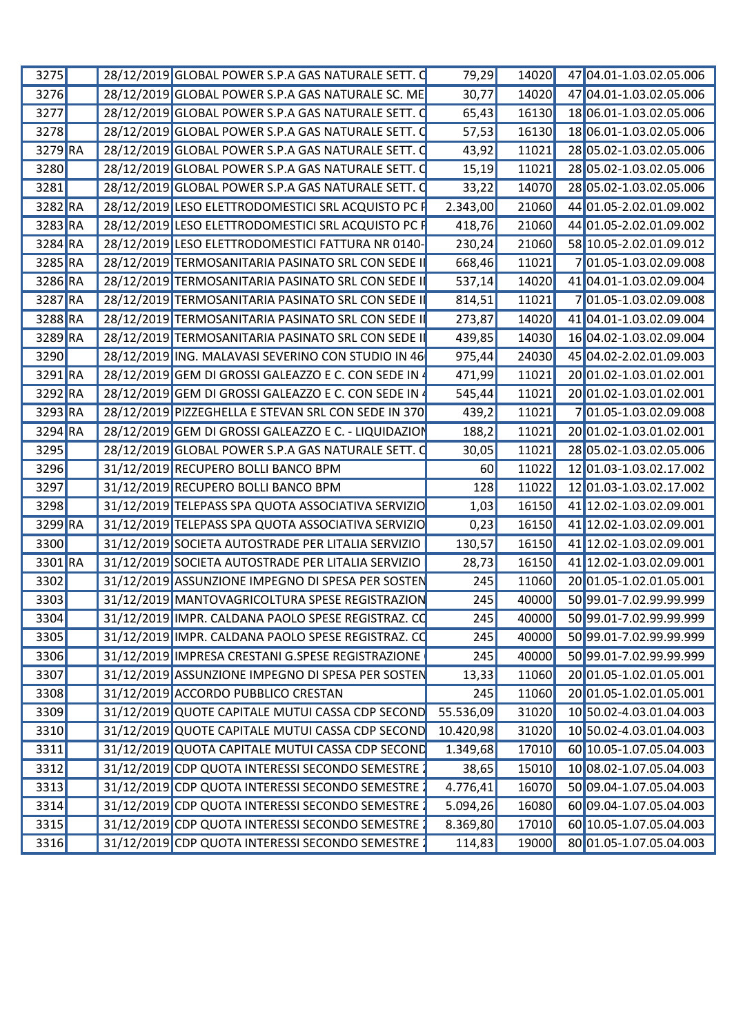| | | | | | | | |
|---|---|---|---|---|---|---|---|
| 3275 | | 28/12/2019 | GLOBAL POWER S.P.A GAS NATURALE SETT. C | 79,29 | 14020 | 47 | 04.01-1.03.02.05.006 |
| 3276 | | 28/12/2019 | GLOBAL POWER S.P.A GAS NATURALE SC. ME | 30,77 | 14020 | 47 | 04.01-1.03.02.05.006 |
| 3277 | | 28/12/2019 | GLOBAL POWER S.P.A GAS NATURALE SETT. C | 65,43 | 16130 | 18 | 06.01-1.03.02.05.006 |
| 3278 | | 28/12/2019 | GLOBAL POWER S.P.A GAS NATURALE SETT. C | 57,53 | 16130 | 18 | 06.01-1.03.02.05.006 |
| 3279 | RA | 28/12/2019 | GLOBAL POWER S.P.A GAS NATURALE SETT. C | 43,92 | 11021 | 28 | 05.02-1.03.02.05.006 |
| 3280 | | 28/12/2019 | GLOBAL POWER S.P.A GAS NATURALE SETT. C | 15,19 | 11021 | 28 | 05.02-1.03.02.05.006 |
| 3281 | | 28/12/2019 | GLOBAL POWER S.P.A GAS NATURALE SETT. C | 33,22 | 14070 | 28 | 05.02-1.03.02.05.006 |
| 3282 | RA | 28/12/2019 | LESO ELETTRODOMESTICI SRL ACQUISTO PC F | 2.343,00 | 21060 | 44 | 01.05-2.02.01.09.002 |
| 3283 | RA | 28/12/2019 | LESO ELETTRODOMESTICI SRL ACQUISTO PC F | 418,76 | 21060 | 44 | 01.05-2.02.01.09.002 |
| 3284 | RA | 28/12/2019 | LESO ELETTRODOMESTICI FATTURA NR 0140- | 230,24 | 21060 | 58 | 10.05-2.02.01.09.012 |
| 3285 | RA | 28/12/2019 | TERMOSANITARIA PASINATO SRL CON SEDE I | 668,46 | 11021 | 7 | 01.05-1.03.02.09.008 |
| 3286 | RA | 28/12/2019 | TERMOSANITARIA PASINATO SRL CON SEDE I | 537,14 | 14020 | 41 | 04.01-1.03.02.09.004 |
| 3287 | RA | 28/12/2019 | TERMOSANITARIA PASINATO SRL CON SEDE I | 814,51 | 11021 | 7 | 01.05-1.03.02.09.008 |
| 3288 | RA | 28/12/2019 | TERMOSANITARIA PASINATO SRL CON SEDE I | 273,87 | 14020 | 41 | 04.01-1.03.02.09.004 |
| 3289 | RA | 28/12/2019 | TERMOSANITARIA PASINATO SRL CON SEDE I | 439,85 | 14030 | 16 | 04.02-1.03.02.09.004 |
| 3290 | | 28/12/2019 | ING. MALAVASI SEVERINO CON STUDIO IN 46 | 975,44 | 24030 | 45 | 04.02-2.02.01.09.003 |
| 3291 | RA | 28/12/2019 | GEM DI GROSSI GALEAZZO E C. CON SEDE IN 4 | 471,99 | 11021 | 20 | 01.02-1.03.01.02.001 |
| 3292 | RA | 28/12/2019 | GEM DI GROSSI GALEAZZO E C. CON SEDE IN 4 | 545,44 | 11021 | 20 | 01.02-1.03.01.02.001 |
| 3293 | RA | 28/12/2019 | PIZZEGHELLA E STEVAN SRL CON SEDE IN 370 | 439,2 | 11021 | 7 | 01.05-1.03.02.09.008 |
| 3294 | RA | 28/12/2019 | GEM DI GROSSI GALEAZZO E C. - LIQUIDAZION | 188,2 | 11021 | 20 | 01.02-1.03.01.02.001 |
| 3295 | | 28/12/2019 | GLOBAL POWER S.P.A GAS NATURALE SETT. C | 30,05 | 11021 | 28 | 05.02-1.03.02.05.006 |
| 3296 | | 31/12/2019 | RECUPERO BOLLI BANCO BPM | 60 | 11022 | 12 | 01.03-1.03.02.17.002 |
| 3297 | | 31/12/2019 | RECUPERO BOLLI BANCO BPM | 128 | 11022 | 12 | 01.03-1.03.02.17.002 |
| 3298 | | 31/12/2019 | TELEPASS SPA QUOTA ASSOCIATIVA SERVIZIO | 1,03 | 16150 | 41 | 12.02-1.03.02.09.001 |
| 3299 | RA | 31/12/2019 | TELEPASS SPA QUOTA ASSOCIATIVA SERVIZIO | 0,23 | 16150 | 41 | 12.02-1.03.02.09.001 |
| 3300 | | 31/12/2019 | SOCIETA AUTOSTRADE PER LITALIA SERVIZIO | 130,57 | 16150 | 41 | 12.02-1.03.02.09.001 |
| 3301 | RA | 31/12/2019 | SOCIETA AUTOSTRADE PER LITALIA SERVIZIO | 28,73 | 16150 | 41 | 12.02-1.03.02.09.001 |
| 3302 | | 31/12/2019 | ASSUNZIONE IMPEGNO DI SPESA PER SOSTEN | 245 | 11060 | 20 | 01.05-1.02.01.05.001 |
| 3303 | | 31/12/2019 | MANTOVAGRICOLTURA SPESE REGISTRAZION | 245 | 40000 | 50 | 99.01-7.02.99.99.999 |
| 3304 | | 31/12/2019 | IMPR. CALDANA PAOLO SPESE REGISTRAZ. CC | 245 | 40000 | 50 | 99.01-7.02.99.99.999 |
| 3305 | | 31/12/2019 | IMPR. CALDANA PAOLO SPESE REGISTRAZ. CC | 245 | 40000 | 50 | 99.01-7.02.99.99.999 |
| 3306 | | 31/12/2019 | IMPRESA CRESTANI G.SPESE REGISTRAZIONE | 245 | 40000 | 50 | 99.01-7.02.99.99.999 |
| 3307 | | 31/12/2019 | ASSUNZIONE IMPEGNO DI SPESA PER SOSTEN | 13,33 | 11060 | 20 | 01.05-1.02.01.05.001 |
| 3308 | | 31/12/2019 | ACCORDO PUBBLICO CRESTAN | 245 | 11060 | 20 | 01.05-1.02.01.05.001 |
| 3309 | | 31/12/2019 | QUOTE CAPITALE MUTUI CASSA CDP SECOND | 55.536,09 | 31020 | 10 | 50.02-4.03.01.04.003 |
| 3310 | | 31/12/2019 | QUOTE CAPITALE MUTUI CASSA CDP SECOND | 10.420,98 | 31020 | 10 | 50.02-4.03.01.04.003 |
| 3311 | | 31/12/2019 | QUOTA CAPITALE MUTUI CASSA CDP SECOND | 1.349,68 | 17010 | 60 | 10.05-1.07.05.04.003 |
| 3312 | | 31/12/2019 | CDP QUOTA INTERESSI SECONDO SEMESTRE 2 | 38,65 | 15010 | 10 | 08.02-1.07.05.04.003 |
| 3313 | | 31/12/2019 | CDP QUOTA INTERESSI SECONDO SEMESTRE 2 | 4.776,41 | 16070 | 50 | 09.04-1.07.05.04.003 |
| 3314 | | 31/12/2019 | CDP QUOTA INTERESSI SECONDO SEMESTRE 2 | 5.094,26 | 16080 | 60 | 09.04-1.07.05.04.003 |
| 3315 | | 31/12/2019 | CDP QUOTA INTERESSI SECONDO SEMESTRE 2 | 8.369,80 | 17010 | 60 | 10.05-1.07.05.04.003 |
| 3316 | | 31/12/2019 | CDP QUOTA INTERESSI SECONDO SEMESTRE 2 | 114,83 | 19000 | 80 | 01.05-1.07.05.04.003 |